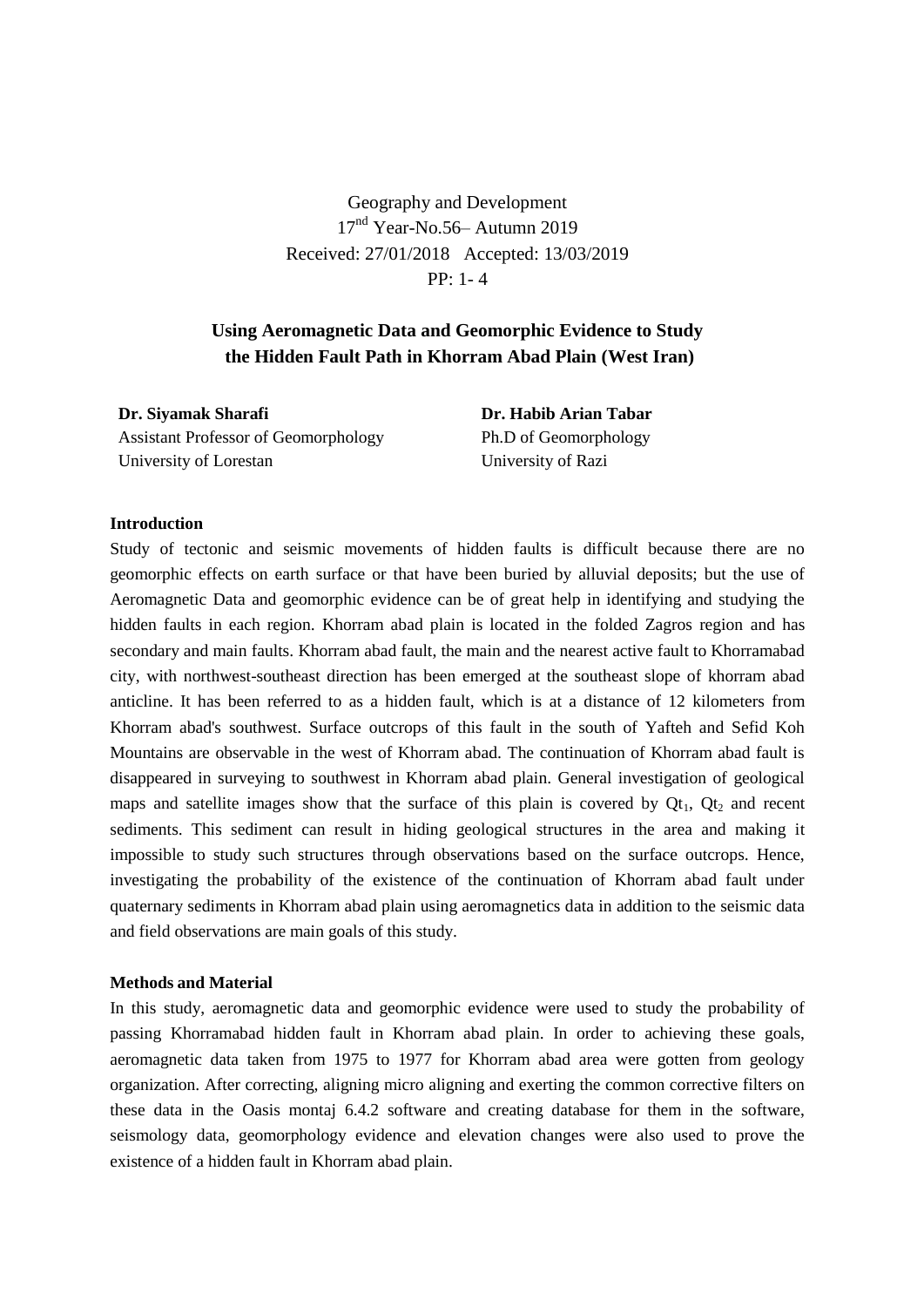Geography and Development
17nd Year-No.56– Autumn 2019
Received: 27/01/2018 Accepted: 13/03/2019
PP: 1- 4

# Using Aeromagnetic Data and Geomorphic Evidence to Study the Hidden Fault Path in Khorram Abad Plain (West Iran)

**Dr. Siyamak Sharafi**
Assistant Professor of Geomorphology
University of Lorestan

**Dr. Habib Arian Tabar**
Ph.D of Geomorphology
University of Razi

## Introduction

Study of tectonic and seismic movements of hidden faults is difficult because there are no geomorphic effects on earth surface or that have been buried by alluvial deposits; but the use of Aeromagnetic Data and geomorphic evidence can be of great help in identifying and studying the hidden faults in each region. Khorram abad plain is located in the folded Zagros region and has secondary and main faults. Khorram abad fault, the main and the nearest active fault to Khorramabad city, with northwest-southeast direction has been emerged at the southeast slope of khorram abad anticline. It has been referred to as a hidden fault, which is at a distance of 12 kilometers from Khorram abad's southwest. Surface outcrops of this fault in the south of Yafteh and Sefid Koh Mountains are observable in the west of Khorram abad. The continuation of Khorram abad fault is disappeared in surveying to southwest in Khorram abad plain. General investigation of geological maps and satellite images show that the surface of this plain is covered by $Qt_1$, $Qt_2$ and recent sediments. This sediment can result in hiding geological structures in the area and making it impossible to study such structures through observations based on the surface outcrops. Hence, investigating the probability of the existence of the continuation of Khorram abad fault under quaternary sediments in Khorram abad plain using aeromagnetics data in addition to the seismic data and field observations are main goals of this study.

## Methods and Material

In this study, aeromagnetic data and geomorphic evidence were used to study the probability of passing Khorramabad hidden fault in Khorram abad plain. In order to achieving these goals, aeromagnetic data taken from 1975 to 1977 for Khorram abad area were gotten from geology organization. After correcting, aligning micro aligning and exerting the common corrective filters on these data in the Oasis montaj 6.4.2 software and creating database for them in the software, seismology data, geomorphology evidence and elevation changes were also used to prove the existence of a hidden fault in Khorram abad plain.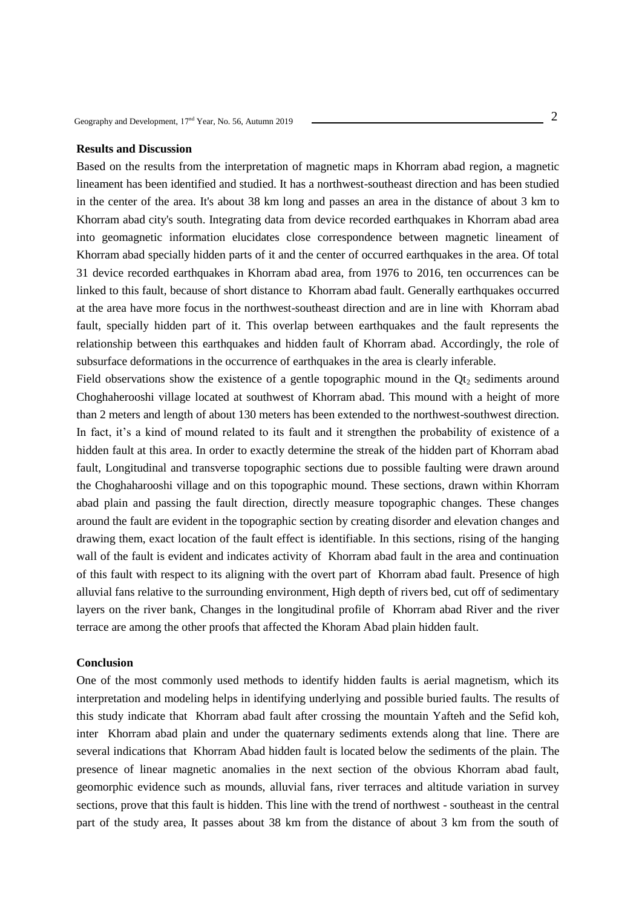**Results and Discussion**

Based on the results from the interpretation of magnetic maps in Khorram abad region, a magnetic lineament has been identified and studied. It has a northwest-southeast direction and has been studied in the center of the area. It's about 38 km long and passes an area in the distance of about 3 km to Khorram abad city's south. Integrating data from device recorded earthquakes in Khorram abad area into geomagnetic information elucidates close correspondence between magnetic lineament of Khorram abad specially hidden parts of it and the center of occurred earthquakes in the area. Of total 31 device recorded earthquakes in Khorram abad area, from 1976 to 2016, ten occurrences can be linked to this fault, because of short distance to Khorram abad fault. Generally earthquakes occurred at the area have more focus in the northwest-southeast direction and are in line with Khorram abad fault, specially hidden part of it. This overlap between earthquakes and the fault represents the relationship between this earthquakes and hidden fault of Khorram abad. Accordingly, the role of subsurface deformations in the occurrence of earthquakes in the area is clearly inferable.

Field observations show the existence of a gentle topographic mound in the $Qt_2$ sediments around Choghaherooshi village located at southwest of Khorram abad. This mound with a height of more than 2 meters and length of about 130 meters has been extended to the northwest-southwest direction. In fact, it's a kind of mound related to its fault and it strengthen the probability of existence of a hidden fault at this area. In order to exactly determine the streak of the hidden part of Khorram abad fault, Longitudinal and transverse topographic sections due to possible faulting were drawn around the Choghaharooshi village and on this topographic mound. These sections, drawn within Khorram abad plain and passing the fault direction, directly measure topographic changes. These changes around the fault are evident in the topographic section by creating disorder and elevation changes and drawing them, exact location of the fault effect is identifiable. In this sections, rising of the hanging wall of the fault is evident and indicates activity of Khorram abad fault in the area and continuation of this fault with respect to its aligning with the overt part of Khorram abad fault. Presence of high alluvial fans relative to the surrounding environment, High depth of rivers bed, cut off of sedimentary layers on the river bank, Changes in the longitudinal profile of Khorram abad River and the river terrace are among the other proofs that affected the Khoram Abad plain hidden fault.

**Conclusion**

One of the most commonly used methods to identify hidden faults is aerial magnetism, which its interpretation and modeling helps in identifying underlying and possible buried faults. The results of this study indicate that Khorram abad fault after crossing the mountain Yafteh and the Sefid koh, inter Khorram abad plain and under the quaternary sediments extends along that line. There are several indications that Khorram Abad hidden fault is located below the sediments of the plain. The presence of linear magnetic anomalies in the next section of the obvious Khorram abad fault, geomorphic evidence such as mounds, alluvial fans, river terraces and altitude variation in survey sections, prove that this fault is hidden. This line with the trend of northwest - southeast in the central part of the study area, It passes about 38 km from the distance of about 3 km from the south of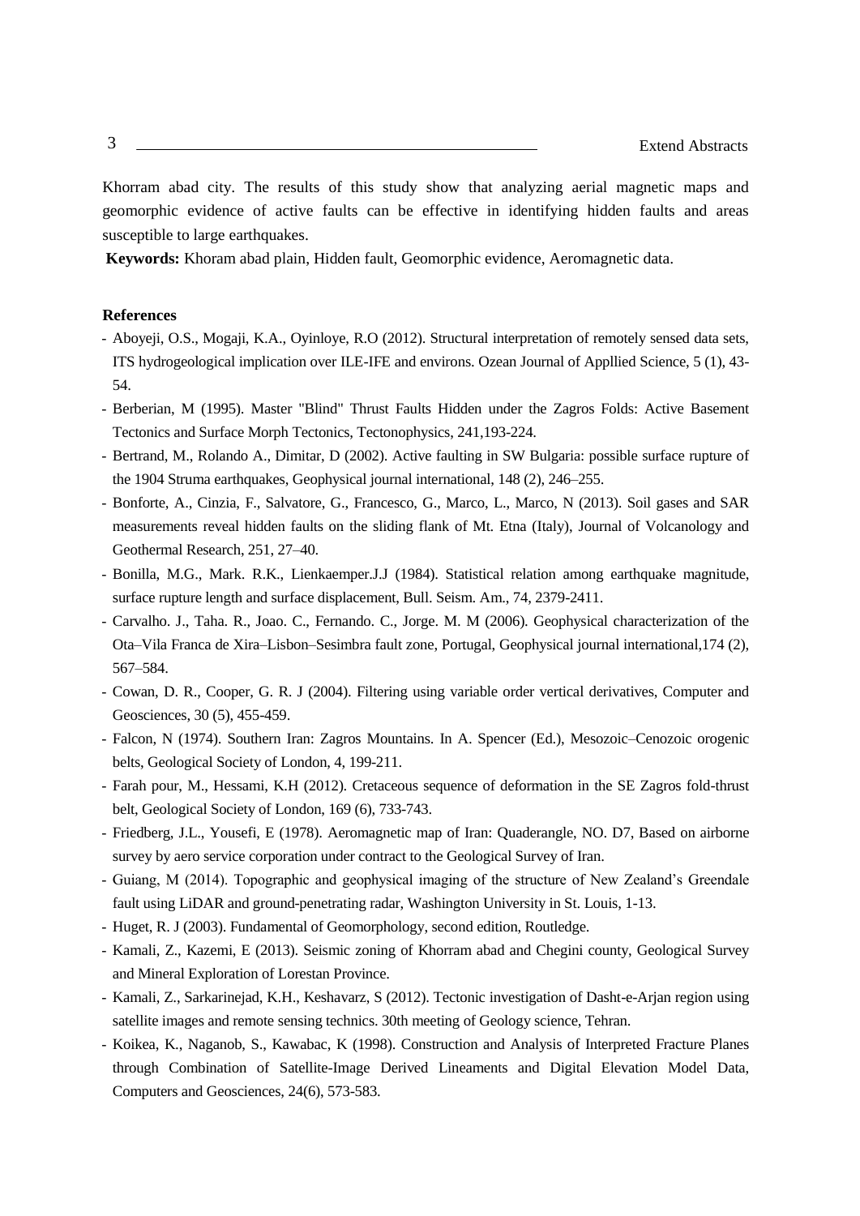Khorram abad city. The results of this study show that analyzing aerial magnetic maps and geomorphic evidence of active faults can be effective in identifying hidden faults and areas susceptible to large earthquakes.

**Keywords:** Khoram abad plain, Hidden fault, Geomorphic evidence, Aeromagnetic data.

## References

- Aboyeji, O.S., Mogaji, K.A., Oyinloye, R.O (2012). Structural interpretation of remotely sensed data sets, ITS hydrogeological implication over ILE-IFE and environs. Ozean Journal of Appllied Science, 5 (1), 43-54.
- Berberian, M (1995). Master "Blind" Thrust Faults Hidden under the Zagros Folds: Active Basement Tectonics and Surface Morph Tectonics, Tectonophysics, 241,193-224.
- Bertrand, M., Rolando A., Dimitar, D (2002). Active faulting in SW Bulgaria: possible surface rupture of the 1904 Struma earthquakes, Geophysical journal international, 148 (2), 246–255.
- Bonforte, A., Cinzia, F., Salvatore, G., Francesco, G., Marco, L., Marco, N (2013). Soil gases and SAR measurements reveal hidden faults on the sliding flank of Mt. Etna (Italy), Journal of Volcanology and Geothermal Research, 251, 27–40.
- Bonilla, M.G., Mark. R.K., Lienkaemper.J.J (1984). Statistical relation among earthquake magnitude, surface rupture length and surface displacement, Bull. Seism. Am., 74, 2379-2411.
- Carvalho. J., Taha. R., Joao. C., Fernando. C., Jorge. M. M (2006). Geophysical characterization of the Ota–Vila Franca de Xira–Lisbon–Sesimbra fault zone, Portugal, Geophysical journal international,174 (2), 567–584.
- Cowan, D. R., Cooper, G. R. J (2004). Filtering using variable order vertical derivatives, Computer and Geosciences, 30 (5), 455-459.
- Falcon, N (1974). Southern Iran: Zagros Mountains. In A. Spencer (Ed.), Mesozoic–Cenozoic orogenic belts, Geological Society of London, 4, 199-211.
- Farah pour, M., Hessami, K.H (2012). Cretaceous sequence of deformation in the SE Zagros fold-thrust belt, Geological Society of London, 169 (6), 733-743.
- Friedberg, J.L., Yousefi, E (1978). Aeromagnetic map of Iran: Quaderangle, NO. D7, Based on airborne survey by aero service corporation under contract to the Geological Survey of Iran.
- Guiang, M (2014). Topographic and geophysical imaging of the structure of New Zealand's Greendale fault using LiDAR and ground-penetrating radar, Washington University in St. Louis, 1-13.
- Huget, R. J (2003). Fundamental of Geomorphology, second edition, Routledge.
- Kamali, Z., Kazemi, E (2013). Seismic zoning of Khorram abad and Chegini county, Geological Survey and Mineral Exploration of Lorestan Province.
- Kamali, Z., Sarkarinejad, K.H., Keshavarz, S (2012). Tectonic investigation of Dasht-e-Arjan region using satellite images and remote sensing technics. 30th meeting of Geology science, Tehran.
- Koikea, K., Naganob, S., Kawabac, K (1998). Construction and Analysis of Interpreted Fracture Planes through Combination of Satellite-Image Derived Lineaments and Digital Elevation Model Data, Computers and Geosciences, 24(6), 573-583.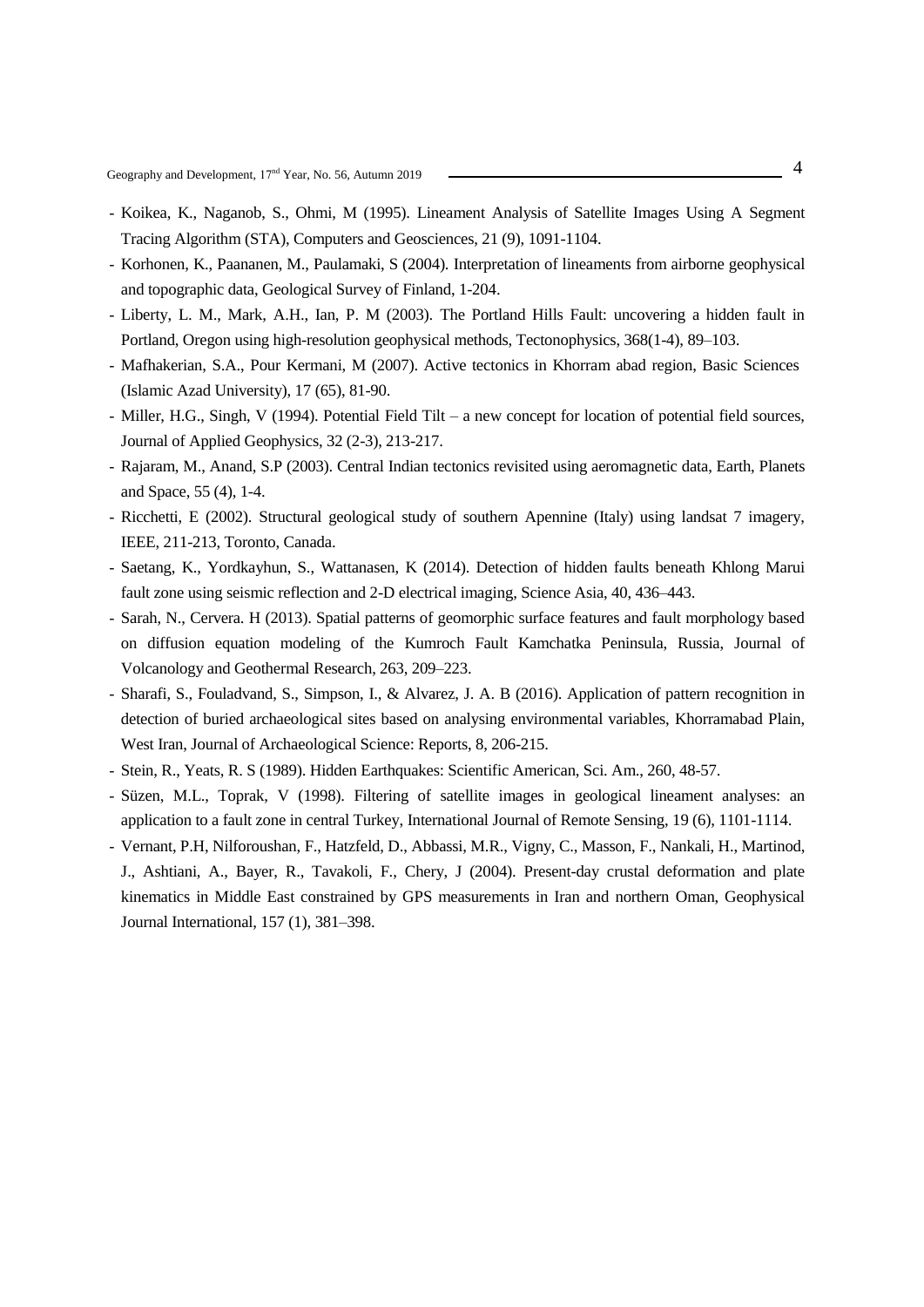- Koikea, K., Naganob, S., Ohmi, M (1995). Lineament Analysis of Satellite Images Using A Segment Tracing Algorithm (STA), Computers and Geosciences, 21 (9), 1091-1104.
- Korhonen, K., Paananen, M., Paulamaki, S (2004). Interpretation of lineaments from airborne geophysical and topographic data, Geological Survey of Finland, 1-204.
- Liberty, L. M., Mark, A.H., Ian, P. M (2003). The Portland Hills Fault: uncovering a hidden fault in Portland, Oregon using high-resolution geophysical methods, Tectonophysics, 368(1-4), 89–103.
- Mafhakerian, S.A., Pour Kermani, M (2007). Active tectonics in Khorram abad region, Basic Sciences (Islamic Azad University), 17 (65), 81-90.
- Miller, H.G., Singh, V (1994). Potential Field Tilt – a new concept for location of potential field sources, Journal of Applied Geophysics, 32 (2-3), 213-217.
- Rajaram, M., Anand, S.P (2003). Central Indian tectonics revisited using aeromagnetic data, Earth, Planets and Space, 55 (4), 1-4.
- Ricchetti, E (2002). Structural geological study of southern Apennine (Italy) using landsat 7 imagery, IEEE, 211-213, Toronto, Canada.
- Saetang, K., Yordkayhun, S., Wattanasen, K (2014). Detection of hidden faults beneath Khlong Marui fault zone using seismic reflection and 2-D electrical imaging, Science Asia, 40, 436–443.
- Sarah, N., Cervera. H (2013). Spatial patterns of geomorphic surface features and fault morphology based on diffusion equation modeling of the Kumroch Fault Kamchatka Peninsula, Russia, Journal of Volcanology and Geothermal Research, 263, 209–223.
- Sharafi, S., Fouladvand, S., Simpson, I., & Alvarez, J. A. B (2016). Application of pattern recognition in detection of buried archaeological sites based on analysing environmental variables, Khorramabad Plain, West Iran, Journal of Archaeological Science: Reports, 8, 206-215.
- Stein, R., Yeats, R. S (1989). Hidden Earthquakes: Scientific American, Sci. Am., 260, 48-57.
- Süzen, M.L., Toprak, V (1998). Filtering of satellite images in geological lineament analyses: an application to a fault zone in central Turkey, International Journal of Remote Sensing, 19 (6), 1101-1114.
- Vernant, P.H, Nilforoushan, F., Hatzfeld, D., Abbassi, M.R., Vigny, C., Masson, F., Nankali, H., Martinod, J., Ashtiani, A., Bayer, R., Tavakoli, F., Chery, J (2004). Present-day crustal deformation and plate kinematics in Middle East constrained by GPS measurements in Iran and northern Oman, Geophysical Journal International, 157 (1), 381–398.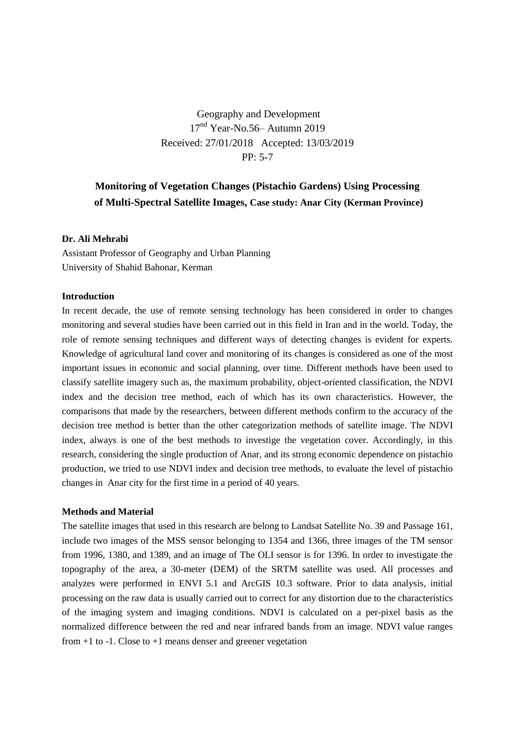Geography and Development
17$^{nd}$ Year-No.56– Autumn 2019
Received: 27/01/2018 Accepted: 13/03/2019
PP: 5-7

# Monitoring of Vegetation Changes (Pistachio Gardens) Using Processing of Multi-Spectral Satellite Images, Case study: Anar City (Kerman Province)

**Dr. Ali Mehrabi**
Assistant Professor of Geography and Urban Planning
University of Shahid Bahonar, Kerman

## Introduction

In recent decade, the use of remote sensing technology has been considered in order to changes monitoring and several studies have been carried out in this field in Iran and in the world. Today, the role of remote sensing techniques and different ways of detecting changes is evident for experts. Knowledge of agricultural land cover and monitoring of its changes is considered as one of the most important issues in economic and social planning, over time. Different methods have been used to classify satellite imagery such as, the maximum probability, object-oriented classification, the NDVI index and the decision tree method, each of which has its own characteristics. However, the comparisons that made by the researchers, between different methods confirm to the accuracy of the decision tree method is better than the other categorization methods of satellite image. The NDVI index, always is one of the best methods to investige the vegetation cover. Accordingly, in this research, considering the single production of Anar, and its strong economic dependence on pistachio production, we tried to use NDVI index and decision tree methods, to evaluate the level of pistachio changes in Anar city for the first time in a period of 40 years.

## Methods and Material

The satellite images that used in this research are belong to Landsat Satellite No. 39 and Passage 161, include two images of the MSS sensor belonging to 1354 and 1366, three images of the TM sensor from 1996, 1380, and 1389, and an image of The OLI sensor is for 1396. In order to investigate the topography of the area, a 30-meter (DEM) of the SRTM satellite was used. All processes and analyzes were performed in ENVI 5.1 and ArcGIS 10.3 software. Prior to data analysis, initial processing on the raw data is usually carried out to correct for any distortion due to the characteristics of the imaging system and imaging conditions. NDVI is calculated on a per-pixel basis as the normalized difference between the red and near infrared bands from an image. NDVI value ranges from +1 to -1. Close to +1 means denser and greener vegetation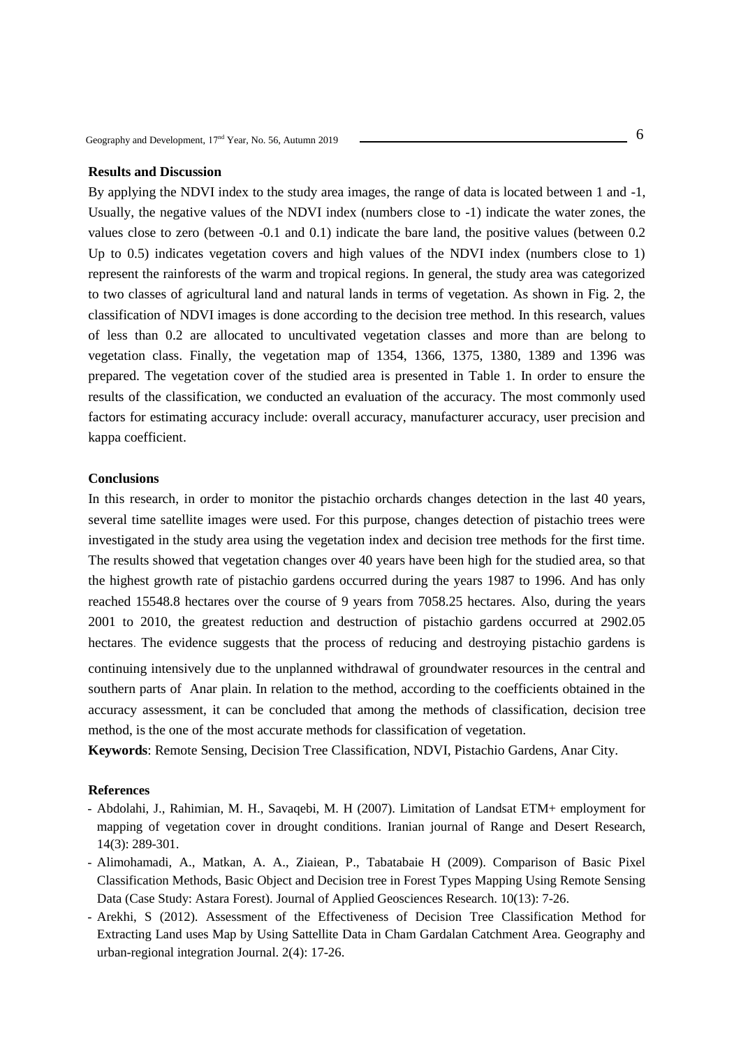**Results and Discussion**

By applying the NDVI index to the study area images, the range of data is located between 1 and -1, Usually, the negative values of the NDVI index (numbers close to -1) indicate the water zones, the values close to zero (between -0.1 and 0.1) indicate the bare land, the positive values (between 0.2 Up to 0.5) indicates vegetation covers and high values of the NDVI index (numbers close to 1) represent the rainforests of the warm and tropical regions. In general, the study area was categorized to two classes of agricultural land and natural lands in terms of vegetation. As shown in Fig. 2, the classification of NDVI images is done according to the decision tree method. In this research, values of less than 0.2 are allocated to uncultivated vegetation classes and more than are belong to vegetation class. Finally, the vegetation map of 1354, 1366, 1375, 1380, 1389 and 1396 was prepared. The vegetation cover of the studied area is presented in Table 1. In order to ensure the results of the classification, we conducted an evaluation of the accuracy. The most commonly used factors for estimating accuracy include: overall accuracy, manufacturer accuracy, user precision and kappa coefficient.

**Conclusions**

In this research, in order to monitor the pistachio orchards changes detection in the last 40 years, several time satellite images were used. For this purpose, changes detection of pistachio trees were investigated in the study area using the vegetation index and decision tree methods for the first time. The results showed that vegetation changes over 40 years have been high for the studied area, so that the highest growth rate of pistachio gardens occurred during the years 1987 to 1996. And has only reached 15548.8 hectares over the course of 9 years from 7058.25 hectares. Also, during the years 2001 to 2010, the greatest reduction and destruction of pistachio gardens occurred at 2902.05 hectares. The evidence suggests that the process of reducing and destroying pistachio gardens is continuing intensively due to the unplanned withdrawal of groundwater resources in the central and southern parts of Anar plain. In relation to the method, according to the coefficients obtained in the accuracy assessment, it can be concluded that among the methods of classification, decision tree method, is the one of the most accurate methods for classification of vegetation.

**Keywords**: Remote Sensing, Decision Tree Classification, NDVI, Pistachio Gardens, Anar City.

**References**

- Abdolahi, J., Rahimian, M. H., Savaqebi, M. H (2007). Limitation of Landsat ETM+ employment for mapping of vegetation cover in drought conditions. Iranian journal of Range and Desert Research, 14(3): 289-301.
- Alimohamadi, A., Matkan, A. A., Ziaiean, P., Tabatabaie H (2009). Comparison of Basic Pixel Classification Methods, Basic Object and Decision tree in Forest Types Mapping Using Remote Sensing Data (Case Study: Astara Forest). Journal of Applied Geosciences Research. 10(13): 7-26.
- Arekhi, S (2012). Assessment of the Effectiveness of Decision Tree Classification Method for Extracting Land uses Map by Using Sattellite Data in Cham Gardalan Catchment Area. Geography and urban-regional integration Journal. 2(4): 17-26.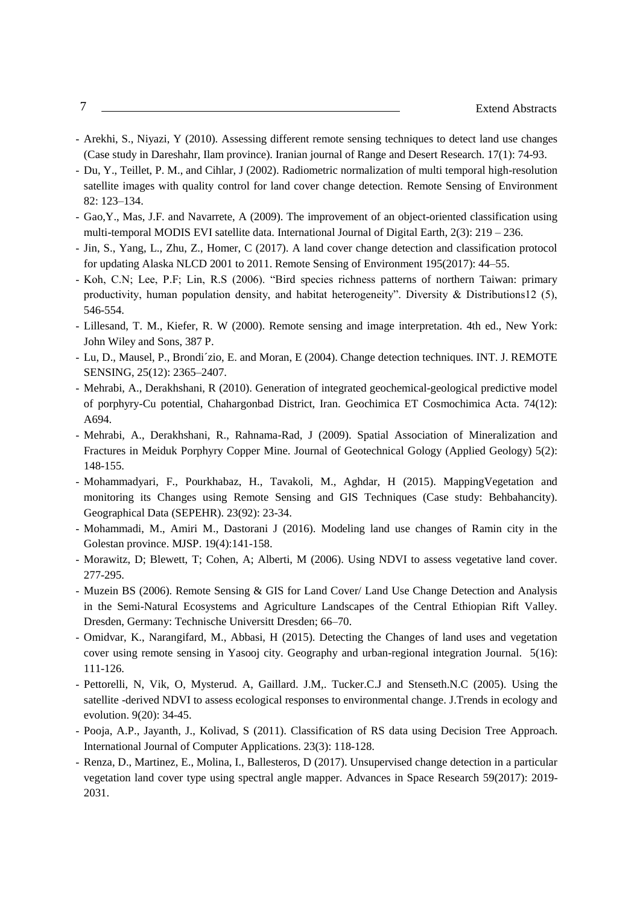- Arekhi, S., Niyazi, Y (2010). Assessing different remote sensing techniques to detect land use changes (Case study in Dareshahr, Ilam province). Iranian journal of Range and Desert Research. 17(1): 74-93.
- Du, Y., Teillet, P. M., and Cihlar, J (2002). Radiometric normalization of multi temporal high-resolution satellite images with quality control for land cover change detection. Remote Sensing of Environment 82: 123–134.
- Gao,Y., Mas, J.F. and Navarrete, A (2009). The improvement of an object-oriented classification using multi-temporal MODIS EVI satellite data. International Journal of Digital Earth, 2(3): 219 – 236.
- Jin, S., Yang, L., Zhu, Z., Homer, C (2017). A land cover change detection and classification protocol for updating Alaska NLCD 2001 to 2011. Remote Sensing of Environment 195(2017): 44–55.
- Koh, C.N; Lee, P.F; Lin, R.S (2006). "Bird species richness patterns of northern Taiwan: primary productivity, human population density, and habitat heterogeneity". Diversity & Distributions12 (5), 546-554.
- Lillesand, T. M., Kiefer, R. W (2000). Remote sensing and image interpretation. 4th ed., New York: John Wiley and Sons, 387 P.
- Lu, D., Mausel, P., Brondi´zio, E. and Moran, E (2004). Change detection techniques. INT. J. REMOTE SENSING, 25(12): 2365–2407.
- Mehrabi, A., Derakhshani, R (2010). Generation of integrated geochemical-geological predictive model of porphyry-Cu potential, Chahargonbad District, Iran. Geochimica ET Cosmochimica Acta. 74(12): A694.
- Mehrabi, A., Derakhshani, R., Rahnama-Rad, J (2009). Spatial Association of Mineralization and Fractures in Meiduk Porphyry Copper Mine. Journal of Geotechnical Gology (Applied Geology) 5(2): 148-155.
- Mohammadyari, F., Pourkhabaz, H., Tavakoli, M., Aghdar, H (2015). MappingVegetation and monitoring its Changes using Remote Sensing and GIS Techniques (Case study: Behbahancity). Geographical Data (SEPEHR). 23(92): 23-34.
- Mohammadi, M., Amiri M., Dastorani J (2016). Modeling land use changes of Ramin city in the Golestan province. MJSP. 19(4):141-158.
- Morawitz, D; Blewett, T; Cohen, A; Alberti, M (2006). Using NDVI to assess vegetative land cover. 277-295.
- Muzein BS (2006). Remote Sensing & GIS for Land Cover/ Land Use Change Detection and Analysis in the Semi-Natural Ecosystems and Agriculture Landscapes of the Central Ethiopian Rift Valley. Dresden, Germany: Technische Universitt Dresden; 66–70.
- Omidvar, K., Narangifard, M., Abbasi, H (2015). Detecting the Changes of land uses and vegetation cover using remote sensing in Yasooj city. Geography and urban-regional integration Journal. 5(16): 111-126.
- Pettorelli, N, Vik, O, Mysterud. A, Gaillard. J.M,. Tucker.C.J and Stenseth.N.C (2005). Using the satellite -derived NDVI to assess ecological responses to environmental change. J.Trends in ecology and evolution. 9(20): 34-45.
- Pooja, A.P., Jayanth, J., Kolivad, S (2011). Classification of RS data using Decision Tree Approach. International Journal of Computer Applications. 23(3): 118-128.
- Renza, D., Martinez, E., Molina, I., Ballesteros, D (2017). Unsupervised change detection in a particular vegetation land cover type using spectral angle mapper. Advances in Space Research 59(2017): 2019-2031.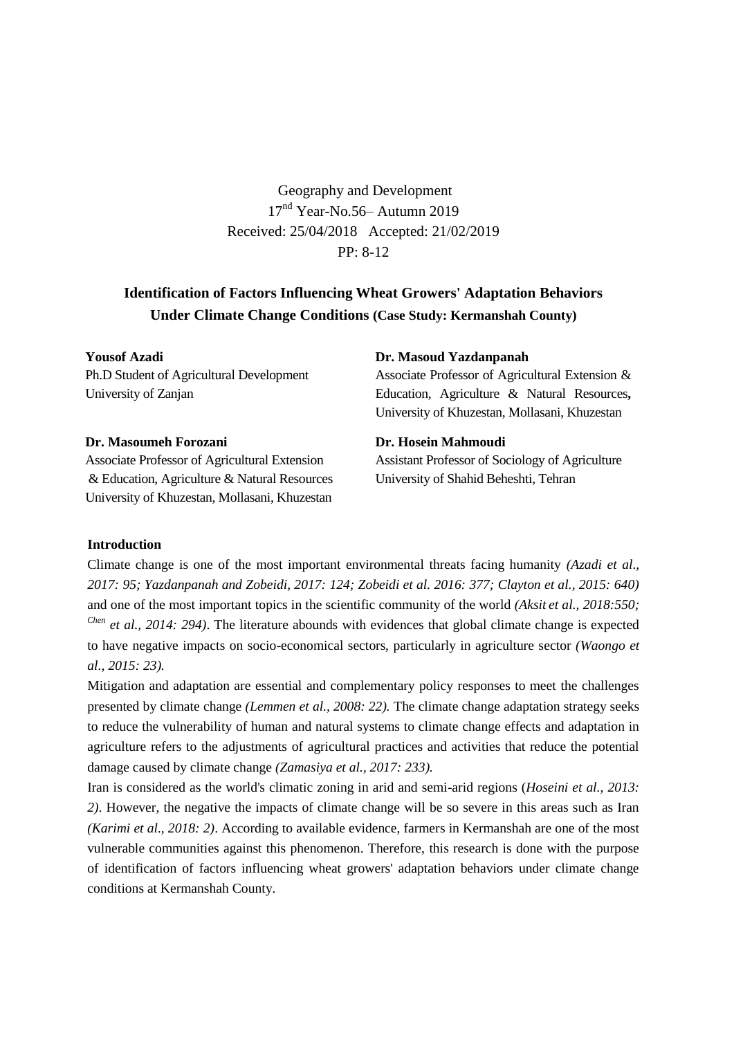Geography and Development
17nd Year-No.56– Autumn 2019
Received: 25/04/2018 Accepted: 21/02/2019
PP: 8-12

## Identification of Factors Influencing Wheat Growers' Adaptation Behaviors Under Climate Change Conditions (Case Study: Kermanshah County)

**Yousof Azadi**
Ph.D Student of Agricultural Development
University of Zanjan

**Dr. Masoud Yazdanpanah**
Associate Professor of Agricultural Extension & Education, Agriculture & Natural Resources, University of Khuzestan, Mollasani, Khuzestan

**Dr. Masoumeh Forozani**
Associate Professor of Agricultural Extension & Education, Agriculture & Natural Resources
University of Khuzestan, Mollasani, Khuzestan

**Dr. Hosein Mahmoudi**
Assistant Professor of Sociology of Agriculture
University of Shahid Beheshti, Tehran

### Introduction

Climate change is one of the most important environmental threats facing humanity *(Azadi et al., 2017: 95; Yazdanpanah and Zobeidi, 2017: 124; Zobeidi et al. 2016: 377; Clayton et al., 2015: 640)* and one of the most important topics in the scientific community of the world *(Aksit et al., 2018:550; Chen et al., 2014: 294)*. The literature abounds with evidences that global climate change is expected to have negative impacts on socio-economical sectors, particularly in agriculture sector *(Waongo et al., 2015: 23).*

Mitigation and adaptation are essential and complementary policy responses to meet the challenges presented by climate change *(Lemmen et al., 2008: 22).* The climate change adaptation strategy seeks to reduce the vulnerability of human and natural systems to climate change effects and adaptation in agriculture refers to the adjustments of agricultural practices and activities that reduce the potential damage caused by climate change *(Zamasiya et al., 2017: 233).*

Iran is considered as the world's climatic zoning in arid and semi-arid regions (*Hoseini et al., 2013: 2)*. However, the negative the impacts of climate change will be so severe in this areas such as Iran *(Karimi et al., 2018: 2)*. According to available evidence, farmers in Kermanshah are one of the most vulnerable communities against this phenomenon. Therefore, this research is done with the purpose of identification of factors influencing wheat growers' adaptation behaviors under climate change conditions at Kermanshah County.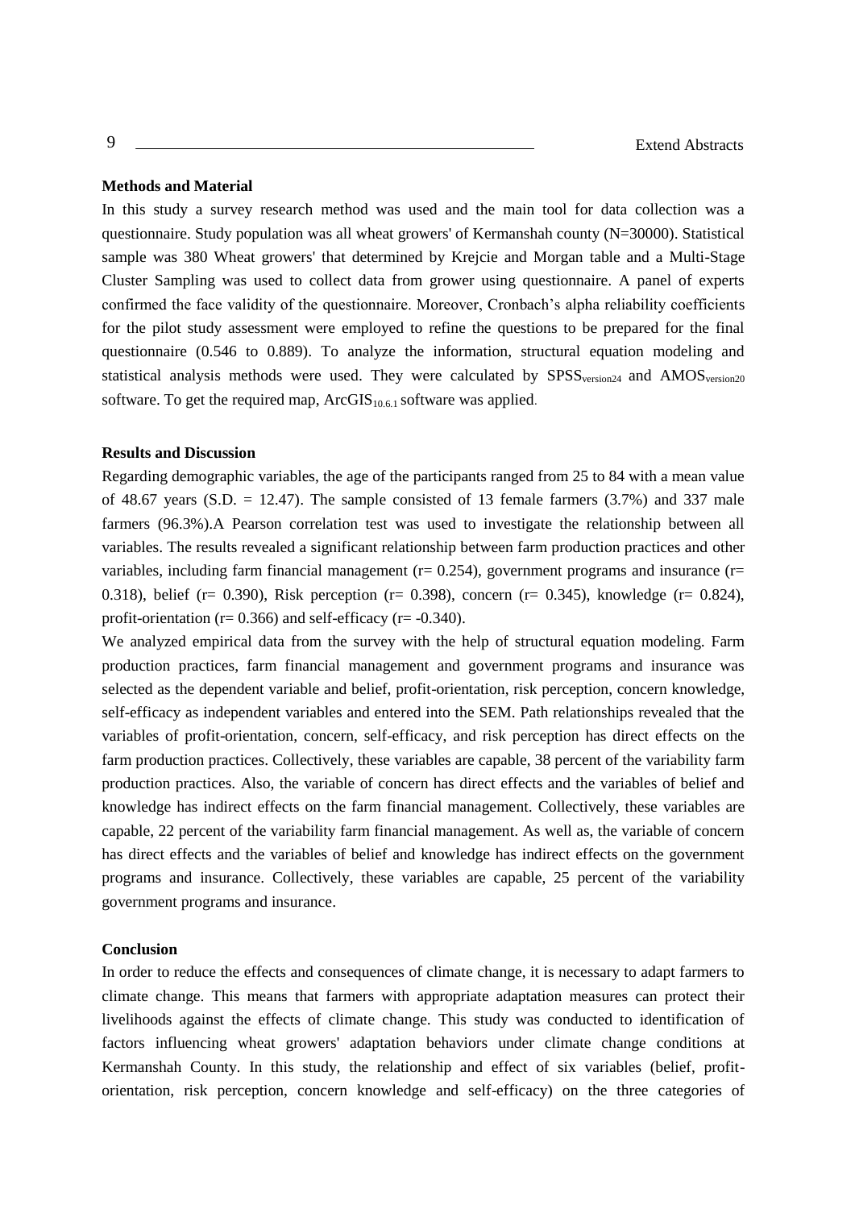**Methods and Material**

In this study a survey research method was used and the main tool for data collection was a questionnaire. Study population was all wheat growers' of Kermanshah county (N=30000). Statistical sample was 380 Wheat growers' that determined by Krejcie and Morgan table and a Multi-Stage Cluster Sampling was used to collect data from grower using questionnaire. A panel of experts confirmed the face validity of the questionnaire. Moreover, Cronbach's alpha reliability coefficients for the pilot study assessment were employed to refine the questions to be prepared for the final questionnaire (0.546 to 0.889). To analyze the information, structural equation modeling and statistical analysis methods were used. They were calculated by $SPSS_{version24}$ and $AMOS_{version20}$ software. To get the required map, $ArcGIS_{10.6.1}$ software was applied.

**Results and Discussion**

Regarding demographic variables, the age of the participants ranged from 25 to 84 with a mean value of 48.67 years (S.D. = 12.47). The sample consisted of 13 female farmers (3.7%) and 337 male farmers (96.3%).A Pearson correlation test was used to investigate the relationship between all variables. The results revealed a significant relationship between farm production practices and other variables, including farm financial management ($r= 0.254$), government programs and insurance ($r= 0.318$), belief ($r= 0.390$), Risk perception ($r= 0.398$), concern ($r= 0.345$), knowledge ($r= 0.824$), profit-orientation ($r= 0.366$) and self-efficacy ($r= -0.340$).

We analyzed empirical data from the survey with the help of structural equation modeling. Farm production practices, farm financial management and government programs and insurance was selected as the dependent variable and belief, profit-orientation, risk perception, concern knowledge, self-efficacy as independent variables and entered into the SEM. Path relationships revealed that the variables of profit-orientation, concern, self-efficacy, and risk perception has direct effects on the farm production practices. Collectively, these variables are capable, 38 percent of the variability farm production practices. Also, the variable of concern has direct effects and the variables of belief and knowledge has indirect effects on the farm financial management. Collectively, these variables are capable, 22 percent of the variability farm financial management. As well as, the variable of concern has direct effects and the variables of belief and knowledge has indirect effects on the government programs and insurance. Collectively, these variables are capable, 25 percent of the variability government programs and insurance.

**Conclusion**

In order to reduce the effects and consequences of climate change, it is necessary to adapt farmers to climate change. This means that farmers with appropriate adaptation measures can protect their livelihoods against the effects of climate change. This study was conducted to identification of factors influencing wheat growers' adaptation behaviors under climate change conditions at Kermanshah County. In this study, the relationship and effect of six variables (belief, profit-orientation, risk perception, concern knowledge and self-efficacy) on the three categories of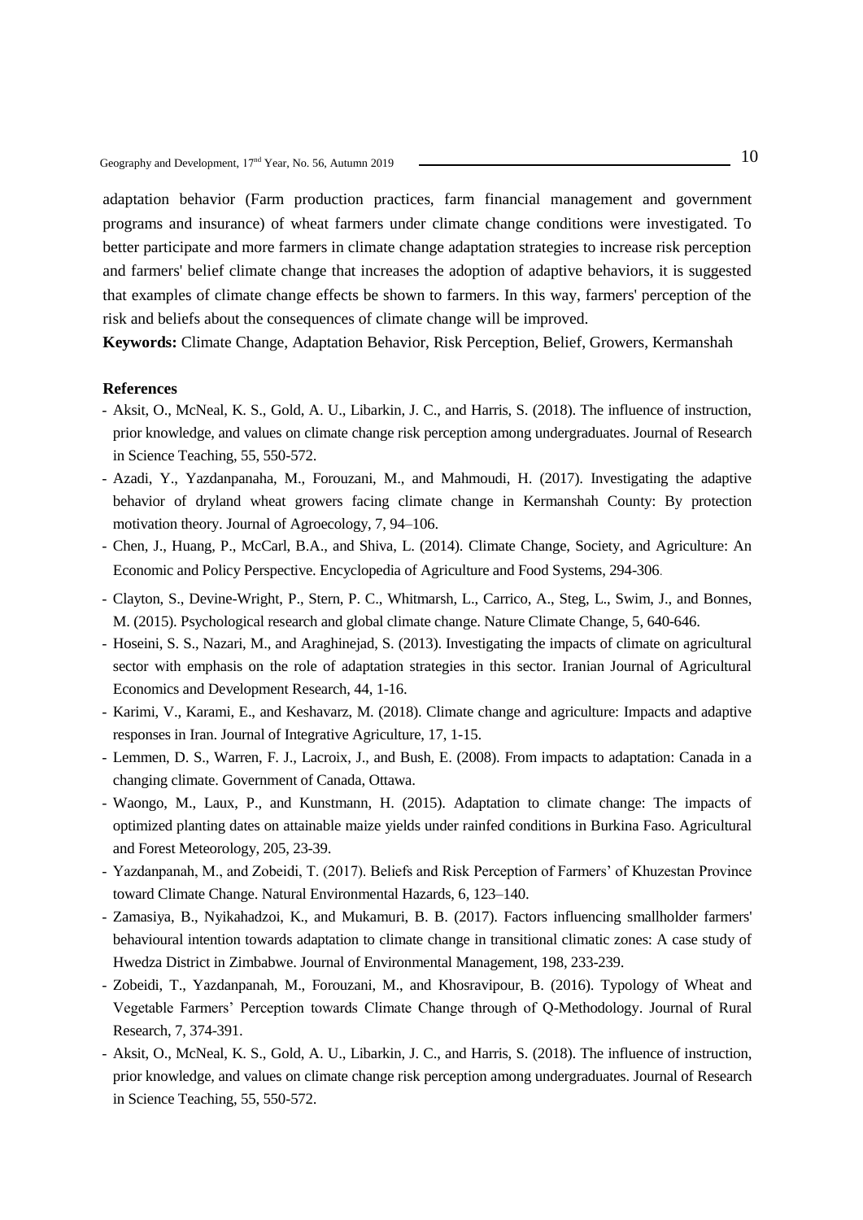adaptation behavior (Farm production practices, farm financial management and government programs and insurance) of wheat farmers under climate change conditions were investigated. To better participate and more farmers in climate change adaptation strategies to increase risk perception and farmers' belief climate change that increases the adoption of adaptive behaviors, it is suggested that examples of climate change effects be shown to farmers. In this way, farmers' perception of the risk and beliefs about the consequences of climate change will be improved.

**Keywords:** Climate Change, Adaptation Behavior, Risk Perception, Belief, Growers, Kermanshah

**References**

- Aksit, O., McNeal, K. S., Gold, A. U., Libarkin, J. C., and Harris, S. (2018). The influence of instruction, prior knowledge, and values on climate change risk perception among undergraduates. Journal of Research in Science Teaching, 55, 550-572.
- Azadi, Y., Yazdanpanaha, M., Forouzani, M., and Mahmoudi, H. (2017). Investigating the adaptive behavior of dryland wheat growers facing climate change in Kermanshah County: By protection motivation theory. Journal of Agroecology, 7, 94–106.
- Chen, J., Huang, P., McCarl, B.A., and Shiva, L. (2014). Climate Change, Society, and Agriculture: An Economic and Policy Perspective. Encyclopedia of Agriculture and Food Systems, 294-306.
- Clayton, S., Devine-Wright, P., Stern, P. C., Whitmarsh, L., Carrico, A., Steg, L., Swim, J., and Bonnes, M. (2015). Psychological research and global climate change. Nature Climate Change, 5, 640-646.
- Hoseini, S. S., Nazari, M., and Araghinejad, S. (2013). Investigating the impacts of climate on agricultural sector with emphasis on the role of adaptation strategies in this sector. Iranian Journal of Agricultural Economics and Development Research, 44, 1-16.
- Karimi, V., Karami, E., and Keshavarz, M. (2018). Climate change and agriculture: Impacts and adaptive responses in Iran. Journal of Integrative Agriculture, 17, 1-15.
- Lemmen, D. S., Warren, F. J., Lacroix, J., and Bush, E. (2008). From impacts to adaptation: Canada in a changing climate. Government of Canada, Ottawa.
- Waongo, M., Laux, P., and Kunstmann, H. (2015). Adaptation to climate change: The impacts of optimized planting dates on attainable maize yields under rainfed conditions in Burkina Faso. Agricultural and Forest Meteorology, 205, 23-39.
- Yazdanpanah, M., and Zobeidi, T. (2017). Beliefs and Risk Perception of Farmers' of Khuzestan Province toward Climate Change. Natural Environmental Hazards, 6, 123–140.
- Zamasiya, B., Nyikahadzoi, K., and Mukamuri, B. B. (2017). Factors influencing smallholder farmers' behavioural intention towards adaptation to climate change in transitional climatic zones: A case study of Hwedza District in Zimbabwe. Journal of Environmental Management, 198, 233-239.
- Zobeidi, T., Yazdanpanah, M., Forouzani, M., and Khosravipour, B. (2016). Typology of Wheat and Vegetable Farmers' Perception towards Climate Change through of Q-Methodology. Journal of Rural Research, 7, 374-391.
- Aksit, O., McNeal, K. S., Gold, A. U., Libarkin, J. C., and Harris, S. (2018). The influence of instruction, prior knowledge, and values on climate change risk perception among undergraduates. Journal of Research in Science Teaching, 55, 550-572.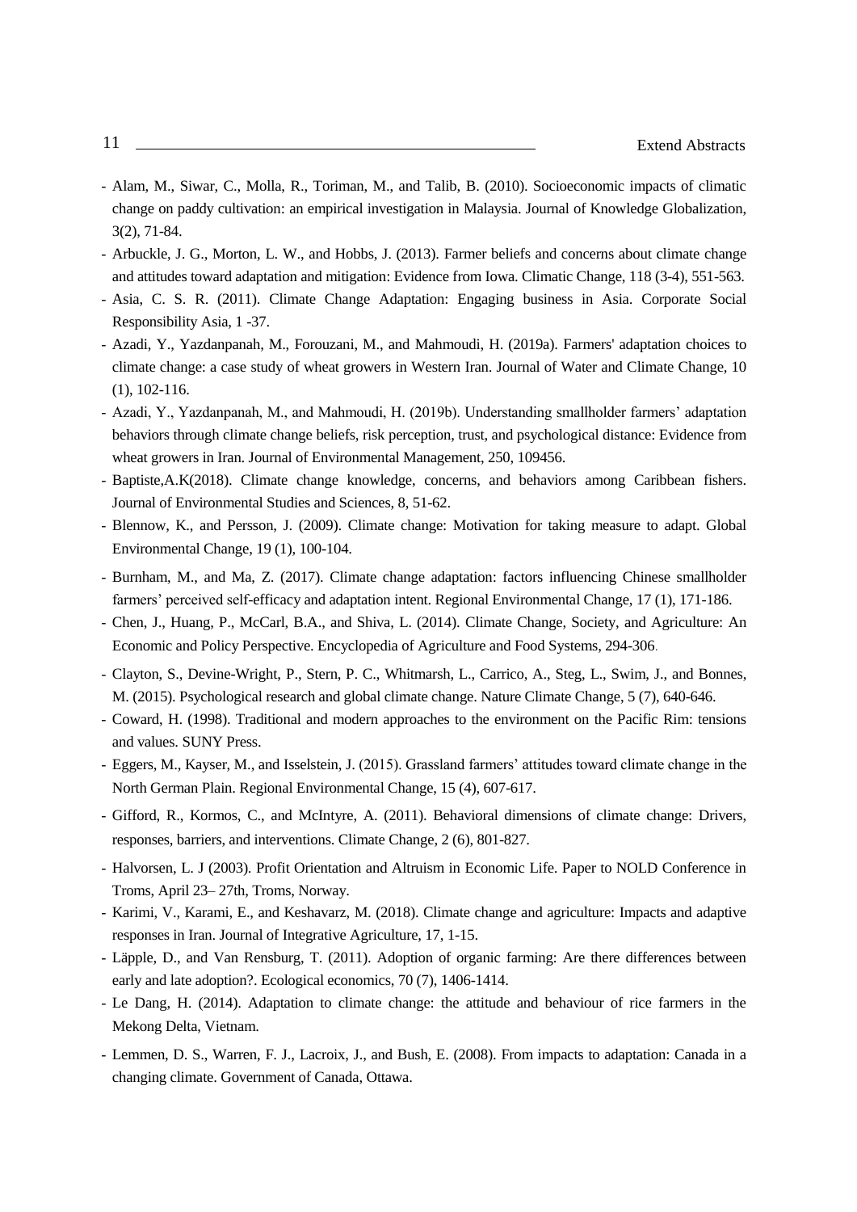- Alam, M., Siwar, C., Molla, R., Toriman, M., and Talib, B. (2010). Socioeconomic impacts of climatic change on paddy cultivation: an empirical investigation in Malaysia. Journal of Knowledge Globalization, 3(2), 71-84.
- Arbuckle, J. G., Morton, L. W., and Hobbs, J. (2013). Farmer beliefs and concerns about climate change and attitudes toward adaptation and mitigation: Evidence from Iowa. Climatic Change, 118 (3-4), 551-563.
- Asia, C. S. R. (2011). Climate Change Adaptation: Engaging business in Asia. Corporate Social Responsibility Asia, 1 -37.
- Azadi, Y., Yazdanpanah, M., Forouzani, M., and Mahmoudi, H. (2019a). Farmers' adaptation choices to climate change: a case study of wheat growers in Western Iran. Journal of Water and Climate Change, 10 (1), 102-116.
- Azadi, Y., Yazdanpanah, M., and Mahmoudi, H. (2019b). Understanding smallholder farmers' adaptation behaviors through climate change beliefs, risk perception, trust, and psychological distance: Evidence from wheat growers in Iran. Journal of Environmental Management, 250, 109456.
- Baptiste,A.K(2018). Climate change knowledge, concerns, and behaviors among Caribbean fishers. Journal of Environmental Studies and Sciences, 8, 51-62.
- Blennow, K., and Persson, J. (2009). Climate change: Motivation for taking measure to adapt. Global Environmental Change, 19 (1), 100-104.
- Burnham, M., and Ma, Z. (2017). Climate change adaptation: factors influencing Chinese smallholder farmers' perceived self-efficacy and adaptation intent. Regional Environmental Change, 17 (1), 171-186.
- Chen, J., Huang, P., McCarl, B.A., and Shiva, L. (2014). Climate Change, Society, and Agriculture: An Economic and Policy Perspective. Encyclopedia of Agriculture and Food Systems, 294-306.
- Clayton, S., Devine-Wright, P., Stern, P. C., Whitmarsh, L., Carrico, A., Steg, L., Swim, J., and Bonnes, M. (2015). Psychological research and global climate change. Nature Climate Change, 5 (7), 640-646.
- Coward, H. (1998). Traditional and modern approaches to the environment on the Pacific Rim: tensions and values. SUNY Press.
- Eggers, M., Kayser, M., and Isselstein, J. (2015). Grassland farmers' attitudes toward climate change in the North German Plain. Regional Environmental Change, 15 (4), 607-617.
- Gifford, R., Kormos, C., and McIntyre, A. (2011). Behavioral dimensions of climate change: Drivers, responses, barriers, and interventions. Climate Change, 2 (6), 801-827.
- Halvorsen, L. J (2003). Profit Orientation and Altruism in Economic Life. Paper to NOLD Conference in Troms, April 23– 27th, Troms, Norway.
- Karimi, V., Karami, E., and Keshavarz, M. (2018). Climate change and agriculture: Impacts and adaptive responses in Iran. Journal of Integrative Agriculture, 17, 1-15.
- Läpple, D., and Van Rensburg, T. (2011). Adoption of organic farming: Are there differences between early and late adoption?. Ecological economics, 70 (7), 1406-1414.
- Le Dang, H. (2014). Adaptation to climate change: the attitude and behaviour of rice farmers in the Mekong Delta, Vietnam.
- Lemmen, D. S., Warren, F. J., Lacroix, J., and Bush, E. (2008). From impacts to adaptation: Canada in a changing climate. Government of Canada, Ottawa.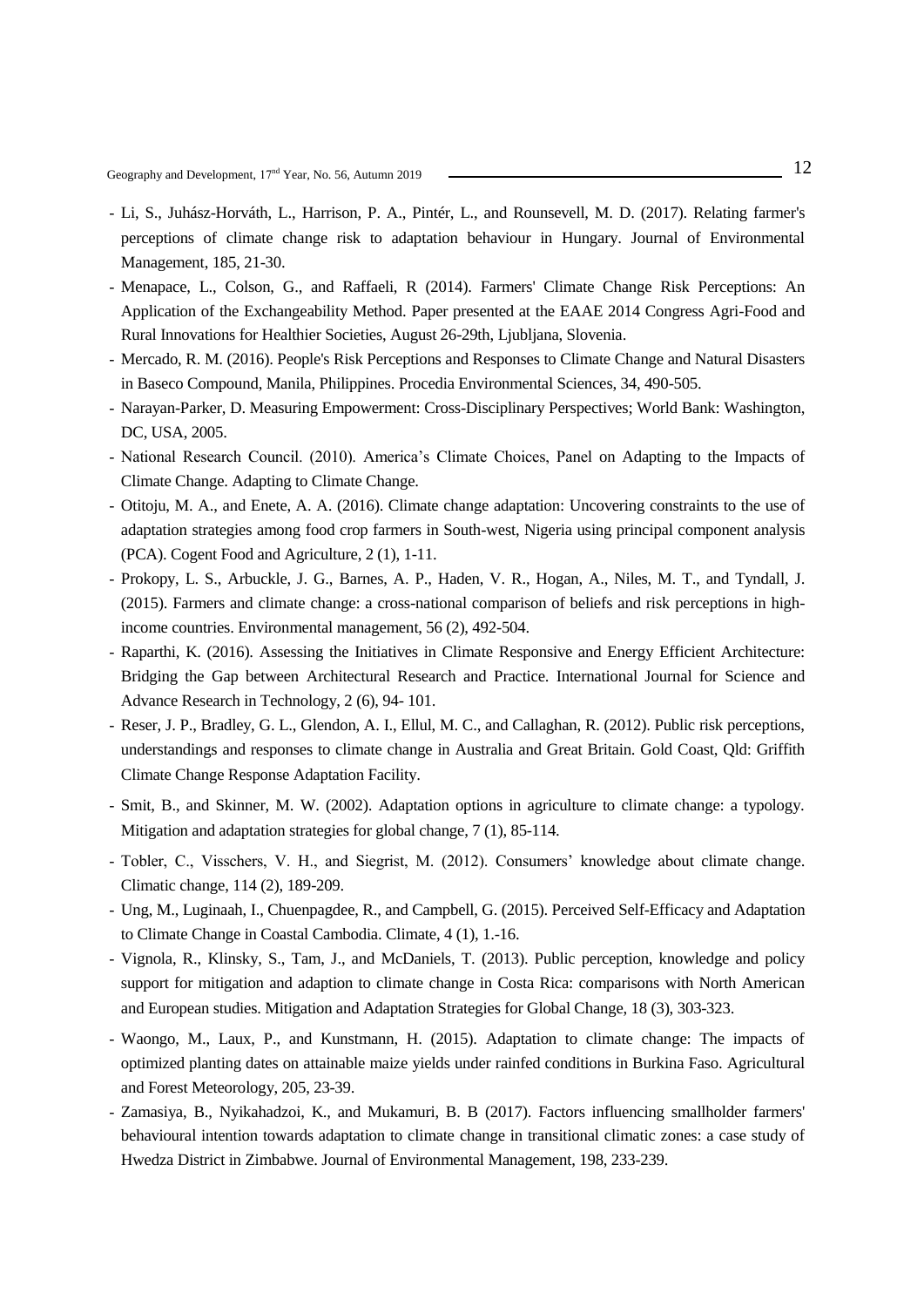- Li, S., Juhász-Horváth, L., Harrison, P. A., Pintér, L., and Rounsevell, M. D. (2017). Relating farmer's perceptions of climate change risk to adaptation behaviour in Hungary. Journal of Environmental Management, 185, 21-30.
- Menapace, L., Colson, G., and Raffaeli, R (2014). Farmers' Climate Change Risk Perceptions: An Application of the Exchangeability Method. Paper presented at the EAAE 2014 Congress Agri-Food and Rural Innovations for Healthier Societies, August 26-29th, Ljubljana, Slovenia.
- Mercado, R. M. (2016). People's Risk Perceptions and Responses to Climate Change and Natural Disasters in Baseco Compound, Manila, Philippines. Procedia Environmental Sciences, 34, 490-505.
- Narayan-Parker, D. Measuring Empowerment: Cross-Disciplinary Perspectives; World Bank: Washington, DC, USA, 2005.
- National Research Council. (2010). America's Climate Choices, Panel on Adapting to the Impacts of Climate Change. Adapting to Climate Change.
- Otitoju, M. A., and Enete, A. A. (2016). Climate change adaptation: Uncovering constraints to the use of adaptation strategies among food crop farmers in South-west, Nigeria using principal component analysis (PCA). Cogent Food and Agriculture, 2 (1), 1-11.
- Prokopy, L. S., Arbuckle, J. G., Barnes, A. P., Haden, V. R., Hogan, A., Niles, M. T., and Tyndall, J. (2015). Farmers and climate change: a cross-national comparison of beliefs and risk perceptions in high-income countries. Environmental management, 56 (2), 492-504.
- Raparthi, K. (2016). Assessing the Initiatives in Climate Responsive and Energy Efficient Architecture: Bridging the Gap between Architectural Research and Practice. International Journal for Science and Advance Research in Technology, 2 (6), 94- 101.
- Reser, J. P., Bradley, G. L., Glendon, A. I., Ellul, M. C., and Callaghan, R. (2012). Public risk perceptions, understandings and responses to climate change in Australia and Great Britain. Gold Coast, Qld: Griffith Climate Change Response Adaptation Facility.
- Smit, B., and Skinner, M. W. (2002). Adaptation options in agriculture to climate change: a typology. Mitigation and adaptation strategies for global change, 7 (1), 85-114.
- Tobler, C., Visschers, V. H., and Siegrist, M. (2012). Consumers' knowledge about climate change. Climatic change, 114 (2), 189-209.
- Ung, M., Luginaah, I., Chuenpagdee, R., and Campbell, G. (2015). Perceived Self-Efficacy and Adaptation to Climate Change in Coastal Cambodia. Climate, 4 (1), 1.-16.
- Vignola, R., Klinsky, S., Tam, J., and McDaniels, T. (2013). Public perception, knowledge and policy support for mitigation and adaption to climate change in Costa Rica: comparisons with North American and European studies. Mitigation and Adaptation Strategies for Global Change, 18 (3), 303-323.
- Waongo, M., Laux, P., and Kunstmann, H. (2015). Adaptation to climate change: The impacts of optimized planting dates on attainable maize yields under rainfed conditions in Burkina Faso. Agricultural and Forest Meteorology, 205, 23-39.
- Zamasiya, B., Nyikahadzoi, K., and Mukamuri, B. B (2017). Factors influencing smallholder farmers' behavioural intention towards adaptation to climate change in transitional climatic zones: a case study of Hwedza District in Zimbabwe. Journal of Environmental Management, 198, 233-239.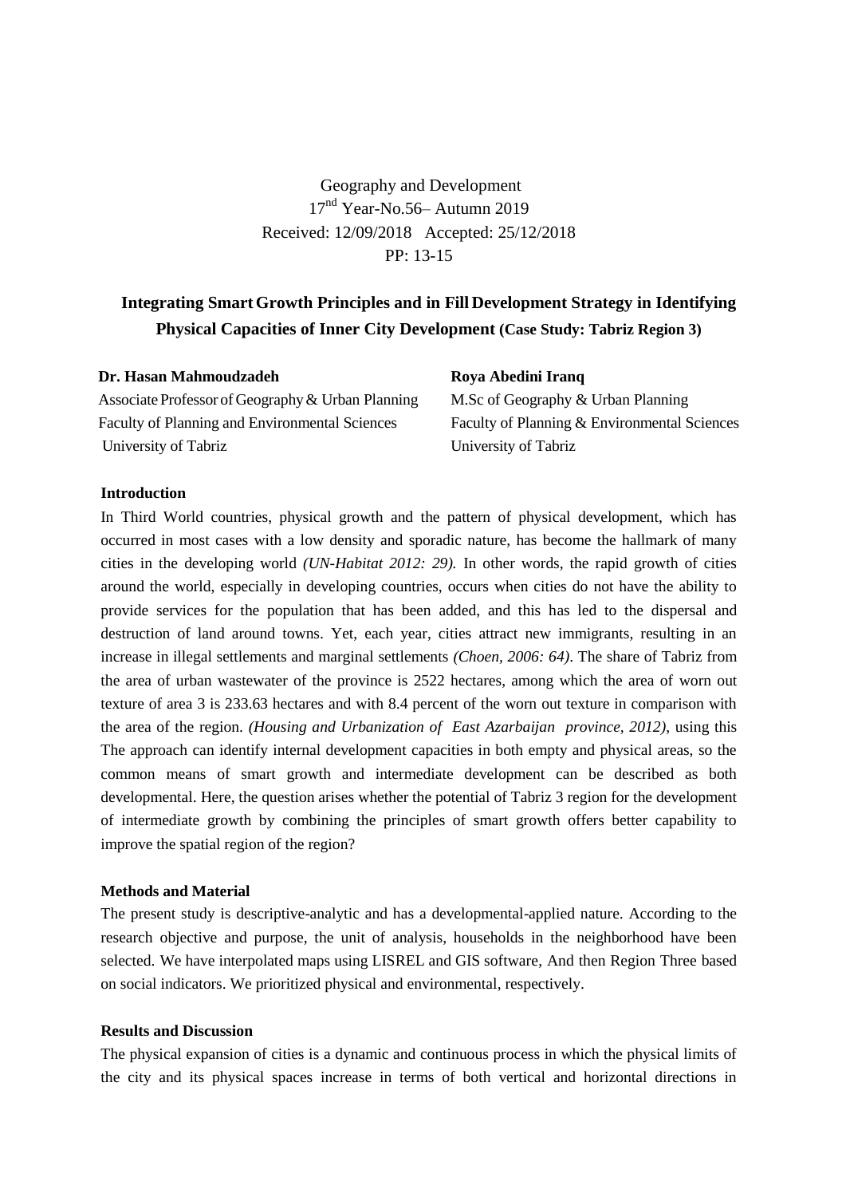Geography and Development
17[nd] Year-No.56– Autumn 2019
Received: 12/09/2018 Accepted: 25/12/2018
PP: 13-15

# Integrating Smart Growth Principles and in Fill Development Strategy in Identifying Physical Capacities of Inner City Development (Case Study: Tabriz Region 3)

**Dr. Hasan Mahmoudzadeh**
Associate Professor of Geography & Urban Planning
Faculty of Planning and Environmental Sciences
University of Tabriz

**Roya Abedini Iranq**
M.Sc of Geography & Urban Planning
Faculty of Planning & Environmental Sciences
University of Tabriz

### Introduction

In Third World countries, physical growth and the pattern of physical development, which has occurred in most cases with a low density and sporadic nature, has become the hallmark of many cities in the developing world *(UN-Habitat 2012: 29).* In other words, the rapid growth of cities around the world, especially in developing countries, occurs when cities do not have the ability to provide services for the population that has been added, and this has led to the dispersal and destruction of land around towns. Yet, each year, cities attract new immigrants, resulting in an increase in illegal settlements and marginal settlements *(Choen, 2006: 64)*. The share of Tabriz from the area of urban wastewater of the province is 2522 hectares, among which the area of worn out texture of area 3 is 233.63 hectares and with 8.4 percent of the worn out texture in comparison with the area of the region. *(Housing and Urbanization of East Azarbaijan province, 2012)*, using this The approach can identify internal development capacities in both empty and physical areas, so the common means of smart growth and intermediate development can be described as both developmental. Here, the question arises whether the potential of Tabriz 3 region for the development of intermediate growth by combining the principles of smart growth offers better capability to improve the spatial region of the region?

### Methods and Material

The present study is descriptive-analytic and has a developmental-applied nature. According to the research objective and purpose, the unit of analysis, households in the neighborhood have been selected. We have interpolated maps using LISREL and GIS software, And then Region Three based on social indicators. We prioritized physical and environmental, respectively.

### Results and Discussion

The physical expansion of cities is a dynamic and continuous process in which the physical limits of the city and its physical spaces increase in terms of both vertical and horizontal directions in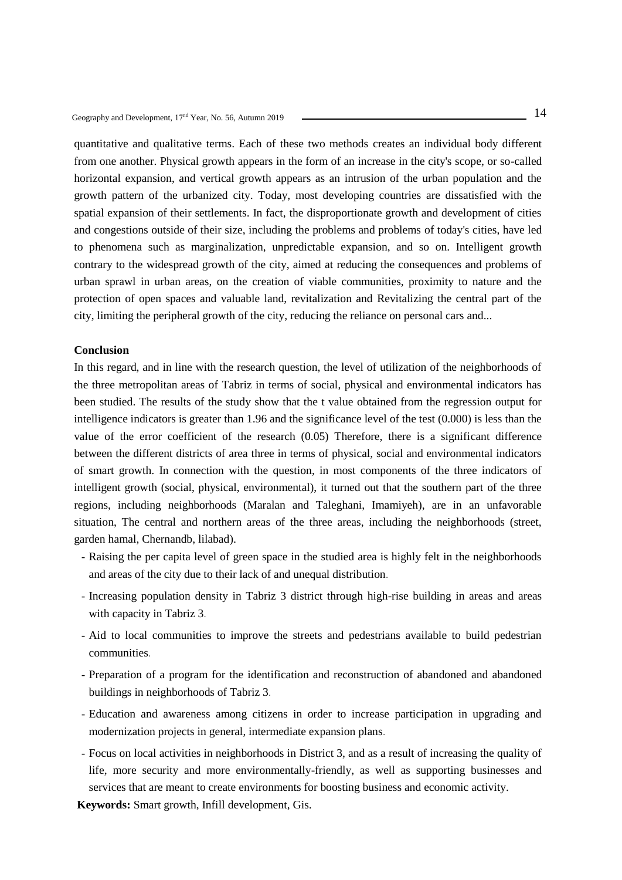quantitative and qualitative terms. Each of these two methods creates an individual body different from one another. Physical growth appears in the form of an increase in the city's scope, or so-called horizontal expansion, and vertical growth appears as an intrusion of the urban population and the growth pattern of the urbanized city. Today, most developing countries are dissatisfied with the spatial expansion of their settlements. In fact, the disproportionate growth and development of cities and congestions outside of their size, including the problems and problems of today's cities, have led to phenomena such as marginalization, unpredictable expansion, and so on. Intelligent growth contrary to the widespread growth of the city, aimed at reducing the consequences and problems of urban sprawl in urban areas, on the creation of viable communities, proximity to nature and the protection of open spaces and valuable land, revitalization and Revitalizing the central part of the city, limiting the peripheral growth of the city, reducing the reliance on personal cars and...

**Conclusion**

In this regard, and in line with the research question, the level of utilization of the neighborhoods of the three metropolitan areas of Tabriz in terms of social, physical and environmental indicators has been studied. The results of the study show that the t value obtained from the regression output for intelligence indicators is greater than 1.96 and the significance level of the test (0.000) is less than the value of the error coefficient of the research (0.05) Therefore, there is a significant difference between the different districts of area three in terms of physical, social and environmental indicators of smart growth. In connection with the question, in most components of the three indicators of intelligent growth (social, physical, environmental), it turned out that the southern part of the three regions, including neighborhoods (Maralan and Taleghani, Imamiyeh), are in an unfavorable situation, The central and northern areas of the three areas, including the neighborhoods (street, garden hamal, Chernandb, lilabad).

- Raising the per capita level of green space in the studied area is highly felt in the neighborhoods and areas of the city due to their lack of and unequal distribution.
- Increasing population density in Tabriz 3 district through high-rise building in areas and areas with capacity in Tabriz 3.
- Aid to local communities to improve the streets and pedestrians available to build pedestrian communities.
- Preparation of a program for the identification and reconstruction of abandoned and abandoned buildings in neighborhoods of Tabriz 3.
- Education and awareness among citizens in order to increase participation in upgrading and modernization projects in general, intermediate expansion plans.
- Focus on local activities in neighborhoods in District 3, and as a result of increasing the quality of life, more security and more environmentally-friendly, as well as supporting businesses and services that are meant to create environments for boosting business and economic activity.

**Keywords:** Smart growth, Infill development, Gis.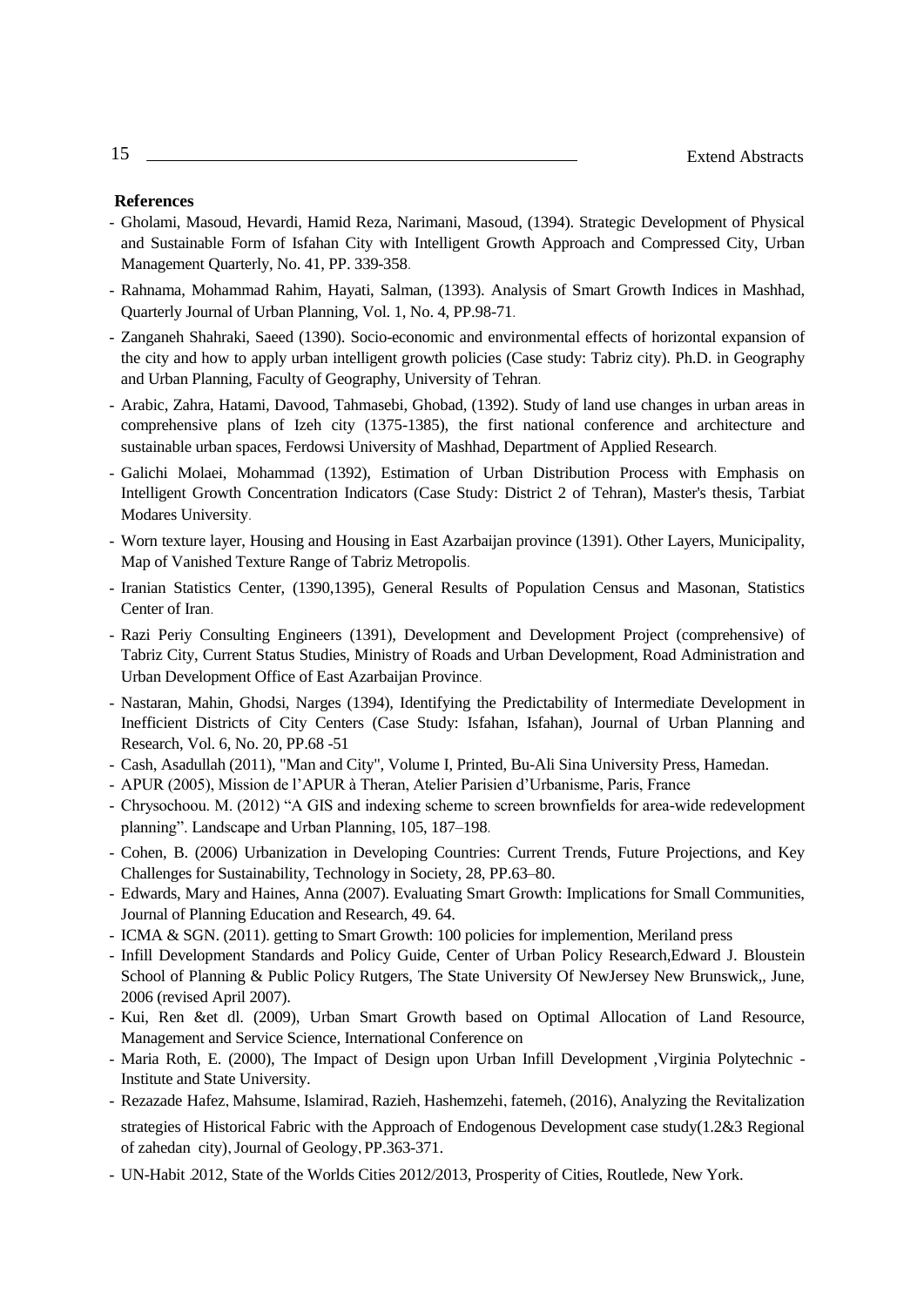**References**

- Gholami, Masoud, Hevardi, Hamid Reza, Narimani, Masoud, (1394). Strategic Development of Physical and Sustainable Form of Isfahan City with Intelligent Growth Approach and Compressed City, Urban Management Quarterly, No. 41, PP. 339-358.
- Rahnama, Mohammad Rahim, Hayati, Salman, (1393). Analysis of Smart Growth Indices in Mashhad, Quarterly Journal of Urban Planning, Vol. 1, No. 4, PP.98-71.
- Zanganeh Shahraki, Saeed (1390). Socio-economic and environmental effects of horizontal expansion of the city and how to apply urban intelligent growth policies (Case study: Tabriz city). Ph.D. in Geography and Urban Planning, Faculty of Geography, University of Tehran.
- Arabic, Zahra, Hatami, Davood, Tahmasebi, Ghobad, (1392). Study of land use changes in urban areas in comprehensive plans of Izeh city (1375-1385), the first national conference and architecture and sustainable urban spaces, Ferdowsi University of Mashhad, Department of Applied Research.
- Galichi Molaei, Mohammad (1392), Estimation of Urban Distribution Process with Emphasis on Intelligent Growth Concentration Indicators (Case Study: District 2 of Tehran), Master's thesis, Tarbiat Modares University.
- Worn texture layer, Housing and Housing in East Azarbaijan province (1391). Other Layers, Municipality, Map of Vanished Texture Range of Tabriz Metropolis.
- Iranian Statistics Center, (1390,1395), General Results of Population Census and Masonan, Statistics Center of Iran.
- Razi Periy Consulting Engineers (1391), Development and Development Project (comprehensive) of Tabriz City, Current Status Studies, Ministry of Roads and Urban Development, Road Administration and Urban Development Office of East Azarbaijan Province.
- Nastaran, Mahin, Ghodsi, Narges (1394), Identifying the Predictability of Intermediate Development in Inefficient Districts of City Centers (Case Study: Isfahan, Isfahan), Journal of Urban Planning and Research, Vol. 6, No. 20, PP.68 -51
- Cash, Asadullah (2011), "Man and City", Volume I, Printed, Bu-Ali Sina University Press, Hamedan.
- APUR (2005), Mission de l'APUR à Theran, Atelier Parisien d'Urbanisme, Paris, France
- Chrysochoou. M. (2012) "A GIS and indexing scheme to screen brownfields for area-wide redevelopment planning". Landscape and Urban Planning, 105, 187–198.
- Cohen, B. (2006) Urbanization in Developing Countries: Current Trends, Future Projections, and Key Challenges for Sustainability, Technology in Society, 28, PP.63–80.
- Edwards, Mary and Haines, Anna (2007). Evaluating Smart Growth: Implications for Small Communities, Journal of Planning Education and Research, 49. 64.
- ICMA & SGN. (2011). getting to Smart Growth: 100 policies for implemention, Meriland press
- Infill Development Standards and Policy Guide, Center of Urban Policy Research,Edward J. Bloustein School of Planning & Public Policy Rutgers, The State University Of NewJersey New Brunswick,, June, 2006 (revised April 2007).
- Kui, Ren &et dl. (2009), Urban Smart Growth based on Optimal Allocation of Land Resource, Management and Service Science, International Conference on
- Maria Roth, E. (2000), The Impact of Design upon Urban Infill Development ,Virginia Polytechnic - Institute and State University.
- Rezazade Hafez, Mahsume, Islamirad, Razieh, Hashemzehi, fatemeh, (2016), Analyzing the Revitalization strategies of Historical Fabric with the Approach of Endogenous Development case study(1.2&3 Regional of zahedan city), Journal of Geology, PP.363-371.
- UN-Habit 2012, State of the Worlds Cities 2012/2013, Prosperity of Cities, Routlede, New York.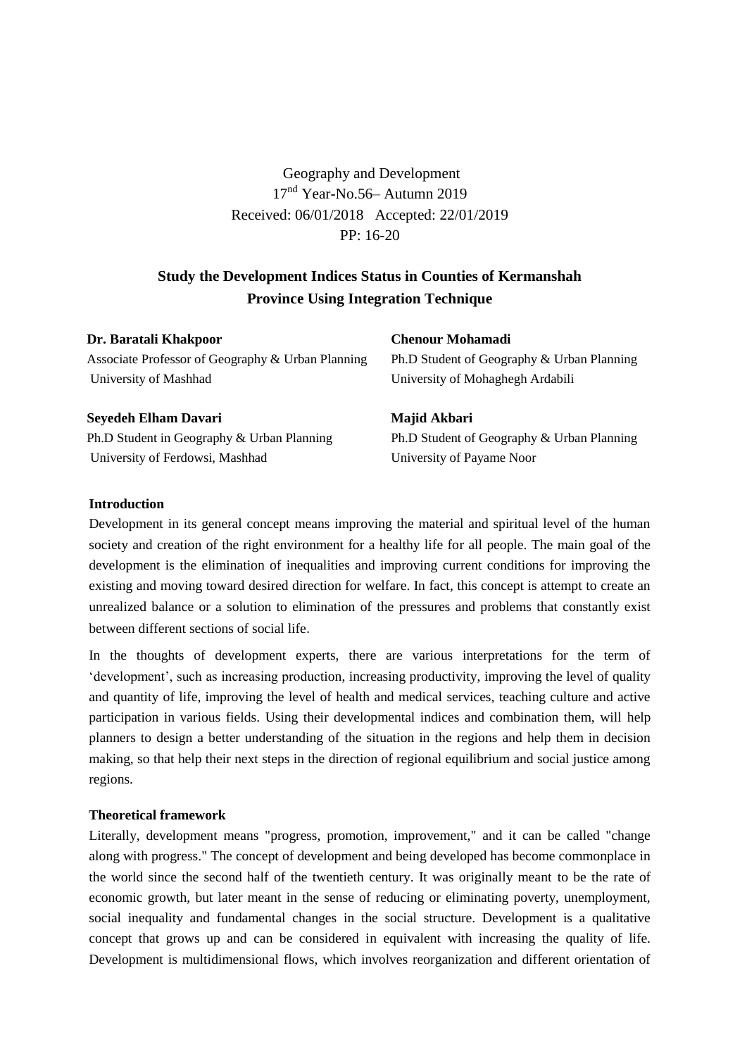Geography and Development
17nd Year-No.56– Autumn 2019
Received: 06/01/2018 Accepted: 22/01/2019
PP: 16-20

# Study the Development Indices Status in Counties of Kermanshah Province Using Integration Technique

**Dr. Baratali Khakpoor**
Associate Professor of Geography & Urban Planning
University of Mashhad

**Chenour Mohamadi**
Ph.D Student of Geography & Urban Planning
University of Mohaghegh Ardabili

**Seyedeh Elham Davari**
Ph.D Student in Geography & Urban Planning
University of Ferdowsi, Mashhad

**Majid Akbari**
Ph.D Student of Geography & Urban Planning
University of Payame Noor

## Introduction

Development in its general concept means improving the material and spiritual level of the human society and creation of the right environment for a healthy life for all people. The main goal of the development is the elimination of inequalities and improving current conditions for improving the existing and moving toward desired direction for welfare. In fact, this concept is attempt to create an unrealized balance or a solution to elimination of the pressures and problems that constantly exist between different sections of social life.

In the thoughts of development experts, there are various interpretations for the term of 'development', such as increasing production, increasing productivity, improving the level of quality and quantity of life, improving the level of health and medical services, teaching culture and active participation in various fields. Using their developmental indices and combination them, will help planners to design a better understanding of the situation in the regions and help them in decision making, so that help their next steps in the direction of regional equilibrium and social justice among regions.

## Theoretical framework

Literally, development means "progress, promotion, improvement," and it can be called "change along with progress." The concept of development and being developed has become commonplace in the world since the second half of the twentieth century. It was originally meant to be the rate of economic growth, but later meant in the sense of reducing or eliminating poverty, unemployment, social inequality and fundamental changes in the social structure. Development is a qualitative concept that grows up and can be considered in equivalent with increasing the quality of life. Development is multidimensional flows, which involves reorganization and different orientation of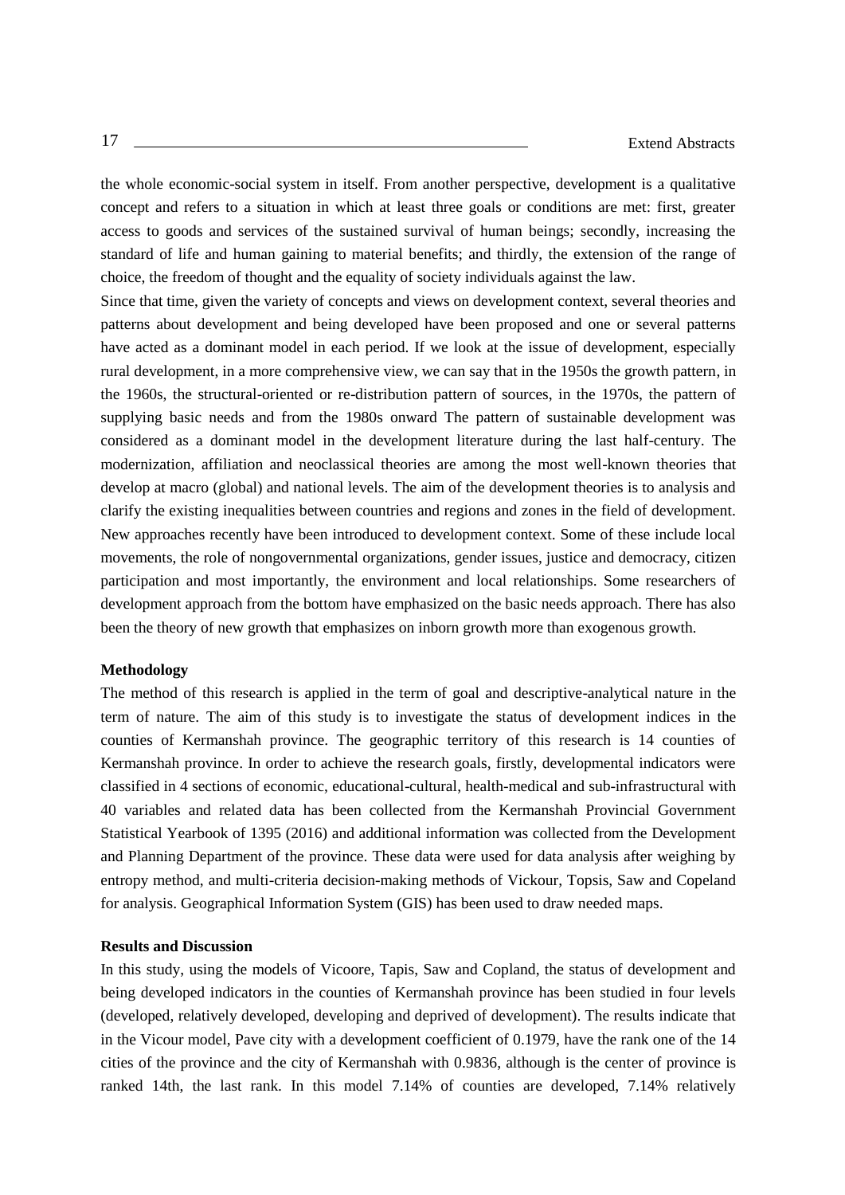the whole economic-social system in itself. From another perspective, development is a qualitative concept and refers to a situation in which at least three goals or conditions are met: first, greater access to goods and services of the sustained survival of human beings; secondly, increasing the standard of life and human gaining to material benefits; and thirdly, the extension of the range of choice, the freedom of thought and the equality of society individuals against the law.

Since that time, given the variety of concepts and views on development context, several theories and patterns about development and being developed have been proposed and one or several patterns have acted as a dominant model in each period. If we look at the issue of development, especially rural development, in a more comprehensive view, we can say that in the 1950s the growth pattern, in the 1960s, the structural-oriented or re-distribution pattern of sources, in the 1970s, the pattern of supplying basic needs and from the 1980s onward The pattern of sustainable development was considered as a dominant model in the development literature during the last half-century. The modernization, affiliation and neoclassical theories are among the most well-known theories that develop at macro (global) and national levels. The aim of the development theories is to analysis and clarify the existing inequalities between countries and regions and zones in the field of development. New approaches recently have been introduced to development context. Some of these include local movements, the role of nongovernmental organizations, gender issues, justice and democracy, citizen participation and most importantly, the environment and local relationships. Some researchers of development approach from the bottom have emphasized on the basic needs approach. There has also been the theory of new growth that emphasizes on inborn growth more than exogenous growth.

**Methodology**

The method of this research is applied in the term of goal and descriptive-analytical nature in the term of nature. The aim of this study is to investigate the status of development indices in the counties of Kermanshah province. The geographic territory of this research is 14 counties of Kermanshah province. In order to achieve the research goals, firstly, developmental indicators were classified in 4 sections of economic, educational-cultural, health-medical and sub-infrastructural with 40 variables and related data has been collected from the Kermanshah Provincial Government Statistical Yearbook of 1395 (2016) and additional information was collected from the Development and Planning Department of the province. These data were used for data analysis after weighing by entropy method, and multi-criteria decision-making methods of Vickour, Topsis, Saw and Copeland for analysis. Geographical Information System (GIS) has been used to draw needed maps.

**Results and Discussion**

In this study, using the models of Vicoore, Tapis, Saw and Copland, the status of development and being developed indicators in the counties of Kermanshah province has been studied in four levels (developed, relatively developed, developing and deprived of development). The results indicate that in the Vicour model, Pave city with a development coefficient of 0.1979, have the rank one of the 14 cities of the province and the city of Kermanshah with 0.9836, although is the center of province is ranked 14th, the last rank. In this model 7.14% of counties are developed, 7.14% relatively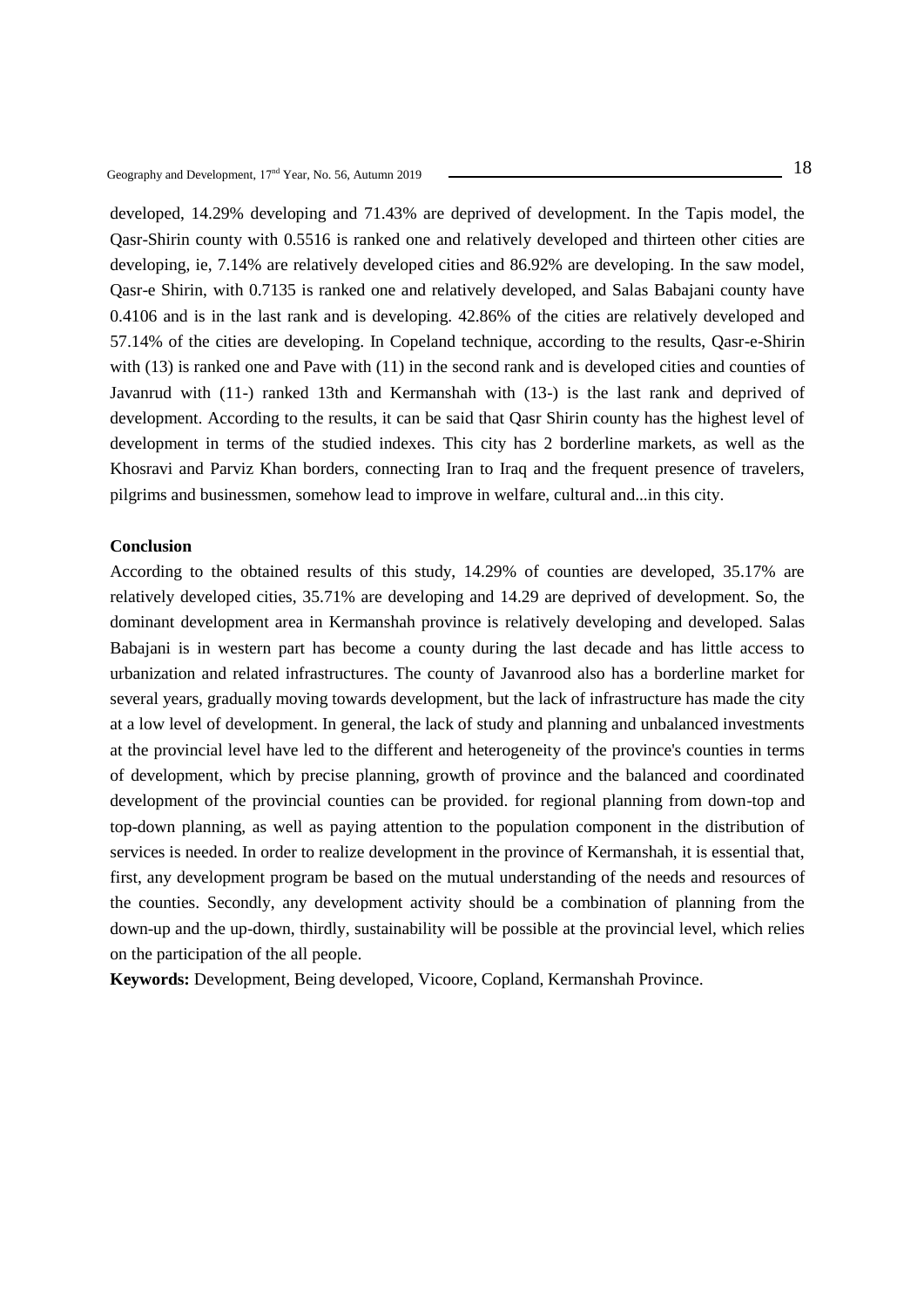developed, 14.29% developing and 71.43% are deprived of development. In the Tapis model, the Qasr-Shirin county with 0.5516 is ranked one and relatively developed and thirteen other cities are developing, ie, 7.14% are relatively developed cities and 86.92% are developing. In the saw model, Qasr-e Shirin, with 0.7135 is ranked one and relatively developed, and Salas Babajani county have 0.4106 and is in the last rank and is developing. 42.86% of the cities are relatively developed and 57.14% of the cities are developing. In Copeland technique, according to the results, Qasr-e-Shirin with (13) is ranked one and Pave with (11) in the second rank and is developed cities and counties of Javanrud with (11-) ranked 13th and Kermanshah with (13-) is the last rank and deprived of development. According to the results, it can be said that Qasr Shirin county has the highest level of development in terms of the studied indexes. This city has 2 borderline markets, as well as the Khosravi and Parviz Khan borders, connecting Iran to Iraq and the frequent presence of travelers, pilgrims and businessmen, somehow lead to improve in welfare, cultural and...in this city.

**Conclusion**

According to the obtained results of this study, 14.29% of counties are developed, 35.17% are relatively developed cities, 35.71% are developing and 14.29 are deprived of development. So, the dominant development area in Kermanshah province is relatively developing and developed. Salas Babajani is in western part has become a county during the last decade and has little access to urbanization and related infrastructures. The county of Javanrood also has a borderline market for several years, gradually moving towards development, but the lack of infrastructure has made the city at a low level of development. In general, the lack of study and planning and unbalanced investments at the provincial level have led to the different and heterogeneity of the province's counties in terms of development, which by precise planning, growth of province and the balanced and coordinated development of the provincial counties can be provided. for regional planning from down-top and top-down planning, as well as paying attention to the population component in the distribution of services is needed. In order to realize development in the province of Kermanshah, it is essential that, first, any development program be based on the mutual understanding of the needs and resources of the counties. Secondly, any development activity should be a combination of planning from the down-up and the up-down, thirdly, sustainability will be possible at the provincial level, which relies on the participation of the all people.

**Keywords:** Development, Being developed, Vicoore, Copland, Kermanshah Province.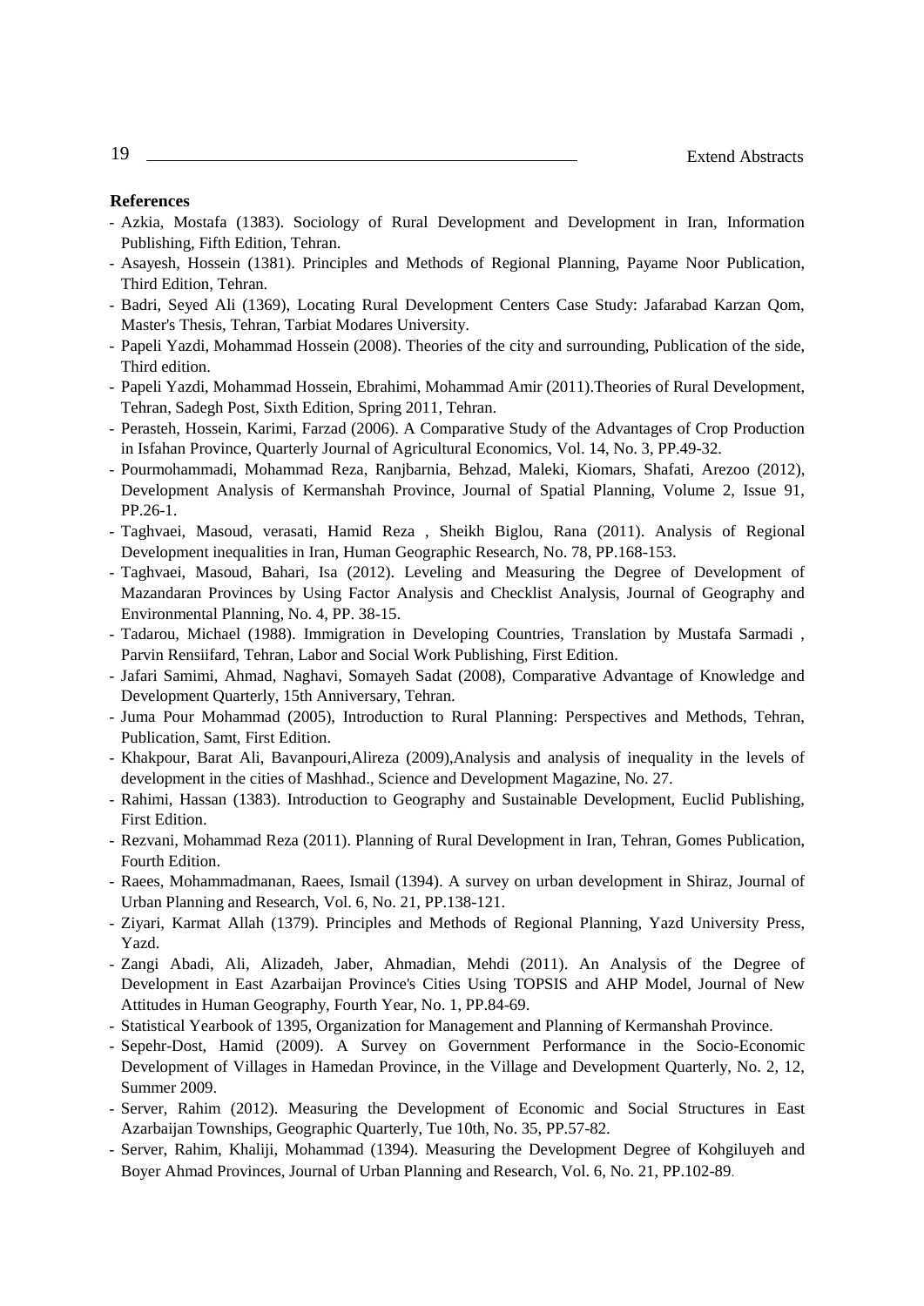**References**

- Azkia, Mostafa (1383). Sociology of Rural Development and Development in Iran, Information Publishing, Fifth Edition, Tehran.
- Asayesh, Hossein (1381). Principles and Methods of Regional Planning, Payame Noor Publication, Third Edition, Tehran.
- Badri, Seyed Ali (1369), Locating Rural Development Centers Case Study: Jafarabad Karzan Qom, Master's Thesis, Tehran, Tarbiat Modares University.
- Papeli Yazdi, Mohammad Hossein (2008). Theories of the city and surrounding, Publication of the side, Third edition.
- Papeli Yazdi, Mohammad Hossein, Ebrahimi, Mohammad Amir (2011).Theories of Rural Development, Tehran, Sadegh Post, Sixth Edition, Spring 2011, Tehran.
- Perasteh, Hossein, Karimi, Farzad (2006). A Comparative Study of the Advantages of Crop Production in Isfahan Province, Quarterly Journal of Agricultural Economics, Vol. 14, No. 3, PP.49-32.
- Pourmohammadi, Mohammad Reza, Ranjbarnia, Behzad, Maleki, Kiomars, Shafati, Arezoo (2012), Development Analysis of Kermanshah Province, Journal of Spatial Planning, Volume 2, Issue 91, PP.26-1.
- Taghvaei, Masoud, verasati, Hamid Reza , Sheikh Biglou, Rana (2011). Analysis of Regional Development inequalities in Iran, Human Geographic Research, No. 78, PP.168-153.
- Taghvaei, Masoud, Bahari, Isa (2012). Leveling and Measuring the Degree of Development of Mazandaran Provinces by Using Factor Analysis and Checklist Analysis, Journal of Geography and Environmental Planning, No. 4, PP. 38-15.
- Tadarou, Michael (1988). Immigration in Developing Countries, Translation by Mustafa Sarmadi , Parvin Rensiifard, Tehran, Labor and Social Work Publishing, First Edition.
- Jafari Samimi, Ahmad, Naghavi, Somayeh Sadat (2008), Comparative Advantage of Knowledge and Development Quarterly, 15th Anniversary, Tehran.
- Juma Pour Mohammad (2005), Introduction to Rural Planning: Perspectives and Methods, Tehran, Publication, Samt, First Edition.
- Khakpour, Barat Ali, Bavanpouri,Alireza (2009),Analysis and analysis of inequality in the levels of development in the cities of Mashhad., Science and Development Magazine, No. 27.
- Rahimi, Hassan (1383). Introduction to Geography and Sustainable Development, Euclid Publishing, First Edition.
- Rezvani, Mohammad Reza (2011). Planning of Rural Development in Iran, Tehran, Gomes Publication, Fourth Edition.
- Raees, Mohammadmanan, Raees, Ismail (1394). A survey on urban development in Shiraz, Journal of Urban Planning and Research, Vol. 6, No. 21, PP.138-121.
- Ziyari, Karmat Allah (1379). Principles and Methods of Regional Planning, Yazd University Press, Yazd.
- Zangi Abadi, Ali, Alizadeh, Jaber, Ahmadian, Mehdi (2011). An Analysis of the Degree of Development in East Azarbaijan Province's Cities Using TOPSIS and AHP Model, Journal of New Attitudes in Human Geography, Fourth Year, No. 1, PP.84-69.
- Statistical Yearbook of 1395, Organization for Management and Planning of Kermanshah Province.
- Sepehr-Dost, Hamid (2009). A Survey on Government Performance in the Socio-Economic Development of Villages in Hamedan Province, in the Village and Development Quarterly, No. 2, 12, Summer 2009.
- Server, Rahim (2012). Measuring the Development of Economic and Social Structures in East Azarbaijan Townships, Geographic Quarterly, Tue 10th, No. 35, PP.57-82.
- Server, Rahim, Khaliji, Mohammad (1394). Measuring the Development Degree of Kohgiluyeh and Boyer Ahmad Provinces, Journal of Urban Planning and Research, Vol. 6, No. 21, PP.102-89.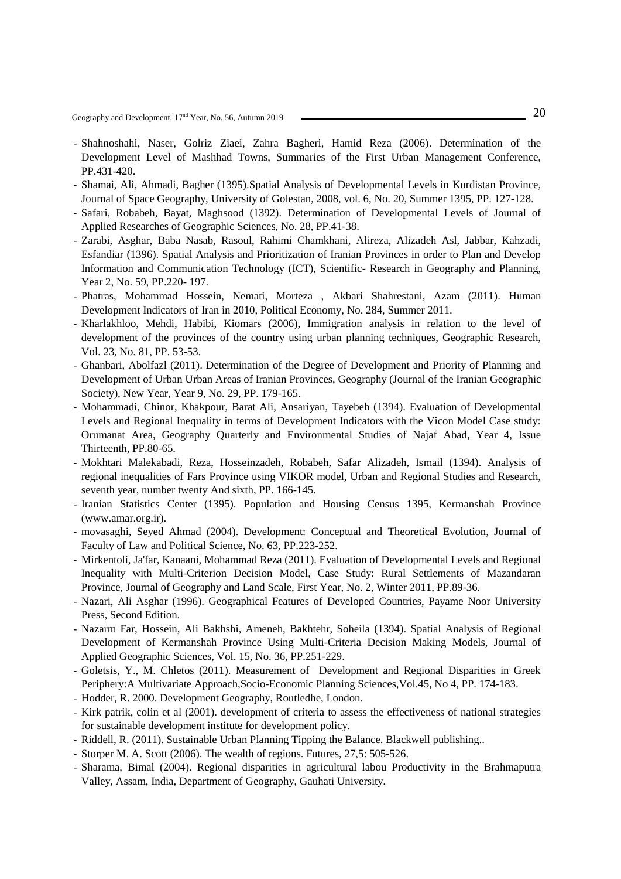- Shahnoshahi, Naser, Golriz Ziaei, Zahra Bagheri, Hamid Reza (2006). Determination of the Development Level of Mashhad Towns, Summaries of the First Urban Management Conference, PP.431-420.
- Shamai, Ali, Ahmadi, Bagher (1395).Spatial Analysis of Developmental Levels in Kurdistan Province, Journal of Space Geography, University of Golestan, 2008, vol. 6, No. 20, Summer 1395, PP. 127-128.
- Safari, Robabeh, Bayat, Maghsood (1392). Determination of Developmental Levels of Journal of Applied Researches of Geographic Sciences, No. 28, PP.41-38.
- Zarabi, Asghar, Baba Nasab, Rasoul, Rahimi Chamkhani, Alireza, Alizadeh Asl, Jabbar, Kahzadi, Esfandiar (1396). Spatial Analysis and Prioritization of Iranian Provinces in order to Plan and Develop Information and Communication Technology (ICT), Scientific- Research in Geography and Planning, Year 2, No. 59, PP.220- 197.
- Phatras, Mohammad Hossein, Nemati, Morteza , Akbari Shahrestani, Azam (2011). Human Development Indicators of Iran in 2010, Political Economy, No. 284, Summer 2011.
- Kharlakhloo, Mehdi, Habibi, Kiomars (2006), Immigration analysis in relation to the level of development of the provinces of the country using urban planning techniques, Geographic Research, Vol. 23, No. 81, PP. 53-53.
- Ghanbari, Abolfazl (2011). Determination of the Degree of Development and Priority of Planning and Development of Urban Urban Areas of Iranian Provinces, Geography (Journal of the Iranian Geographic Society), New Year, Year 9, No. 29, PP. 179-165.
- Mohammadi, Chinor, Khakpour, Barat Ali, Ansariyan, Tayebeh (1394). Evaluation of Developmental Levels and Regional Inequality in terms of Development Indicators with the Vicon Model Case study: Orumanat Area, Geography Quarterly and Environmental Studies of Najaf Abad, Year 4, Issue Thirteenth, PP.80-65.
- Mokhtari Malekabadi, Reza, Hosseinzadeh, Robabeh, Safar Alizadeh, Ismail (1394). Analysis of regional inequalities of Fars Province using VIKOR model, Urban and Regional Studies and Research, seventh year, number twenty And sixth, PP. 166-145.
- Iranian Statistics Center (1395). Population and Housing Census 1395, Kermanshah Province (www.amar.org.ir).
- movasaghi, Seyed Ahmad (2004). Development: Conceptual and Theoretical Evolution, Journal of Faculty of Law and Political Science, No. 63, PP.223-252.
- Mirkentoli, Ja'far, Kanaani, Mohammad Reza (2011). Evaluation of Developmental Levels and Regional Inequality with Multi-Criterion Decision Model, Case Study: Rural Settlements of Mazandaran Province, Journal of Geography and Land Scale, First Year, No. 2, Winter 2011, PP.89-36.
- Nazari, Ali Asghar (1996). Geographical Features of Developed Countries, Payame Noor University Press, Second Edition.
- Nazarm Far, Hossein, Ali Bakhshi, Ameneh, Bakhtehr, Soheila (1394). Spatial Analysis of Regional Development of Kermanshah Province Using Multi-Criteria Decision Making Models, Journal of Applied Geographic Sciences, Vol. 15, No. 36, PP.251-229.
- Goletsis, Y., M. Chletos (2011). Measurement of Development and Regional Disparities in Greek Periphery:A Multivariate Approach,Socio-Economic Planning Sciences,Vol.45, No 4, PP. 174-183.
- Hodder, R. 2000. Development Geography, Routledhe, London.
- Kirk patrik, colin et al (2001). development of criteria to assess the effectiveness of national strategies for sustainable development institute for development policy.
- Riddell, R. (2011). Sustainable Urban Planning Tipping the Balance. Blackwell publishing..
- Storper M. A. Scott (2006). The wealth of regions. Futures, 27,5: 505-526.
- Sharama, Bimal (2004). Regional disparities in agricultural labou Productivity in the Brahmaputra Valley, Assam, India, Department of Geography, Gauhati University.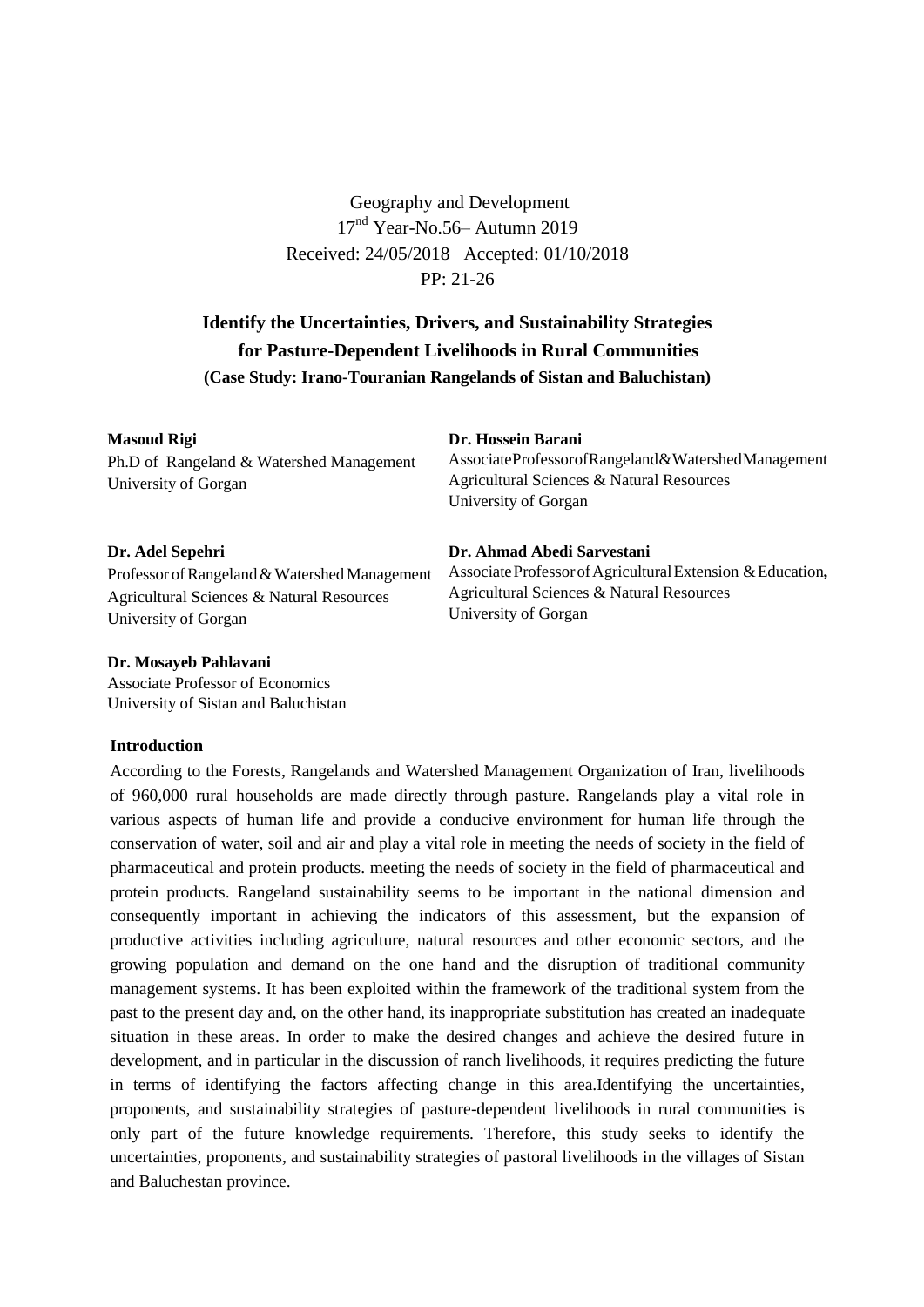Geography and Development
17nd Year-No.56– Autumn 2019
Received: 24/05/2018 Accepted: 01/10/2018
PP: 21-26

# Identify the Uncertainties, Drivers, and Sustainability Strategies for Pasture-Dependent Livelihoods in Rural Communities

### (Case Study: Irano-Touranian Rangelands of Sistan and Baluchistan)

**Masoud Rigi**
Ph.D of Rangeland & Watershed Management
University of Gorgan

**Dr. Hossein Barani**
Associate Professor of Rangeland & Watershed Management
Agricultural Sciences & Natural Resources
University of Gorgan

**Dr. Adel Sepehri**
Professor of Rangeland & Watershed Management
Agricultural Sciences & Natural Resources
University of Gorgan

**Dr. Ahmad Abedi Sarvestani**
Associate Professor of Agricultural Extension & Education,
Agricultural Sciences & Natural Resources
University of Gorgan

**Dr. Mosayeb Pahlavani**
Associate Professor of Economics
University of Sistan and Baluchistan

## Introduction

According to the Forests, Rangelands and Watershed Management Organization of Iran, livelihoods of 960,000 rural households are made directly through pasture. Rangelands play a vital role in various aspects of human life and provide a conducive environment for human life through the conservation of water, soil and air and play a vital role in meeting the needs of society in the field of pharmaceutical and protein products. meeting the needs of society in the field of pharmaceutical and protein products. Rangeland sustainability seems to be important in the national dimension and consequently important in achieving the indicators of this assessment, but the expansion of productive activities including agriculture, natural resources and other economic sectors, and the growing population and demand on the one hand and the disruption of traditional community management systems. It has been exploited within the framework of the traditional system from the past to the present day and, on the other hand, its inappropriate substitution has created an inadequate situation in these areas. In order to make the desired changes and achieve the desired future in development, and in particular in the discussion of ranch livelihoods, it requires predicting the future in terms of identifying the factors affecting change in this area.Identifying the uncertainties, proponents, and sustainability strategies of pasture-dependent livelihoods in rural communities is only part of the future knowledge requirements. Therefore, this study seeks to identify the uncertainties, proponents, and sustainability strategies of pastoral livelihoods in the villages of Sistan and Baluchestan province.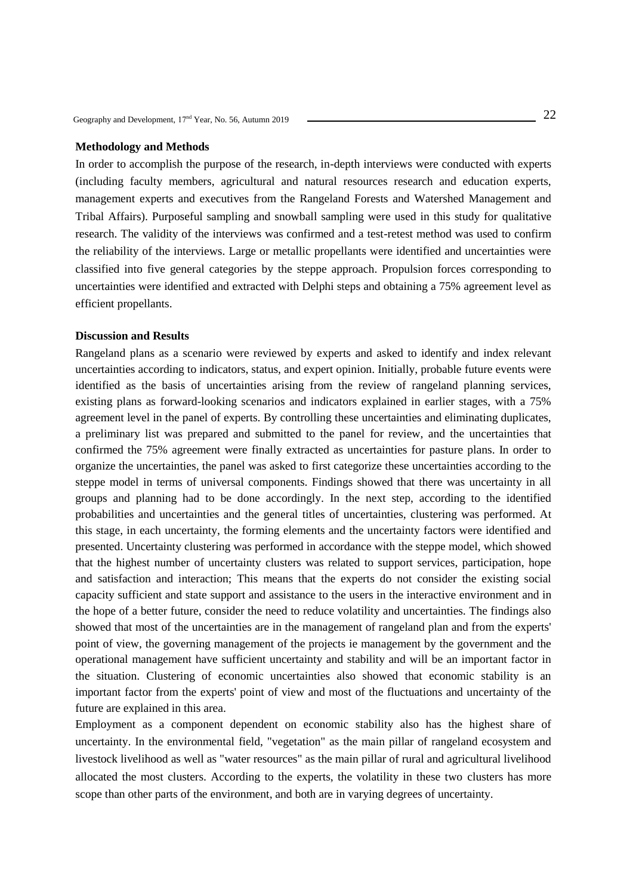**Methodology and Methods**

In order to accomplish the purpose of the research, in-depth interviews were conducted with experts (including faculty members, agricultural and natural resources research and education experts, management experts and executives from the Rangeland Forests and Watershed Management and Tribal Affairs). Purposeful sampling and snowball sampling were used in this study for qualitative research. The validity of the interviews was confirmed and a test-retest method was used to confirm the reliability of the interviews. Large or metallic propellants were identified and uncertainties were classified into five general categories by the steppe approach. Propulsion forces corresponding to uncertainties were identified and extracted with Delphi steps and obtaining a 75% agreement level as efficient propellants.

**Discussion and Results**

Rangeland plans as a scenario were reviewed by experts and asked to identify and index relevant uncertainties according to indicators, status, and expert opinion. Initially, probable future events were identified as the basis of uncertainties arising from the review of rangeland planning services, existing plans as forward-looking scenarios and indicators explained in earlier stages, with a 75% agreement level in the panel of experts. By controlling these uncertainties and eliminating duplicates, a preliminary list was prepared and submitted to the panel for review, and the uncertainties that confirmed the 75% agreement were finally extracted as uncertainties for pasture plans. In order to organize the uncertainties, the panel was asked to first categorize these uncertainties according to the steppe model in terms of universal components. Findings showed that there was uncertainty in all groups and planning had to be done accordingly. In the next step, according to the identified probabilities and uncertainties and the general titles of uncertainties, clustering was performed. At this stage, in each uncertainty, the forming elements and the uncertainty factors were identified and presented. Uncertainty clustering was performed in accordance with the steppe model, which showed that the highest number of uncertainty clusters was related to support services, participation, hope and satisfaction and interaction; This means that the experts do not consider the existing social capacity sufficient and state support and assistance to the users in the interactive environment and in the hope of a better future, consider the need to reduce volatility and uncertainties. The findings also showed that most of the uncertainties are in the management of rangeland plan and from the experts' point of view, the governing management of the projects ie management by the government and the operational management have sufficient uncertainty and stability and will be an important factor in the situation. Clustering of economic uncertainties also showed that economic stability is an important factor from the experts' point of view and most of the fluctuations and uncertainty of the future are explained in this area.

Employment as a component dependent on economic stability also has the highest share of uncertainty. In the environmental field, "vegetation" as the main pillar of rangeland ecosystem and livestock livelihood as well as "water resources" as the main pillar of rural and agricultural livelihood allocated the most clusters. According to the experts, the volatility in these two clusters has more scope than other parts of the environment, and both are in varying degrees of uncertainty.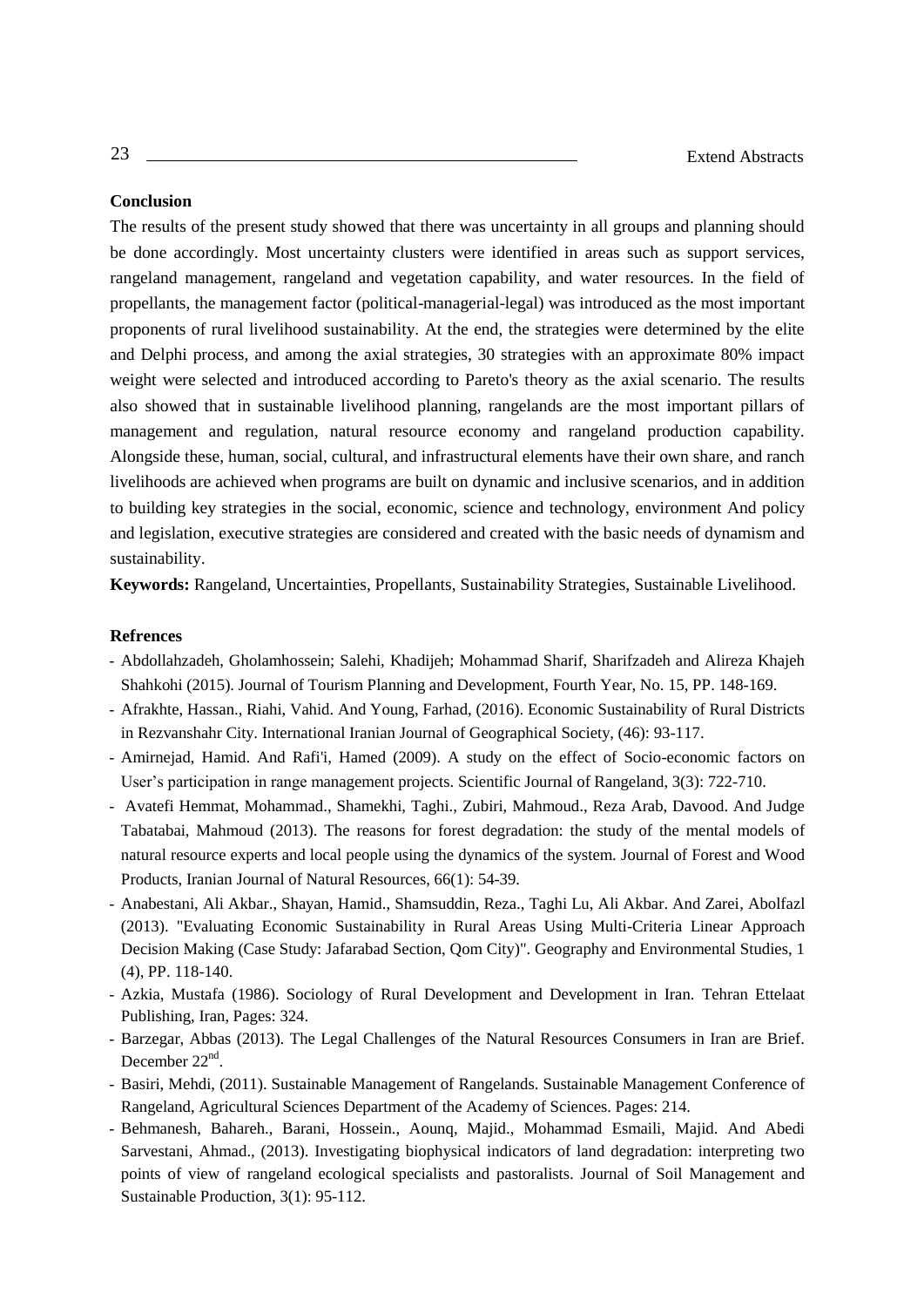**Conclusion**

The results of the present study showed that there was uncertainty in all groups and planning should be done accordingly. Most uncertainty clusters were identified in areas such as support services, rangeland management, rangeland and vegetation capability, and water resources. In the field of propellants, the management factor (political-managerial-legal) was introduced as the most important proponents of rural livelihood sustainability. At the end, the strategies were determined by the elite and Delphi process, and among the axial strategies, 30 strategies with an approximate 80% impact weight were selected and introduced according to Pareto's theory as the axial scenario. The results also showed that in sustainable livelihood planning, rangelands are the most important pillars of management and regulation, natural resource economy and rangeland production capability. Alongside these, human, social, cultural, and infrastructural elements have their own share, and ranch livelihoods are achieved when programs are built on dynamic and inclusive scenarios, and in addition to building key strategies in the social, economic, science and technology, environment And policy and legislation, executive strategies are considered and created with the basic needs of dynamism and sustainability.

**Keywords:** Rangeland, Uncertainties, Propellants, Sustainability Strategies, Sustainable Livelihood.

**Refrences**

- Abdollahzadeh, Gholamhossein; Salehi, Khadijeh; Mohammad Sharif, Sharifzadeh and Alireza Khajeh Shahkohi (2015). Journal of Tourism Planning and Development, Fourth Year, No. 15, PP. 148-169.
- Afrakhte, Hassan., Riahi, Vahid. And Young, Farhad, (2016). Economic Sustainability of Rural Districts in Rezvanshahr City. International Iranian Journal of Geographical Society, (46): 93-117.
- Amirnejad, Hamid. And Rafi'i, Hamed (2009). A study on the effect of Socio-economic factors on User's participation in range management projects. Scientific Journal of Rangeland, 3(3): 722-710.
- Avatefi Hemmat, Mohammad., Shamekhi, Taghi., Zubiri, Mahmoud., Reza Arab, Davood. And Judge Tabatabai, Mahmoud (2013). The reasons for forest degradation: the study of the mental models of natural resource experts and local people using the dynamics of the system. Journal of Forest and Wood Products, Iranian Journal of Natural Resources, 66(1): 54-39.
- Anabestani, Ali Akbar., Shayan, Hamid., Shamsuddin, Reza., Taghi Lu, Ali Akbar. And Zarei, Abolfazl (2013). "Evaluating Economic Sustainability in Rural Areas Using Multi-Criteria Linear Approach Decision Making (Case Study: Jafarabad Section, Qom City)". Geography and Environmental Studies, 1 (4), PP. 118-140.
- Azkia, Mustafa (1986). Sociology of Rural Development and Development in Iran. Tehran Ettelaat Publishing, Iran, Pages: 324.
- Barzegar, Abbas (2013). The Legal Challenges of the Natural Resources Consumers in Iran are Brief. December 22nd.
- Basiri, Mehdi, (2011). Sustainable Management of Rangelands. Sustainable Management Conference of Rangeland, Agricultural Sciences Department of the Academy of Sciences. Pages: 214.
- Behmanesh, Bahareh., Barani, Hossein., Aounq, Majid., Mohammad Esmaili, Majid. And Abedi Sarvestani, Ahmad., (2013). Investigating biophysical indicators of land degradation: interpreting two points of view of rangeland ecological specialists and pastoralists. Journal of Soil Management and Sustainable Production, 3(1): 95-112.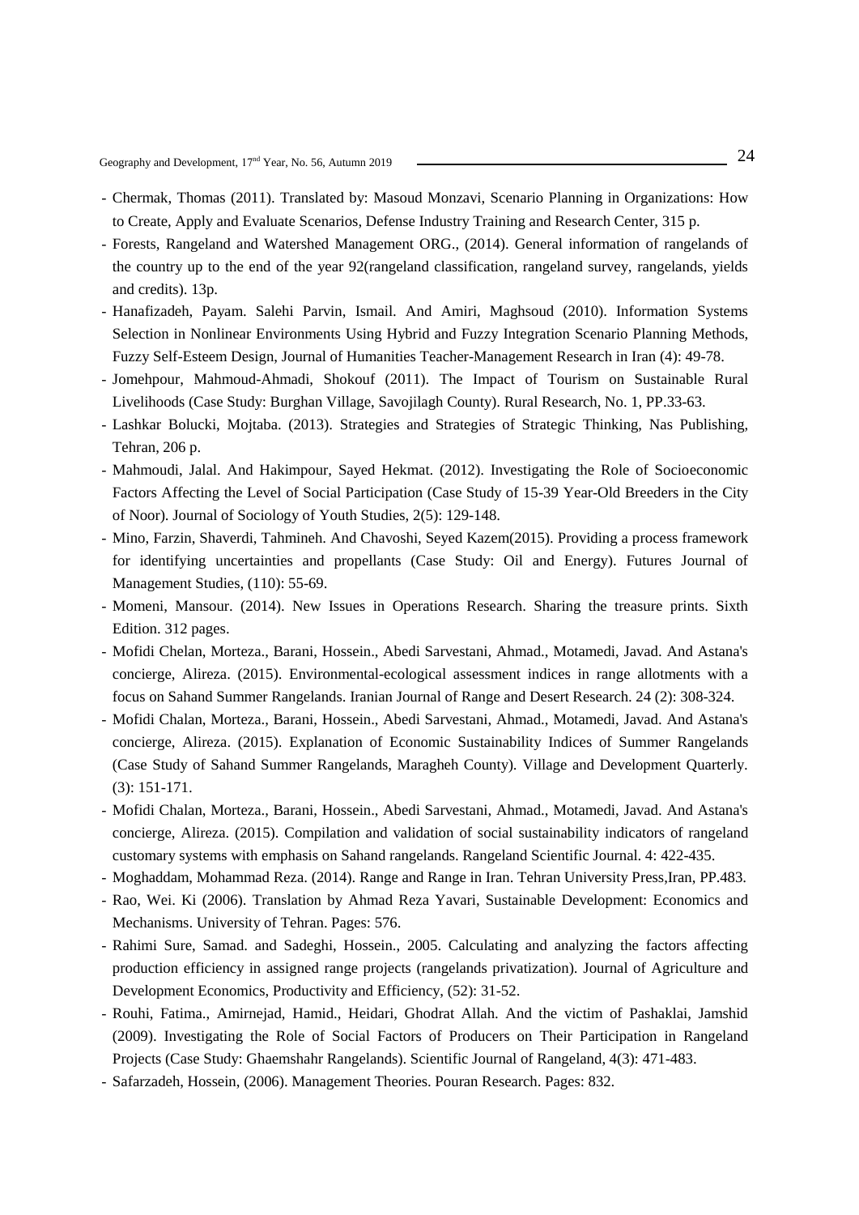- Chermak, Thomas (2011). Translated by: Masoud Monzavi, Scenario Planning in Organizations: How to Create, Apply and Evaluate Scenarios, Defense Industry Training and Research Center, 315 p.
- Forests, Rangeland and Watershed Management ORG., (2014). General information of rangelands of the country up to the end of the year 92(rangeland classification, rangeland survey, rangelands, yields and credits). 13p.
- Hanafizadeh, Payam. Salehi Parvin, Ismail. And Amiri, Maghsoud (2010). Information Systems Selection in Nonlinear Environments Using Hybrid and Fuzzy Integration Scenario Planning Methods, Fuzzy Self-Esteem Design, Journal of Humanities Teacher-Management Research in Iran (4): 49-78.
- Jomehpour, Mahmoud-Ahmadi, Shokouf (2011). The Impact of Tourism on Sustainable Rural Livelihoods (Case Study: Burghan Village, Savojilagh County). Rural Research, No. 1, PP.33-63.
- Lashkar Bolucki, Mojtaba. (2013). Strategies and Strategies of Strategic Thinking, Nas Publishing, Tehran, 206 p.
- Mahmoudi, Jalal. And Hakimpour, Sayed Hekmat. (2012). Investigating the Role of Socioeconomic Factors Affecting the Level of Social Participation (Case Study of 15-39 Year-Old Breeders in the City of Noor). Journal of Sociology of Youth Studies, 2(5): 129-148.
- Mino, Farzin, Shaverdi, Tahmineh. And Chavoshi, Seyed Kazem(2015). Providing a process framework for identifying uncertainties and propellants (Case Study: Oil and Energy). Futures Journal of Management Studies, (110): 55-69.
- Momeni, Mansour. (2014). New Issues in Operations Research. Sharing the treasure prints. Sixth Edition. 312 pages.
- Mofidi Chelan, Morteza., Barani, Hossein., Abedi Sarvestani, Ahmad., Motamedi, Javad. And Astana's concierge, Alireza. (2015). Environmental-ecological assessment indices in range allotments with a focus on Sahand Summer Rangelands. Iranian Journal of Range and Desert Research. 24 (2): 308-324.
- Mofidi Chalan, Morteza., Barani, Hossein., Abedi Sarvestani, Ahmad., Motamedi, Javad. And Astana's concierge, Alireza. (2015). Explanation of Economic Sustainability Indices of Summer Rangelands (Case Study of Sahand Summer Rangelands, Maragheh County). Village and Development Quarterly. (3): 151-171.
- Mofidi Chalan, Morteza., Barani, Hossein., Abedi Sarvestani, Ahmad., Motamedi, Javad. And Astana's concierge, Alireza. (2015). Compilation and validation of social sustainability indicators of rangeland customary systems with emphasis on Sahand rangelands. Rangeland Scientific Journal. 4: 422-435.
- Moghaddam, Mohammad Reza. (2014). Range and Range in Iran. Tehran University Press,Iran, PP.483.
- Rao, Wei. Ki (2006). Translation by Ahmad Reza Yavari, Sustainable Development: Economics and Mechanisms. University of Tehran. Pages: 576.
- Rahimi Sure, Samad. and Sadeghi, Hossein., 2005. Calculating and analyzing the factors affecting production efficiency in assigned range projects (rangelands privatization). Journal of Agriculture and Development Economics, Productivity and Efficiency, (52): 31-52.
- Rouhi, Fatima., Amirnejad, Hamid., Heidari, Ghodrat Allah. And the victim of Pashaklai, Jamshid (2009). Investigating the Role of Social Factors of Producers on Their Participation in Rangeland Projects (Case Study: Ghaemshahr Rangelands). Scientific Journal of Rangeland, 4(3): 471-483.
- Safarzadeh, Hossein, (2006). Management Theories. Pouran Research. Pages: 832.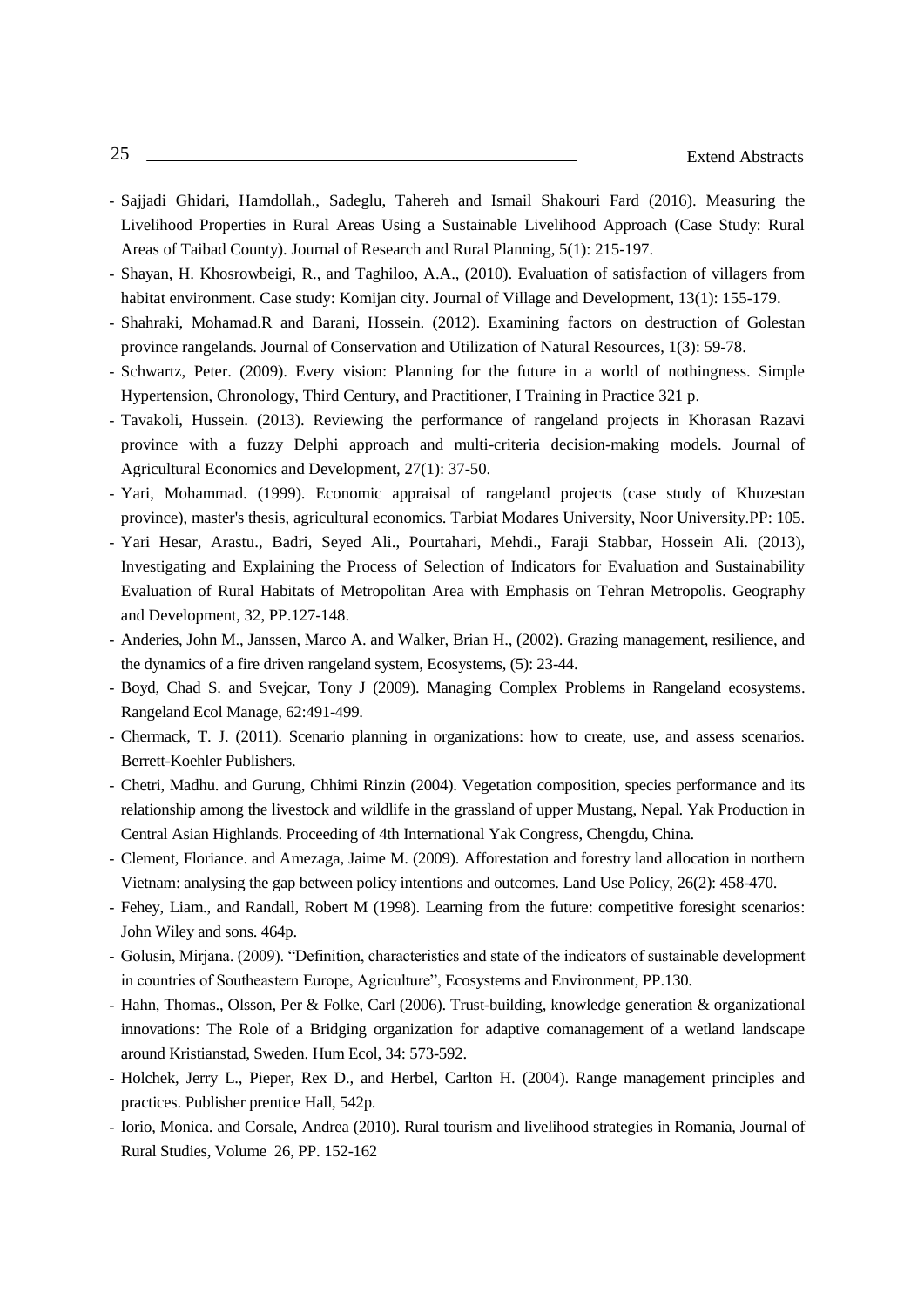- Sajjadi Ghidari, Hamdollah., Sadeglu, Tahereh and Ismail Shakouri Fard (2016). Measuring the Livelihood Properties in Rural Areas Using a Sustainable Livelihood Approach (Case Study: Rural Areas of Taibad County). Journal of Research and Rural Planning, 5(1): 215-197.
- Shayan, H. Khosrowbeigi, R., and Taghiloo, A.A., (2010). Evaluation of satisfaction of villagers from habitat environment. Case study: Komijan city. Journal of Village and Development, 13(1): 155-179.
- Shahraki, Mohamad.R and Barani, Hossein. (2012). Examining factors on destruction of Golestan province rangelands. Journal of Conservation and Utilization of Natural Resources, 1(3): 59-78.
- Schwartz, Peter. (2009). Every vision: Planning for the future in a world of nothingness. Simple Hypertension, Chronology, Third Century, and Practitioner, I Training in Practice 321 p.
- Tavakoli, Hussein. (2013). Reviewing the performance of rangeland projects in Khorasan Razavi province with a fuzzy Delphi approach and multi-criteria decision-making models. Journal of Agricultural Economics and Development, 27(1): 37-50.
- Yari, Mohammad. (1999). Economic appraisal of rangeland projects (case study of Khuzestan province), master's thesis, agricultural economics. Tarbiat Modares University, Noor University.PP: 105.
- Yari Hesar, Arastu., Badri, Seyed Ali., Pourtahari, Mehdi., Faraji Stabbar, Hossein Ali. (2013), Investigating and Explaining the Process of Selection of Indicators for Evaluation and Sustainability Evaluation of Rural Habitats of Metropolitan Area with Emphasis on Tehran Metropolis. Geography and Development, 32, PP.127-148.
- Anderies, John M., Janssen, Marco A. and Walker, Brian H., (2002). Grazing management, resilience, and the dynamics of a fire driven rangeland system, Ecosystems, (5): 23-44.
- Boyd, Chad S. and Svejcar, Tony J (2009). Managing Complex Problems in Rangeland ecosystems. Rangeland Ecol Manage, 62:491-499.
- Chermack, T. J. (2011). Scenario planning in organizations: how to create, use, and assess scenarios. Berrett-Koehler Publishers.
- Chetri, Madhu. and Gurung, Chhimi Rinzin (2004). Vegetation composition, species performance and its relationship among the livestock and wildlife in the grassland of upper Mustang, Nepal. Yak Production in Central Asian Highlands. Proceeding of 4th International Yak Congress, Chengdu, China.
- Clement, Floriance. and Amezaga, Jaime M. (2009). Afforestation and forestry land allocation in northern Vietnam: analysing the gap between policy intentions and outcomes. Land Use Policy, 26(2): 458-470.
- Fehey, Liam., and Randall, Robert M (1998). Learning from the future: competitive foresight scenarios: John Wiley and sons. 464p.
- Golusin, Mirjana. (2009). "Definition, characteristics and state of the indicators of sustainable development in countries of Southeastern Europe, Agriculture", Ecosystems and Environment, PP.130.
- Hahn, Thomas., Olsson, Per & Folke, Carl (2006). Trust-building, knowledge generation & organizational innovations: The Role of a Bridging organization for adaptive comanagement of a wetland landscape around Kristianstad, Sweden. Hum Ecol, 34: 573-592.
- Holchek, Jerry L., Pieper, Rex D., and Herbel, Carlton H. (2004). Range management principles and practices. Publisher prentice Hall, 542p.
- Iorio, Monica. and Corsale, Andrea (2010). Rural tourism and livelihood strategies in Romania, Journal of Rural Studies, Volume 26, PP. 152-162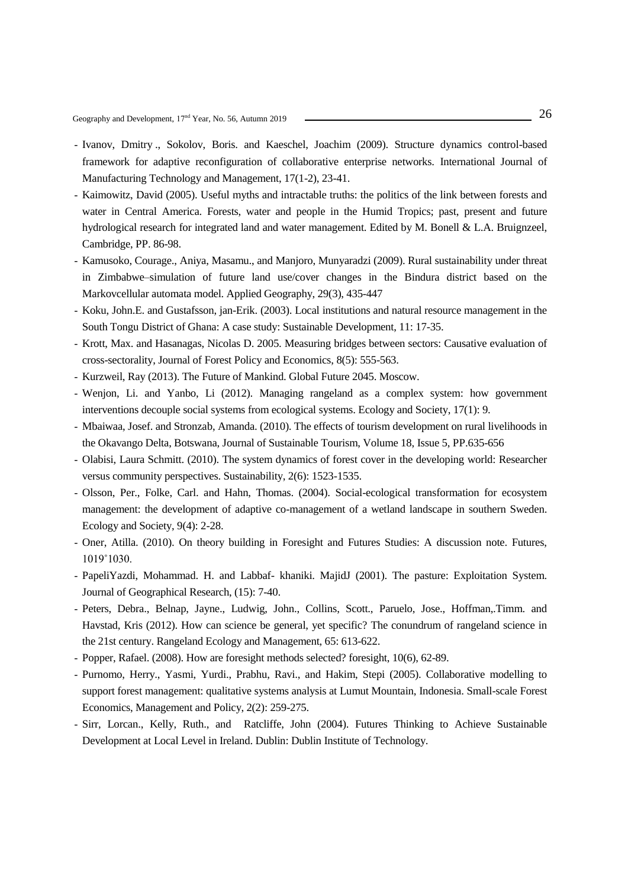- Ivanov, Dmitry ., Sokolov, Boris. and Kaeschel, Joachim (2009). Structure dynamics control-based framework for adaptive reconfiguration of collaborative enterprise networks. International Journal of Manufacturing Technology and Management, 17(1-2), 23-41.
- Kaimowitz, David (2005). Useful myths and intractable truths: the politics of the link between forests and water in Central America. Forests, water and people in the Humid Tropics; past, present and future hydrological research for integrated land and water management. Edited by M. Bonell & L.A. Bruignzeel, Cambridge, PP. 86-98.
- Kamusoko, Courage., Aniya, Masamu., and Manjoro, Munyaradzi (2009). Rural sustainability under threat in Zimbabwe–simulation of future land use/cover changes in the Bindura district based on the Markovcellular automata model. Applied Geography, 29(3), 435-447
- Koku, John.E. and Gustafsson, jan-Erik. (2003). Local institutions and natural resource management in the South Tongu District of Ghana: A case study: Sustainable Development, 11: 17-35.
- Krott, Max. and Hasanagas, Nicolas D. 2005. Measuring bridges between sectors: Causative evaluation of cross-sectorality, Journal of Forest Policy and Economics, 8(5): 555-563.
- Kurzweil, Ray (2013). The Future of Mankind. Global Future 2045. Moscow.
- Wenjon, Li. and Yanbo, Li (2012). Managing rangeland as a complex system: how government interventions decouple social systems from ecological systems. Ecology and Society, 17(1): 9.
- Mbaiwaa, Josef. and Stronzab, Amanda. (2010). The effects of tourism development on rural livelihoods in the Okavango Delta, Botswana, Journal of Sustainable Tourism, Volume 18, Issue 5, PP.635-656
- Olabisi, Laura Schmitt. (2010). The system dynamics of forest cover in the developing world: Researcher versus community perspectives. Sustainability, 2(6): 1523-1535.
- Olsson, Per., Folke, Carl. and Hahn, Thomas. (2004). Social-ecological transformation for ecosystem management: the development of adaptive co-management of a wetland landscape in southern Sweden. Ecology and Society, 9(4): 2-28.
- Oner, Atilla. (2010). On theory building in Foresight and Futures Studies: A discussion note. Futures, 1019˚1030.
- PapeliYazdi, Mohammad. H. and Labbaf- khaniki. MajidJ (2001). The pasture: Exploitation System. Journal of Geographical Research, (15): 7-40.
- Peters, Debra., Belnap, Jayne., Ludwig, John., Collins, Scott., Paruelo, Jose., Hoffman,.Timm. and Havstad, Kris (2012). How can science be general, yet specific? The conundrum of rangeland science in the 21st century. Rangeland Ecology and Management, 65: 613-622.
- Popper, Rafael. (2008). How are foresight methods selected? foresight, 10(6), 62-89.
- Purnomo, Herry., Yasmi, Yurdi., Prabhu, Ravi., and Hakim, Stepi (2005). Collaborative modelling to support forest management: qualitative systems analysis at Lumut Mountain, Indonesia. Small-scale Forest Economics, Management and Policy, 2(2): 259-275.
- Sirr, Lorcan., Kelly, Ruth., and Ratcliffe, John (2004). Futures Thinking to Achieve Sustainable Development at Local Level in Ireland. Dublin: Dublin Institute of Technology.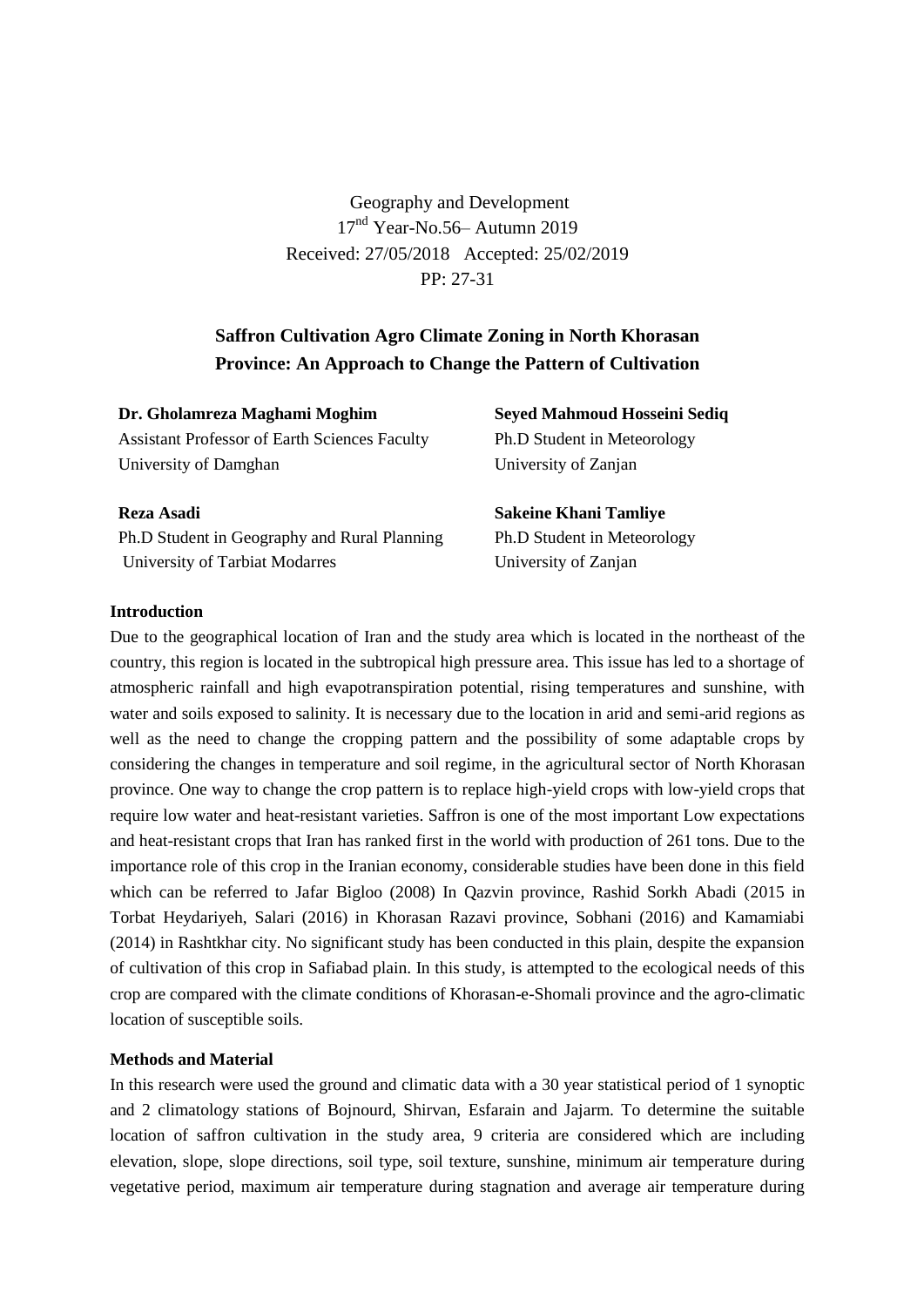Geography and Development
17nd Year-No.56– Autumn 2019
Received: 27/05/2018 Accepted: 25/02/2019
PP: 27-31

# Saffron Cultivation Agro Climate Zoning in North Khorasan Province: An Approach to Change the Pattern of Cultivation

**Dr. Gholamreza Maghami Moghim**
Assistant Professor of Earth Sciences Faculty
University of Damghan

**Seyed Mahmoud Hosseini Sediq**
Ph.D Student in Meteorology
University of Zanjan

**Reza Asadi**
Ph.D Student in Geography and Rural Planning
University of Tarbiat Modarres

**Sakeine Khani Tamliye**
Ph.D Student in Meteorology
University of Zanjan

### Introduction

Due to the geographical location of Iran and the study area which is located in the northeast of the country, this region is located in the subtropical high pressure area. This issue has led to a shortage of atmospheric rainfall and high evapotranspiration potential, rising temperatures and sunshine, with water and soils exposed to salinity. It is necessary due to the location in arid and semi-arid regions as well as the need to change the cropping pattern and the possibility of some adaptable crops by considering the changes in temperature and soil regime, in the agricultural sector of North Khorasan province. One way to change the crop pattern is to replace high-yield crops with low-yield crops that require low water and heat-resistant varieties. Saffron is one of the most important Low expectations and heat-resistant crops that Iran has ranked first in the world with production of 261 tons. Due to the importance role of this crop in the Iranian economy, considerable studies have been done in this field which can be referred to Jafar Bigloo (2008) In Qazvin province, Rashid Sorkh Abadi (2015 in Torbat Heydariyeh, Salari (2016) in Khorasan Razavi province, Sobhani (2016) and Kamamiabi (2014) in Rashtkhar city. No significant study has been conducted in this plain, despite the expansion of cultivation of this crop in Safiabad plain. In this study, is attempted to the ecological needs of this crop are compared with the climate conditions of Khorasan-e-Shomali province and the agro-climatic location of susceptible soils.

### Methods and Material

In this research were used the ground and climatic data with a 30 year statistical period of 1 synoptic and 2 climatology stations of Bojnourd, Shirvan, Esfarain and Jajarm. To determine the suitable location of saffron cultivation in the study area, 9 criteria are considered which are including elevation, slope, slope directions, soil type, soil texture, sunshine, minimum air temperature during vegetative period, maximum air temperature during stagnation and average air temperature during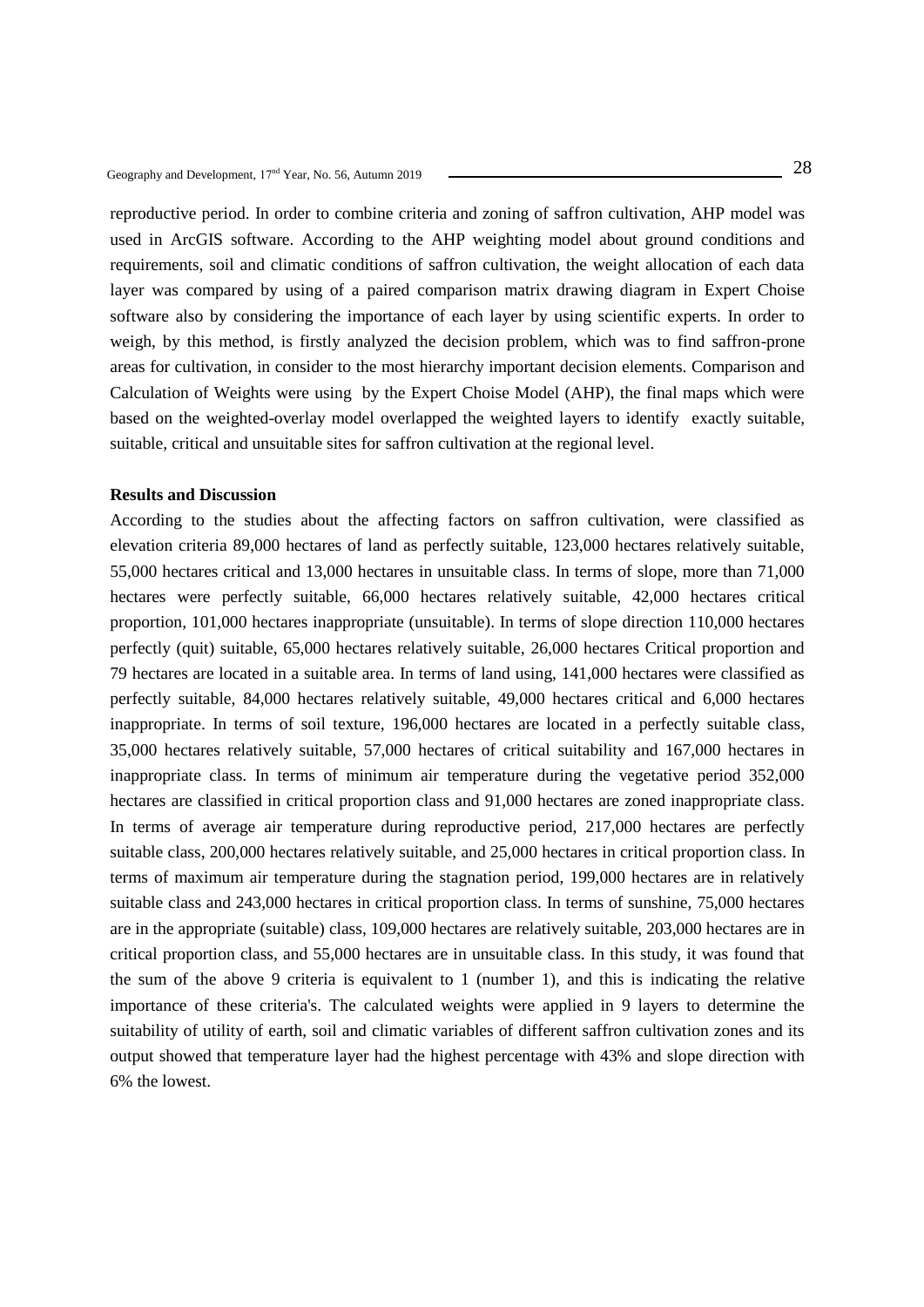reproductive period. In order to combine criteria and zoning of saffron cultivation, AHP model was used in ArcGIS software. According to the AHP weighting model about ground conditions and requirements, soil and climatic conditions of saffron cultivation, the weight allocation of each data layer was compared by using of a paired comparison matrix drawing diagram in Expert Choise software also by considering the importance of each layer by using scientific experts. In order to weigh, by this method, is firstly analyzed the decision problem, which was to find saffron-prone areas for cultivation, in consider to the most hierarchy important decision elements. Comparison and Calculation of Weights were using by the Expert Choise Model (AHP), the final maps which were based on the weighted-overlay model overlapped the weighted layers to identify exactly suitable, suitable, critical and unsuitable sites for saffron cultivation at the regional level.

**Results and Discussion**

According to the studies about the affecting factors on saffron cultivation, were classified as elevation criteria 89,000 hectares of land as perfectly suitable, 123,000 hectares relatively suitable, 55,000 hectares critical and 13,000 hectares in unsuitable class. In terms of slope, more than 71,000 hectares were perfectly suitable, 66,000 hectares relatively suitable, 42,000 hectares critical proportion, 101,000 hectares inappropriate (unsuitable). In terms of slope direction 110,000 hectares perfectly (quit) suitable, 65,000 hectares relatively suitable, 26,000 hectares Critical proportion and 79 hectares are located in a suitable area. In terms of land using, 141,000 hectares were classified as perfectly suitable, 84,000 hectares relatively suitable, 49,000 hectares critical and 6,000 hectares inappropriate. In terms of soil texture, 196,000 hectares are located in a perfectly suitable class, 35,000 hectares relatively suitable, 57,000 hectares of critical suitability and 167,000 hectares in inappropriate class. In terms of minimum air temperature during the vegetative period 352,000 hectares are classified in critical proportion class and 91,000 hectares are zoned inappropriate class. In terms of average air temperature during reproductive period, 217,000 hectares are perfectly suitable class, 200,000 hectares relatively suitable, and 25,000 hectares in critical proportion class. In terms of maximum air temperature during the stagnation period, 199,000 hectares are in relatively suitable class and 243,000 hectares in critical proportion class. In terms of sunshine, 75,000 hectares are in the appropriate (suitable) class, 109,000 hectares are relatively suitable, 203,000 hectares are in critical proportion class, and 55,000 hectares are in unsuitable class. In this study, it was found that the sum of the above 9 criteria is equivalent to 1 (number 1), and this is indicating the relative importance of these criteria's. The calculated weights were applied in 9 layers to determine the suitability of utility of earth, soil and climatic variables of different saffron cultivation zones and its output showed that temperature layer had the highest percentage with 43% and slope direction with 6% the lowest.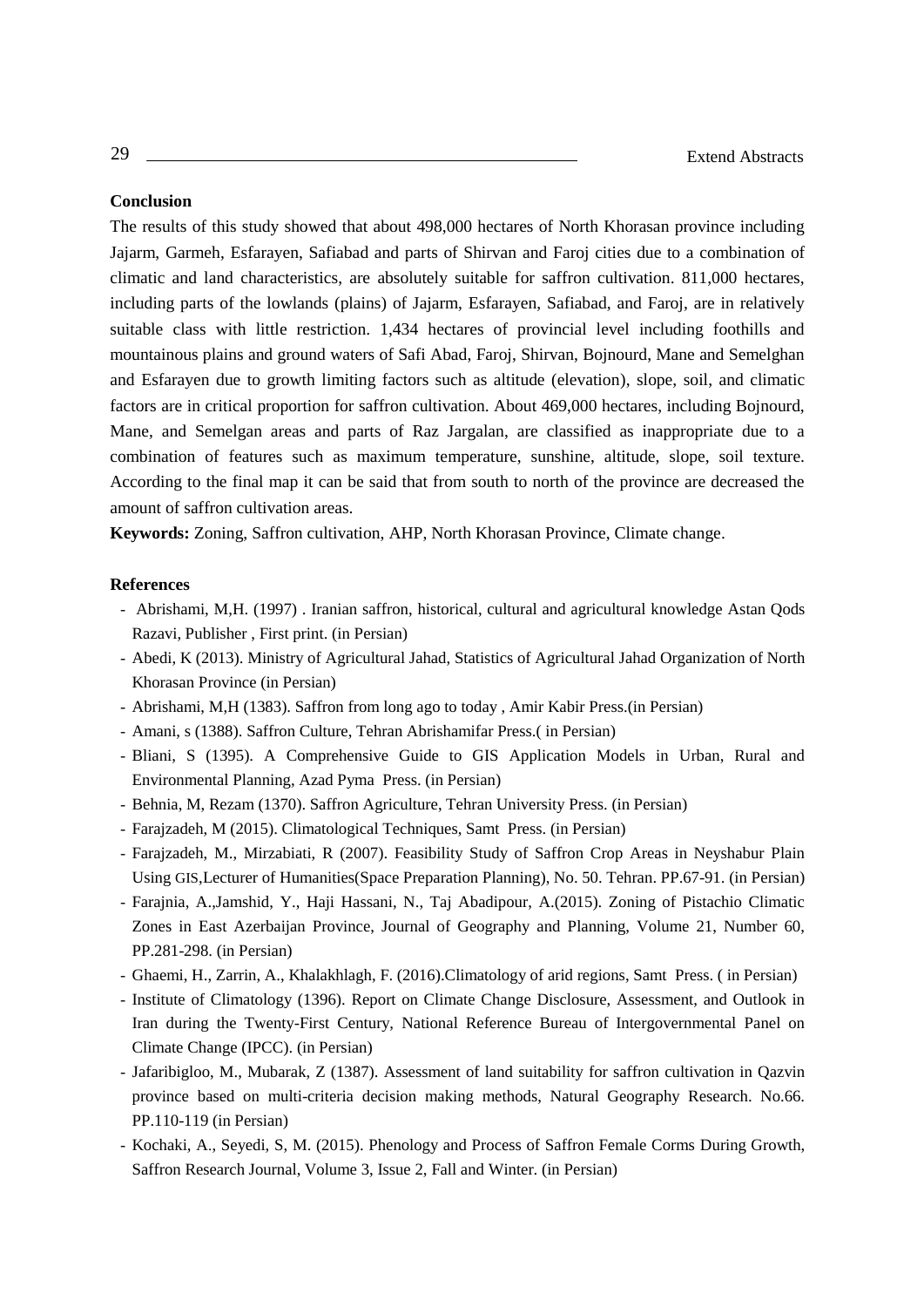**Conclusion**

The results of this study showed that about 498,000 hectares of North Khorasan province including Jajarm, Garmeh, Esfarayen, Safiabad and parts of Shirvan and Faroj cities due to a combination of climatic and land characteristics, are absolutely suitable for saffron cultivation. 811,000 hectares, including parts of the lowlands (plains) of Jajarm, Esfarayen, Safiabad, and Faroj, are in relatively suitable class with little restriction. 1,434 hectares of provincial level including foothills and mountainous plains and ground waters of Safi Abad, Faroj, Shirvan, Bojnourd, Mane and Semelghan and Esfarayen due to growth limiting factors such as altitude (elevation), slope, soil, and climatic factors are in critical proportion for saffron cultivation. About 469,000 hectares, including Bojnourd, Mane, and Semelgan areas and parts of Raz Jargalan, are classified as inappropriate due to a combination of features such as maximum temperature, sunshine, altitude, slope, soil texture. According to the final map it can be said that from south to north of the province are decreased the amount of saffron cultivation areas.

**Keywords:** Zoning, Saffron cultivation, AHP, North Khorasan Province, Climate change.

**References**

- Abrishami, M,H. (1997) . Iranian saffron, historical, cultural and agricultural knowledge Astan Qods Razavi, Publisher , First print. (in Persian)
- Abedi, K (2013). Ministry of Agricultural Jahad, Statistics of Agricultural Jahad Organization of North Khorasan Province (in Persian)
- Abrishami, M,H (1383). Saffron from long ago to today , Amir Kabir Press.(in Persian)
- Amani, s (1388). Saffron Culture, Tehran Abrishamifar Press.( in Persian)
- Bliani, S (1395). A Comprehensive Guide to GIS Application Models in Urban, Rural and Environmental Planning, Azad Pyma Press. (in Persian)
- Behnia, M, Rezam (1370). Saffron Agriculture, Tehran University Press. (in Persian)
- Farajzadeh, M (2015). Climatological Techniques, Samt Press. (in Persian)
- Farajzadeh, M., Mirzabiati, R (2007). Feasibility Study of Saffron Crop Areas in Neyshabur Plain Using GIS,Lecturer of Humanities(Space Preparation Planning), No. 50. Tehran. PP.67-91. (in Persian)
- Farajnia, A.,Jamshid, Y., Haji Hassani, N., Taj Abadipour, A.(2015). Zoning of Pistachio Climatic Zones in East Azerbaijan Province, Journal of Geography and Planning, Volume 21, Number 60, PP.281-298. (in Persian)
- Ghaemi, H., Zarrin, A., Khalakhlagh, F. (2016).Climatology of arid regions, Samt Press. ( in Persian)
- Institute of Climatology (1396). Report on Climate Change Disclosure, Assessment, and Outlook in Iran during the Twenty-First Century, National Reference Bureau of Intergovernmental Panel on Climate Change (IPCC). (in Persian)
- Jafaribigloo, M., Mubarak, Z (1387). Assessment of land suitability for saffron cultivation in Qazvin province based on multi-criteria decision making methods, Natural Geography Research. No.66. PP.110-119 (in Persian)
- Kochaki, A., Seyedi, S, M. (2015). Phenology and Process of Saffron Female Corms During Growth, Saffron Research Journal, Volume 3, Issue 2, Fall and Winter. (in Persian)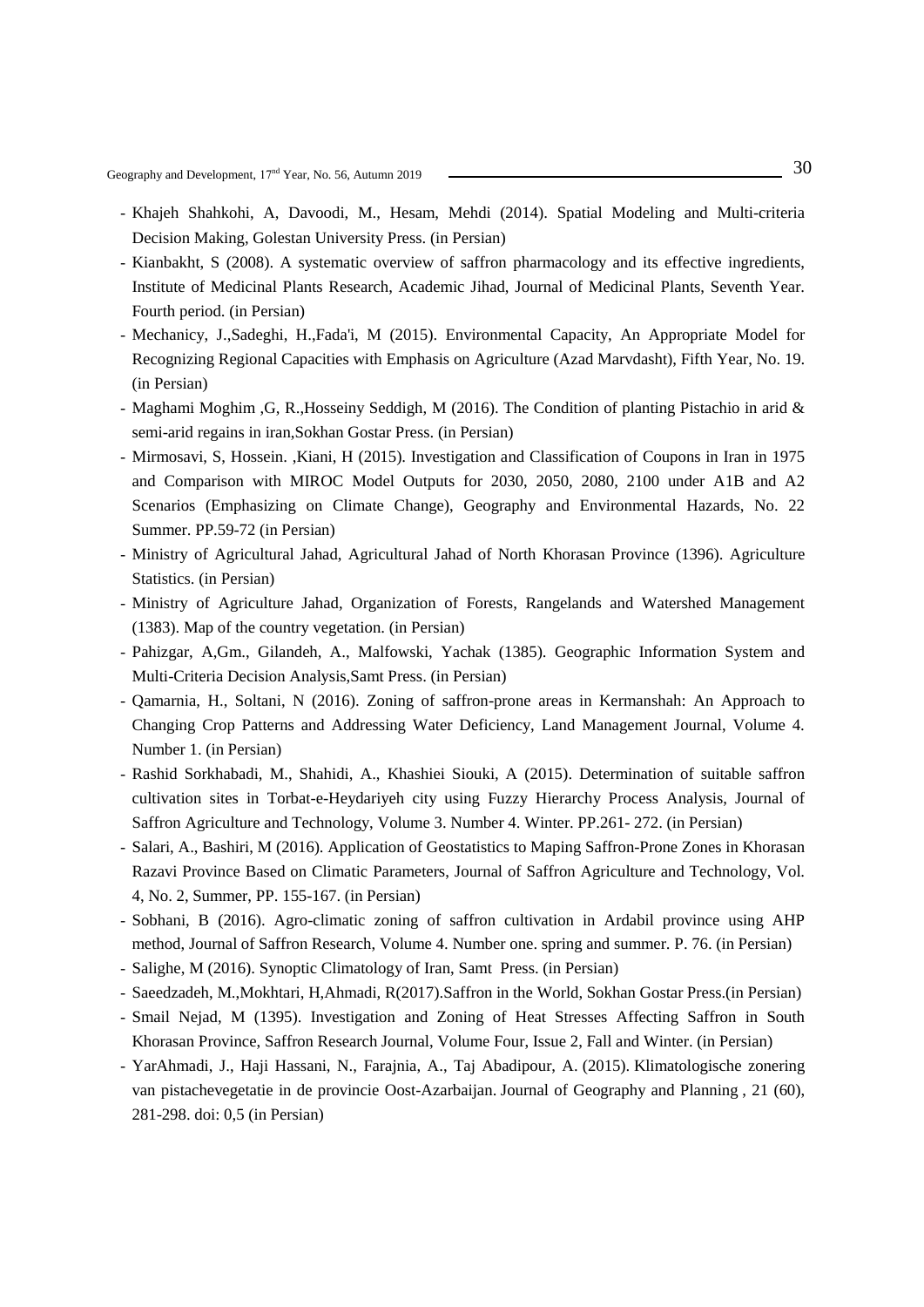- Khajeh Shahkohi, A, Davoodi, M., Hesam, Mehdi (2014). Spatial Modeling and Multi-criteria Decision Making, Golestan University Press. (in Persian)
- Kianbakht, S (2008). A systematic overview of saffron pharmacology and its effective ingredients, Institute of Medicinal Plants Research, Academic Jihad, Journal of Medicinal Plants, Seventh Year. Fourth period. (in Persian)
- Mechanicy, J.,Sadeghi, H.,Fada'i, M (2015). Environmental Capacity, An Appropriate Model for Recognizing Regional Capacities with Emphasis on Agriculture (Azad Marvdasht), Fifth Year, No. 19. (in Persian)
- Maghami Moghim ,G, R.,Hosseiny Seddigh, M (2016). The Condition of planting Pistachio in arid & semi-arid regains in iran,Sokhan Gostar Press. (in Persian)
- Mirmosavi, S, Hossein. ,Kiani, H (2015). Investigation and Classification of Coupons in Iran in 1975 and Comparison with MIROC Model Outputs for 2030, 2050, 2080, 2100 under A1B and A2 Scenarios (Emphasizing on Climate Change), Geography and Environmental Hazards, No. 22 Summer. PP.59-72 (in Persian)
- Ministry of Agricultural Jahad, Agricultural Jahad of North Khorasan Province (1396). Agriculture Statistics. (in Persian)
- Ministry of Agriculture Jahad, Organization of Forests, Rangelands and Watershed Management (1383). Map of the country vegetation. (in Persian)
- Pahizgar, A,Gm., Gilandeh, A., Malfowski, Yachak (1385). Geographic Information System and Multi-Criteria Decision Analysis,Samt Press. (in Persian)
- Qamarnia, H., Soltani, N (2016). Zoning of saffron-prone areas in Kermanshah: An Approach to Changing Crop Patterns and Addressing Water Deficiency, Land Management Journal, Volume 4. Number 1. (in Persian)
- Rashid Sorkhabadi, M., Shahidi, A., Khashiei Siouki, A (2015). Determination of suitable saffron cultivation sites in Torbat-e-Heydariyeh city using Fuzzy Hierarchy Process Analysis, Journal of Saffron Agriculture and Technology, Volume 3. Number 4. Winter. PP.261- 272. (in Persian)
- Salari, A., Bashiri, M (2016). Application of Geostatistics to Maping Saffron-Prone Zones in Khorasan Razavi Province Based on Climatic Parameters, Journal of Saffron Agriculture and Technology, Vol. 4, No. 2, Summer, PP. 155-167. (in Persian)
- Sobhani, B (2016). Agro-climatic zoning of saffron cultivation in Ardabil province using AHP method, Journal of Saffron Research, Volume 4. Number one. spring and summer. P. 76. (in Persian)
- Salighe, M (2016). Synoptic Climatology of Iran, Samt Press. (in Persian)
- Saeedzadeh, M.,Mokhtari, H,Ahmadi, R(2017).Saffron in the World, Sokhan Gostar Press.(in Persian)
- Smail Nejad, M (1395). Investigation and Zoning of Heat Stresses Affecting Saffron in South Khorasan Province, Saffron Research Journal, Volume Four, Issue 2, Fall and Winter. (in Persian)
- YarAhmadi, J., Haji Hassani, N., Farajnia, A., Taj Abadipour, A. (2015). Klimatologische zonering van pistachevegetatie in de provincie Oost-Azarbaijan. Journal of Geography and Planning , 21 (60), 281-298. doi: 0,5 (in Persian)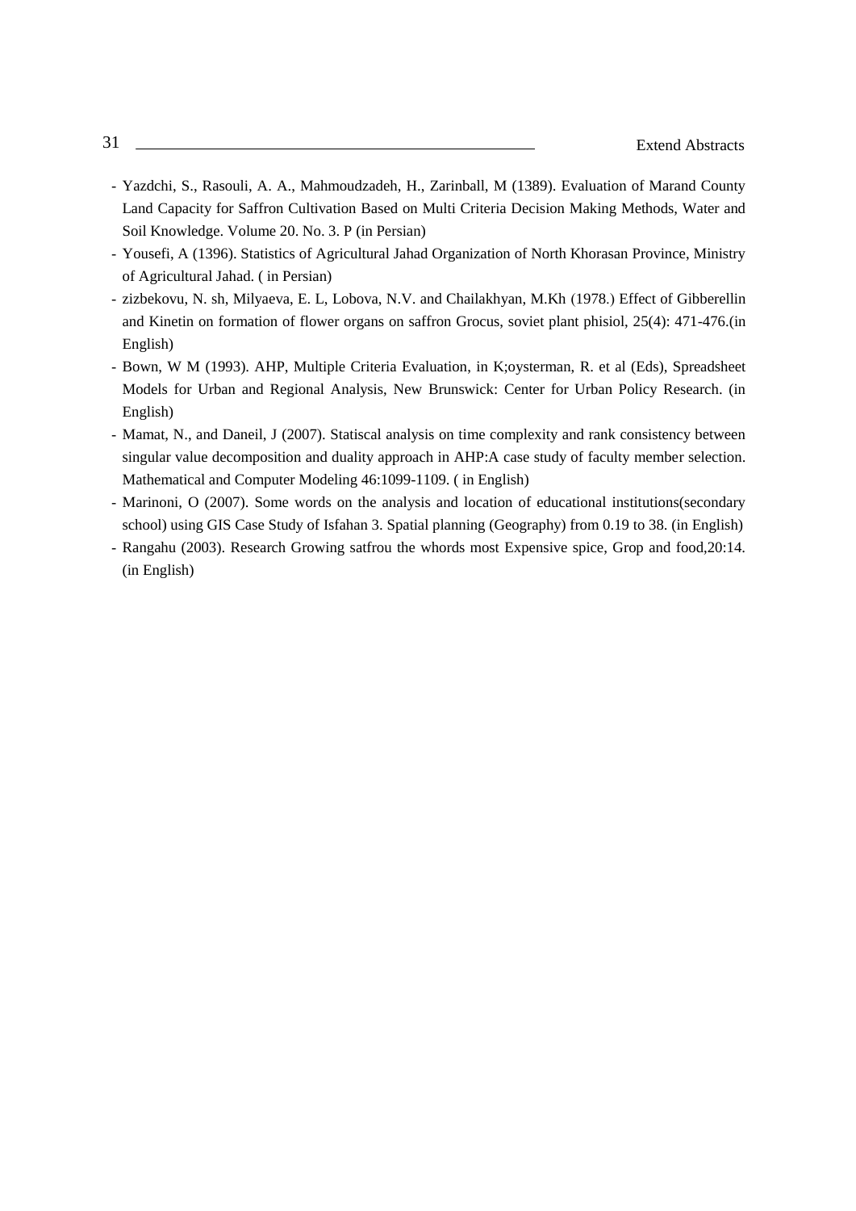- Yazdchi, S., Rasouli, A. A., Mahmoudzadeh, H., Zarinball, M (1389). Evaluation of Marand County Land Capacity for Saffron Cultivation Based on Multi Criteria Decision Making Methods, Water and Soil Knowledge. Volume 20. No. 3. P (in Persian)
- Yousefi, A (1396). Statistics of Agricultural Jahad Organization of North Khorasan Province, Ministry of Agricultural Jahad. ( in Persian)
- zizbekovu, N. sh, Milyaeva, E. L, Lobova, N.V. and Chailakhyan, M.Kh (1978.) Effect of Gibberellin and Kinetin on formation of flower organs on saffron Grocus, soviet plant phisiol, 25(4): 471-476.(in English)
- Bown, W M (1993). AHP, Multiple Criteria Evaluation, in K;oysterman, R. et al (Eds), Spreadsheet Models for Urban and Regional Analysis, New Brunswick: Center for Urban Policy Research. (in English)
- Mamat, N., and Daneil, J (2007). Statiscal analysis on time complexity and rank consistency between singular value decomposition and duality approach in AHP:A case study of faculty member selection. Mathematical and Computer Modeling 46:1099-1109. ( in English)
- Marinoni, O (2007). Some words on the analysis and location of educational institutions(secondary school) using GIS Case Study of Isfahan 3. Spatial planning (Geography) from 0.19 to 38. (in English)
- Rangahu (2003). Research Growing satfrou the whords most Expensive spice, Grop and food,20:14. (in English)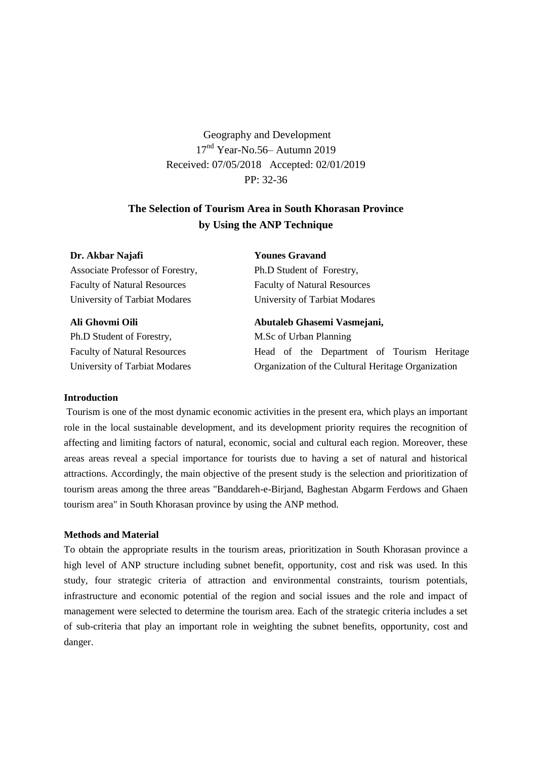Geography and Development
17nd Year-No.56– Autumn 2019
Received: 07/05/2018 Accepted: 02/01/2019
PP: 32-36

# The Selection of Tourism Area in South Khorasan Province by Using the ANP Technique

**Dr. Akbar Najafi**
Associate Professor of Forestry,
Faculty of Natural Resources
University of Tarbiat Modares

**Younes Gravand**
Ph.D Student of Forestry,
Faculty of Natural Resources
University of Tarbiat Modares

**Ali Ghovmi Oili**
Ph.D Student of Forestry,
Faculty of Natural Resources
University of Tarbiat Modares

**Abutaleb Ghasemi Vasmejani,**
M.Sc of Urban Planning
Head of the Department of Tourism Heritage Organization of the Cultural Heritage Organization

### Introduction

Tourism is one of the most dynamic economic activities in the present era, which plays an important role in the local sustainable development, and its development priority requires the recognition of affecting and limiting factors of natural, economic, social and cultural each region. Moreover, these areas areas reveal a special importance for tourists due to having a set of natural and historical attractions. Accordingly, the main objective of the present study is the selection and prioritization of tourism areas among the three areas "Banddareh-e-Birjand, Baghestan Abgarm Ferdows and Ghaen tourism area" in South Khorasan province by using the ANP method.

### Methods and Material

To obtain the appropriate results in the tourism areas, prioritization in South Khorasan province a high level of ANP structure including subnet benefit, opportunity, cost and risk was used. In this study, four strategic criteria of attraction and environmental constraints, tourism potentials, infrastructure and economic potential of the region and social issues and the role and impact of management were selected to determine the tourism area. Each of the strategic criteria includes a set of sub-criteria that play an important role in weighting the subnet benefits, opportunity, cost and danger.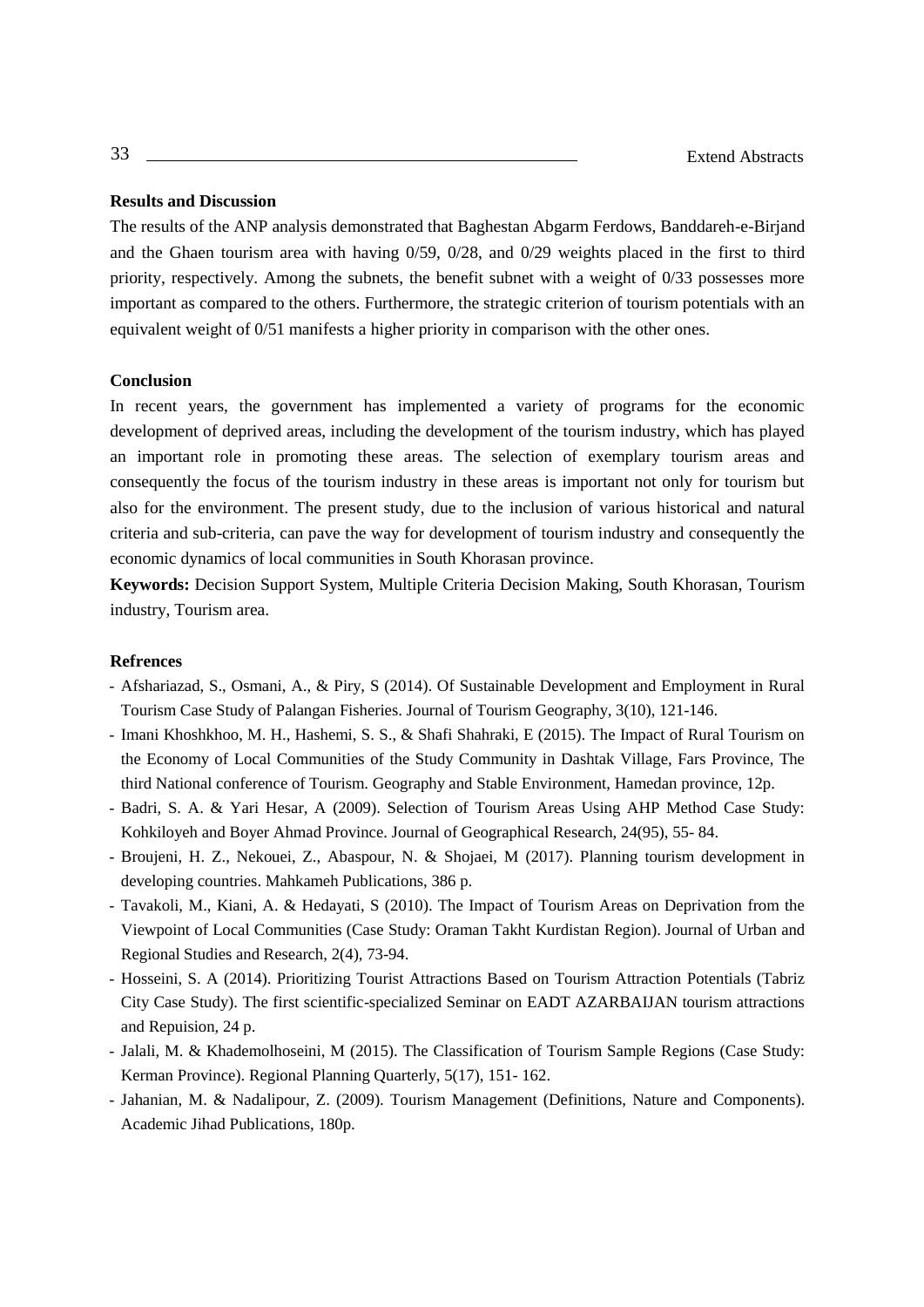**Results and Discussion**

The results of the ANP analysis demonstrated that Baghestan Abgarm Ferdows, Banddareh-e-Birjand and the Ghaen tourism area with having 0/59, 0/28, and 0/29 weights placed in the first to third priority, respectively. Among the subnets, the benefit subnet with a weight of 0/33 possesses more important as compared to the others. Furthermore, the strategic criterion of tourism potentials with an equivalent weight of 0/51 manifests a higher priority in comparison with the other ones.

**Conclusion**

In recent years, the government has implemented a variety of programs for the economic development of deprived areas, including the development of the tourism industry, which has played an important role in promoting these areas. The selection of exemplary tourism areas and consequently the focus of the tourism industry in these areas is important not only for tourism but also for the environment. The present study, due to the inclusion of various historical and natural criteria and sub-criteria, can pave the way for development of tourism industry and consequently the economic dynamics of local communities in South Khorasan province.

**Keywords:** Decision Support System, Multiple Criteria Decision Making, South Khorasan, Tourism industry, Tourism area.

**Refrences**

- Afshariazad, S., Osmani, A., & Piry, S (2014). Of Sustainable Development and Employment in Rural Tourism Case Study of Palangan Fisheries. Journal of Tourism Geography, 3(10), 121-146.
- Imani Khoshkhoo, M. H., Hashemi, S. S., & Shafi Shahraki, E (2015). The Impact of Rural Tourism on the Economy of Local Communities of the Study Community in Dashtak Village, Fars Province, The third National conference of Tourism. Geography and Stable Environment, Hamedan province, 12p.
- Badri, S. A. & Yari Hesar, A (2009). Selection of Tourism Areas Using AHP Method Case Study: Kohkiloyeh and Boyer Ahmad Province. Journal of Geographical Research, 24(95), 55- 84.
- Broujeni, H. Z., Nekouei, Z., Abaspour, N. & Shojaei, M (2017). Planning tourism development in developing countries. Mahkameh Publications, 386 p.
- Tavakoli, M., Kiani, A. & Hedayati, S (2010). The Impact of Tourism Areas on Deprivation from the Viewpoint of Local Communities (Case Study: Oraman Takht Kurdistan Region). Journal of Urban and Regional Studies and Research, 2(4), 73-94.
- Hosseini, S. A (2014). Prioritizing Tourist Attractions Based on Tourism Attraction Potentials (Tabriz City Case Study). The first scientific-specialized Seminar on EADT AZARBAIJAN tourism attractions and Repuision, 24 p.
- Jalali, M. & Khademolhoseini, M (2015). The Classification of Tourism Sample Regions (Case Study: Kerman Province). Regional Planning Quarterly, 5(17), 151- 162.
- Jahanian, M. & Nadalipour, Z. (2009). Tourism Management (Definitions, Nature and Components). Academic Jihad Publications, 180p.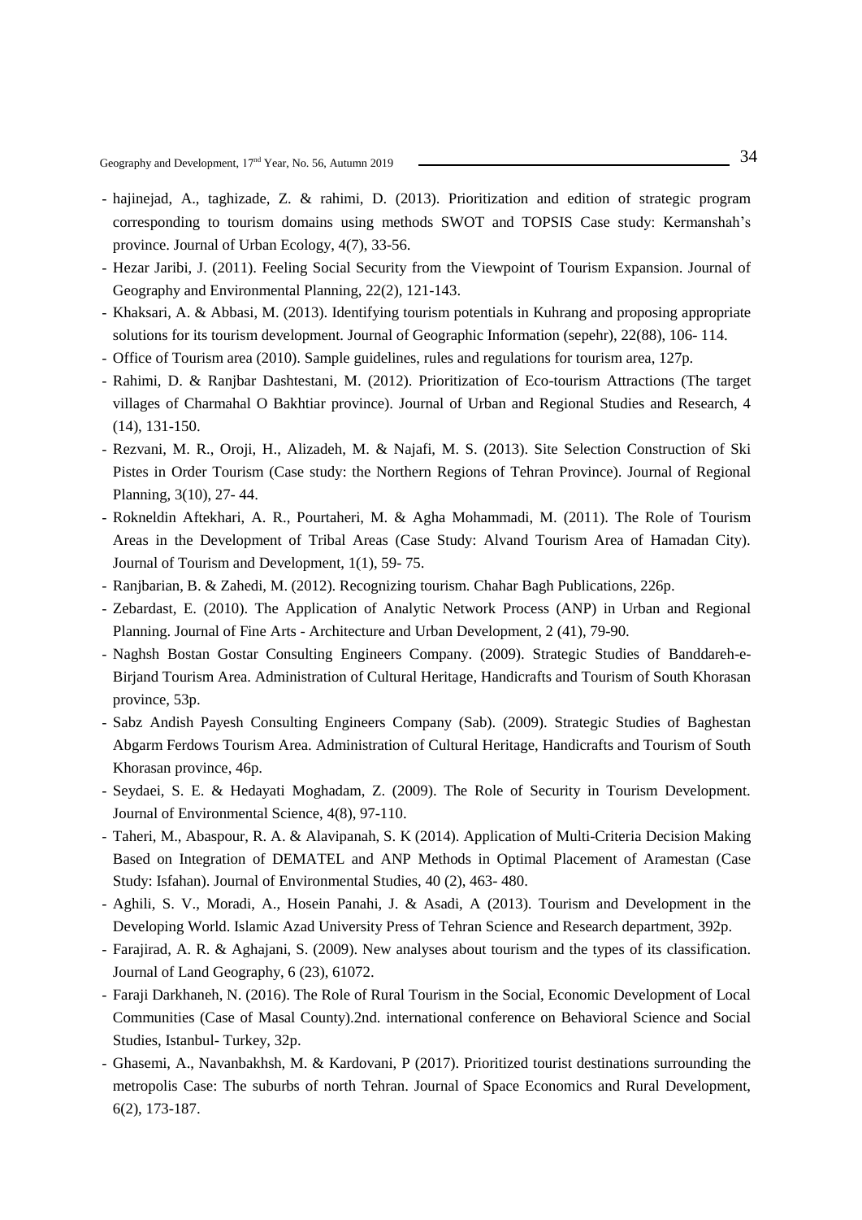- hajinejad, A., taghizade, Z. & rahimi, D. (2013). Prioritization and edition of strategic program corresponding to tourism domains using methods SWOT and TOPSIS Case study: Kermanshah's province. Journal of Urban Ecology, 4(7), 33-56.
- Hezar Jaribi, J. (2011). Feeling Social Security from the Viewpoint of Tourism Expansion. Journal of Geography and Environmental Planning, 22(2), 121-143.
- Khaksari, A. & Abbasi, M. (2013). Identifying tourism potentials in Kuhrang and proposing appropriate solutions for its tourism development. Journal of Geographic Information (sepehr), 22(88), 106- 114.
- Office of Tourism area (2010). Sample guidelines, rules and regulations for tourism area, 127p.
- Rahimi, D. & Ranjbar Dashtestani, M. (2012). Prioritization of Eco-tourism Attractions (The target villages of Charmahal O Bakhtiar province). Journal of Urban and Regional Studies and Research, 4 (14), 131-150.
- Rezvani, M. R., Oroji, H., Alizadeh, M. & Najafi, M. S. (2013). Site Selection Construction of Ski Pistes in Order Tourism (Case study: the Northern Regions of Tehran Province). Journal of Regional Planning, 3(10), 27- 44.
- Rokneldin Aftekhari, A. R., Pourtaheri, M. & Agha Mohammadi, M. (2011). The Role of Tourism Areas in the Development of Tribal Areas (Case Study: Alvand Tourism Area of Hamadan City). Journal of Tourism and Development, 1(1), 59- 75.
- Ranjbarian, B. & Zahedi, M. (2012). Recognizing tourism. Chahar Bagh Publications, 226p.
- Zebardast, E. (2010). The Application of Analytic Network Process (ANP) in Urban and Regional Planning. Journal of Fine Arts - Architecture and Urban Development, 2 (41), 79-90.
- Naghsh Bostan Gostar Consulting Engineers Company. (2009). Strategic Studies of Banddareh-e-Birjand Tourism Area. Administration of Cultural Heritage, Handicrafts and Tourism of South Khorasan province, 53p.
- Sabz Andish Payesh Consulting Engineers Company (Sab). (2009). Strategic Studies of Baghestan Abgarm Ferdows Tourism Area. Administration of Cultural Heritage, Handicrafts and Tourism of South Khorasan province, 46p.
- Seydaei, S. E. & Hedayati Moghadam, Z. (2009). The Role of Security in Tourism Development. Journal of Environmental Science, 4(8), 97-110.
- Taheri, M., Abaspour, R. A. & Alavipanah, S. K (2014). Application of Multi-Criteria Decision Making Based on Integration of DEMATEL and ANP Methods in Optimal Placement of Aramestan (Case Study: Isfahan). Journal of Environmental Studies, 40 (2), 463- 480.
- Aghili, S. V., Moradi, A., Hosein Panahi, J. & Asadi, A (2013). Tourism and Development in the Developing World. Islamic Azad University Press of Tehran Science and Research department, 392p.
- Farajirad, A. R. & Aghajani, S. (2009). New analyses about tourism and the types of its classification. Journal of Land Geography, 6 (23), 61072.
- Faraji Darkhaneh, N. (2016). The Role of Rural Tourism in the Social, Economic Development of Local Communities (Case of Masal County).2nd. international conference on Behavioral Science and Social Studies, Istanbul- Turkey, 32p.
- Ghasemi, A., Navanbakhsh, M. & Kardovani, P (2017). Prioritized tourist destinations surrounding the metropolis Case: The suburbs of north Tehran. Journal of Space Economics and Rural Development, 6(2), 173-187.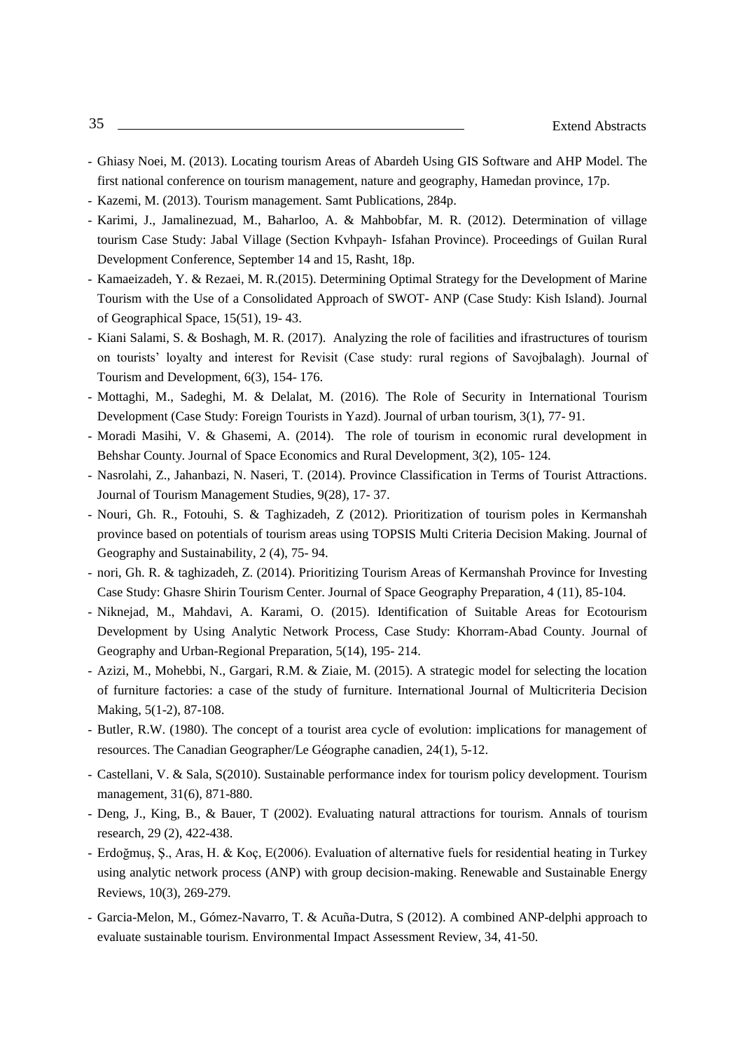- Ghiasy Noei, M. (2013). Locating tourism Areas of Abardeh Using GIS Software and AHP Model. The first national conference on tourism management, nature and geography, Hamedan province, 17p.
- Kazemi, M. (2013). Tourism management. Samt Publications, 284p.
- Karimi, J., Jamalinezuad, M., Baharloo, A. & Mahbobfar, M. R. (2012). Determination of village tourism Case Study: Jabal Village (Section Kvhpayh- Isfahan Province). Proceedings of Guilan Rural Development Conference, September 14 and 15, Rasht, 18p.
- Kamaeizadeh, Y. & Rezaei, M. R.(2015). Determining Optimal Strategy for the Development of Marine Tourism with the Use of a Consolidated Approach of SWOT- ANP (Case Study: Kish Island). Journal of Geographical Space, 15(51), 19- 43.
- Kiani Salami, S. & Boshagh, M. R. (2017). Analyzing the role of facilities and ifrastructures of tourism on tourists' loyalty and interest for Revisit (Case study: rural regions of Savojbalagh). Journal of Tourism and Development, 6(3), 154- 176.
- Mottaghi, M., Sadeghi, M. & Delalat, M. (2016). The Role of Security in International Tourism Development (Case Study: Foreign Tourists in Yazd). Journal of urban tourism, 3(1), 77- 91.
- Moradi Masihi, V. & Ghasemi, A. (2014). The role of tourism in economic rural development in Behshar County. Journal of Space Economics and Rural Development, 3(2), 105- 124.
- Nasrolahi, Z., Jahanbazi, N. Naseri, T. (2014). Province Classification in Terms of Tourist Attractions. Journal of Tourism Management Studies, 9(28), 17- 37.
- Nouri, Gh. R., Fotouhi, S. & Taghizadeh, Z (2012). Prioritization of tourism poles in Kermanshah province based on potentials of tourism areas using TOPSIS Multi Criteria Decision Making. Journal of Geography and Sustainability, 2 (4), 75- 94.
- nori, Gh. R. & taghizadeh, Z. (2014). Prioritizing Tourism Areas of Kermanshah Province for Investing Case Study: Ghasre Shirin Tourism Center. Journal of Space Geography Preparation, 4 (11), 85-104.
- Niknejad, M., Mahdavi, A. Karami, O. (2015). Identification of Suitable Areas for Ecotourism Development by Using Analytic Network Process, Case Study: Khorram-Abad County. Journal of Geography and Urban-Regional Preparation, 5(14), 195- 214.
- Azizi, M., Mohebbi, N., Gargari, R.M. & Ziaie, M. (2015). A strategic model for selecting the location of furniture factories: a case of the study of furniture. International Journal of Multicriteria Decision Making, 5(1-2), 87-108.
- Butler, R.W. (1980). The concept of a tourist area cycle of evolution: implications for management of resources. The Canadian Geographer/Le Géographe canadien, 24(1), 5-12.
- Castellani, V. & Sala, S(2010). Sustainable performance index for tourism policy development. Tourism management, 31(6), 871-880.
- Deng, J., King, B., & Bauer, T (2002). Evaluating natural attractions for tourism. Annals of tourism research, 29 (2), 422-438.
- Erdoğmuş, Ş., Aras, H. & Koç, E(2006). Evaluation of alternative fuels for residential heating in Turkey using analytic network process (ANP) with group decision-making. Renewable and Sustainable Energy Reviews, 10(3), 269-279.
- Garcia-Melon, M., Gómez-Navarro, T. & Acuña-Dutra, S (2012). A combined ANP-delphi approach to evaluate sustainable tourism. Environmental Impact Assessment Review, 34, 41-50.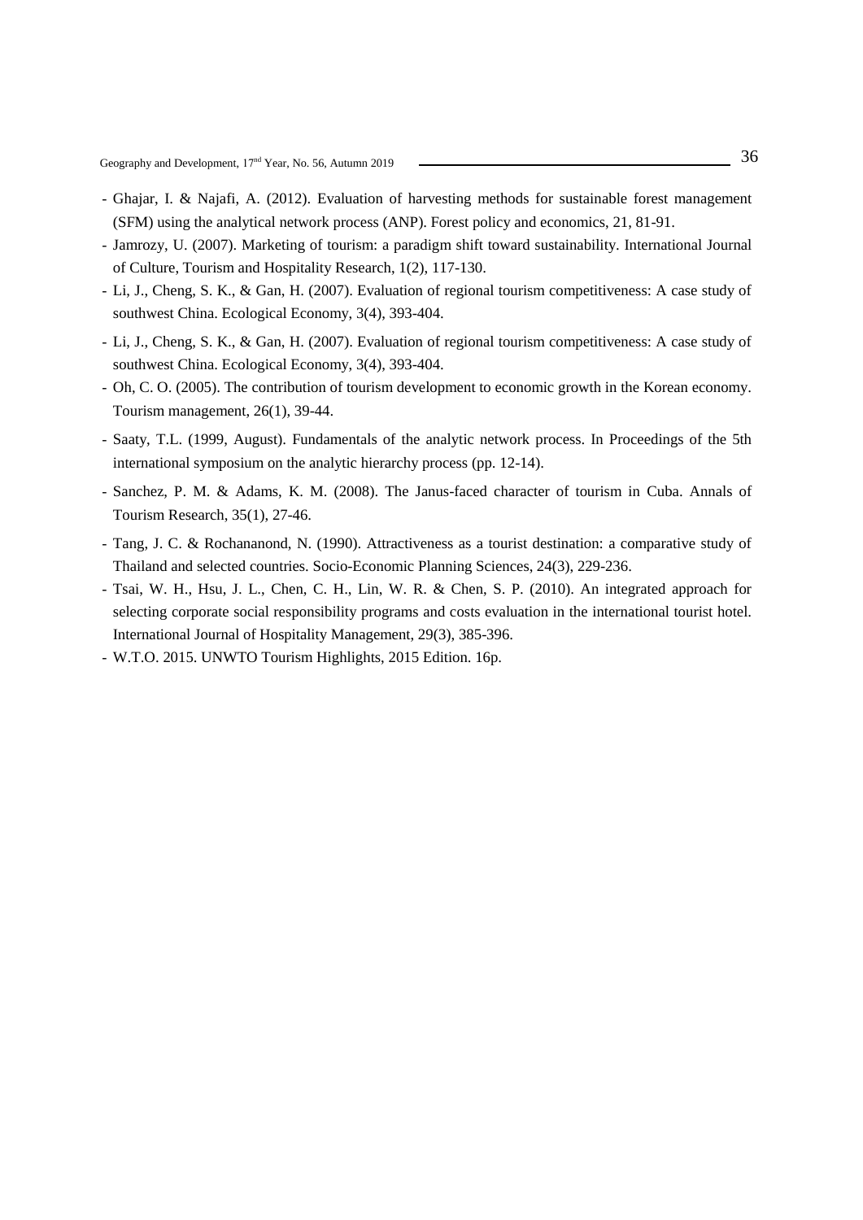- Ghajar, I. & Najafi, A. (2012). Evaluation of harvesting methods for sustainable forest management (SFM) using the analytical network process (ANP). Forest policy and economics, 21, 81-91.
- Jamrozy, U. (2007). Marketing of tourism: a paradigm shift toward sustainability. International Journal of Culture, Tourism and Hospitality Research, 1(2), 117-130.
- Li, J., Cheng, S. K., & Gan, H. (2007). Evaluation of regional tourism competitiveness: A case study of southwest China. Ecological Economy, 3(4), 393-404.
- Li, J., Cheng, S. K., & Gan, H. (2007). Evaluation of regional tourism competitiveness: A case study of southwest China. Ecological Economy, 3(4), 393-404.
- Oh, C. O. (2005). The contribution of tourism development to economic growth in the Korean economy. Tourism management, 26(1), 39-44.
- Saaty, T.L. (1999, August). Fundamentals of the analytic network process. In Proceedings of the 5th international symposium on the analytic hierarchy process (pp. 12-14).
- Sanchez, P. M. & Adams, K. M. (2008). The Janus-faced character of tourism in Cuba. Annals of Tourism Research, 35(1), 27-46.
- Tang, J. C. & Rochananond, N. (1990). Attractiveness as a tourist destination: a comparative study of Thailand and selected countries. Socio-Economic Planning Sciences, 24(3), 229-236.
- Tsai, W. H., Hsu, J. L., Chen, C. H., Lin, W. R. & Chen, S. P. (2010). An integrated approach for selecting corporate social responsibility programs and costs evaluation in the international tourist hotel. International Journal of Hospitality Management, 29(3), 385-396.
- W.T.O. 2015. UNWTO Tourism Highlights, 2015 Edition. 16p.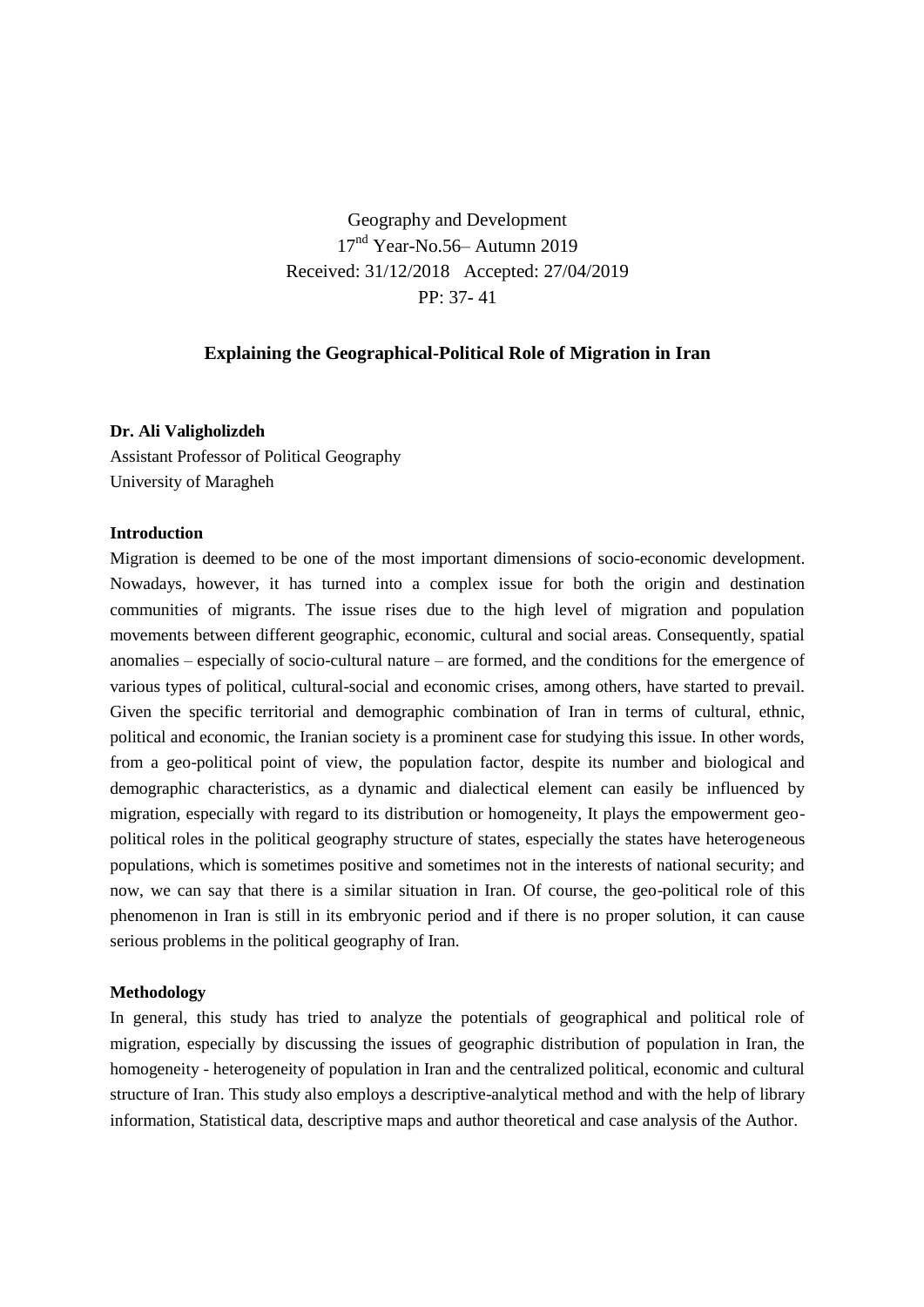Geography and Development
17nd Year-No.56– Autumn 2019
Received: 31/12/2018 Accepted: 27/04/2019
PP: 37- 41

# Explaining the Geographical-Political Role of Migration in Iran

**Dr. Ali Valigholizdeh**
Assistant Professor of Political Geography
University of Maragheh

## Introduction

Migration is deemed to be one of the most important dimensions of socio-economic development. Nowadays, however, it has turned into a complex issue for both the origin and destination communities of migrants. The issue rises due to the high level of migration and population movements between different geographic, economic, cultural and social areas. Consequently, spatial anomalies – especially of socio-cultural nature – are formed, and the conditions for the emergence of various types of political, cultural-social and economic crises, among others, have started to prevail. Given the specific territorial and demographic combination of Iran in terms of cultural, ethnic, political and economic, the Iranian society is a prominent case for studying this issue. In other words, from a geo-political point of view, the population factor, despite its number and biological and demographic characteristics, as a dynamic and dialectical element can easily be influenced by migration, especially with regard to its distribution or homogeneity, It plays the empowerment geo-political roles in the political geography structure of states, especially the states have heterogeneous populations, which is sometimes positive and sometimes not in the interests of national security; and now, we can say that there is a similar situation in Iran. Of course, the geo-political role of this phenomenon in Iran is still in its embryonic period and if there is no proper solution, it can cause serious problems in the political geography of Iran.

## Methodology

In general, this study has tried to analyze the potentials of geographical and political role of migration, especially by discussing the issues of geographic distribution of population in Iran, the homogeneity - heterogeneity of population in Iran and the centralized political, economic and cultural structure of Iran. This study also employs a descriptive-analytical method and with the help of library information, Statistical data, descriptive maps and author theoretical and case analysis of the Author.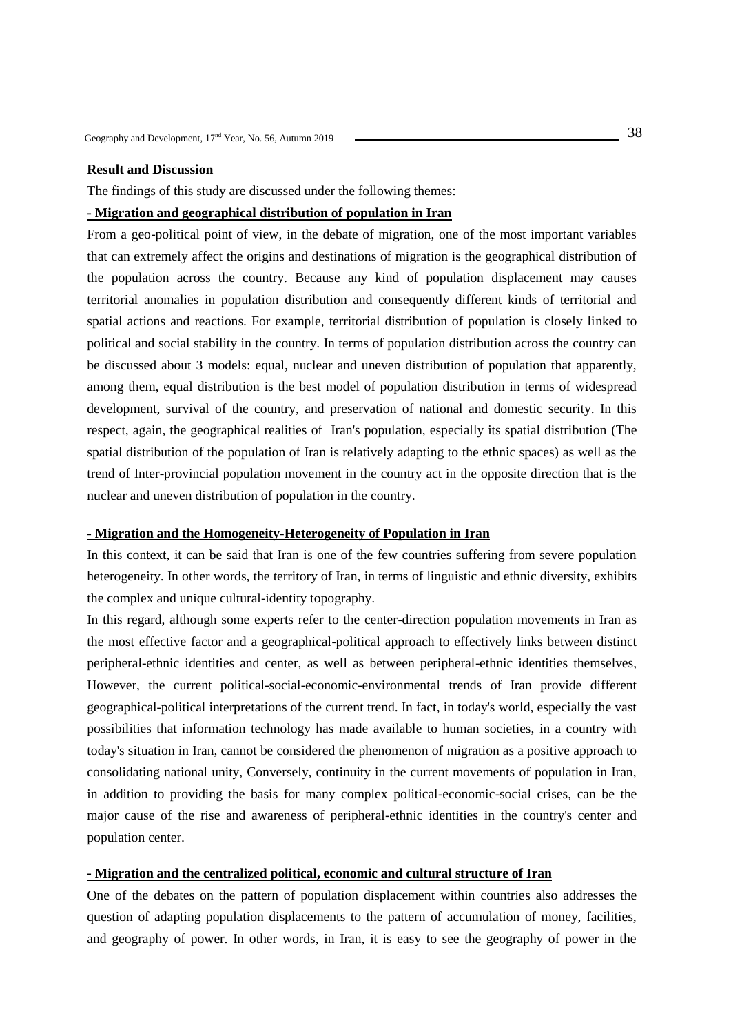## Result and Discussion

The findings of this study are discussed under the following themes:

**- Migration and geographical distribution of population in Iran**

From a geo-political point of view, in the debate of migration, one of the most important variables that can extremely affect the origins and destinations of migration is the geographical distribution of the population across the country. Because any kind of population displacement may causes territorial anomalies in population distribution and consequently different kinds of territorial and spatial actions and reactions. For example, territorial distribution of population is closely linked to political and social stability in the country. In terms of population distribution across the country can be discussed about 3 models: equal, nuclear and uneven distribution of population that apparently, among them, equal distribution is the best model of population distribution in terms of widespread development, survival of the country, and preservation of national and domestic security. In this respect, again, the geographical realities of Iran's population, especially its spatial distribution (The spatial distribution of the population of Iran is relatively adapting to the ethnic spaces) as well as the trend of Inter-provincial population movement in the country act in the opposite direction that is the nuclear and uneven distribution of population in the country.

**- Migration and the Homogeneity-Heterogeneity of Population in Iran**

In this context, it can be said that Iran is one of the few countries suffering from severe population heterogeneity. In other words, the territory of Iran, in terms of linguistic and ethnic diversity, exhibits the complex and unique cultural-identity topography.

In this regard, although some experts refer to the center-direction population movements in Iran as the most effective factor and a geographical-political approach to effectively links between distinct peripheral-ethnic identities and center, as well as between peripheral-ethnic identities themselves, However, the current political-social-economic-environmental trends of Iran provide different geographical-political interpretations of the current trend. In fact, in today's world, especially the vast possibilities that information technology has made available to human societies, in a country with today's situation in Iran, cannot be considered the phenomenon of migration as a positive approach to consolidating national unity, Conversely, continuity in the current movements of population in Iran, in addition to providing the basis for many complex political-economic-social crises, can be the major cause of the rise and awareness of peripheral-ethnic identities in the country's center and population center.

**- Migration and the centralized political, economic and cultural structure of Iran**

One of the debates on the pattern of population displacement within countries also addresses the question of adapting population displacements to the pattern of accumulation of money, facilities, and geography of power. In other words, in Iran, it is easy to see the geography of power in the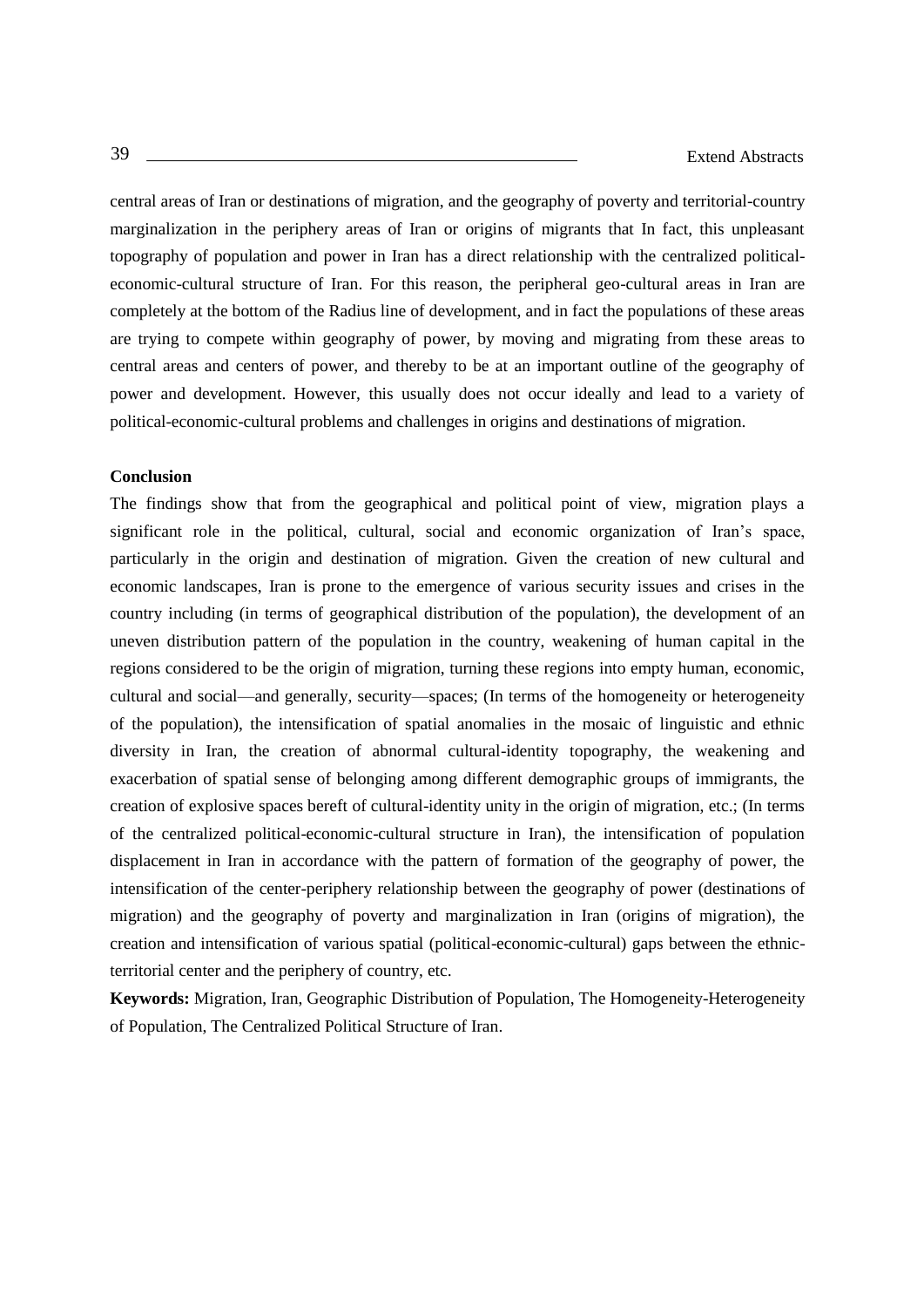central areas of Iran or destinations of migration, and the geography of poverty and territorial-country marginalization in the periphery areas of Iran or origins of migrants that In fact, this unpleasant topography of population and power in Iran has a direct relationship with the centralized political-economic-cultural structure of Iran. For this reason, the peripheral geo-cultural areas in Iran are completely at the bottom of the Radius line of development, and in fact the populations of these areas are trying to compete within geography of power, by moving and migrating from these areas to central areas and centers of power, and thereby to be at an important outline of the geography of power and development. However, this usually does not occur ideally and lead to a variety of political-economic-cultural problems and challenges in origins and destinations of migration.

**Conclusion**

The findings show that from the geographical and political point of view, migration plays a significant role in the political, cultural, social and economic organization of Iran's space, particularly in the origin and destination of migration. Given the creation of new cultural and economic landscapes, Iran is prone to the emergence of various security issues and crises in the country including (in terms of geographical distribution of the population), the development of an uneven distribution pattern of the population in the country, weakening of human capital in the regions considered to be the origin of migration, turning these regions into empty human, economic, cultural and social—and generally, security—spaces; (In terms of the homogeneity or heterogeneity of the population), the intensification of spatial anomalies in the mosaic of linguistic and ethnic diversity in Iran, the creation of abnormal cultural-identity topography, the weakening and exacerbation of spatial sense of belonging among different demographic groups of immigrants, the creation of explosive spaces bereft of cultural-identity unity in the origin of migration, etc.; (In terms of the centralized political-economic-cultural structure in Iran), the intensification of population displacement in Iran in accordance with the pattern of formation of the geography of power, the intensification of the center-periphery relationship between the geography of power (destinations of migration) and the geography of poverty and marginalization in Iran (origins of migration), the creation and intensification of various spatial (political-economic-cultural) gaps between the ethnic-territorial center and the periphery of country, etc.

**Keywords:** Migration, Iran, Geographic Distribution of Population, The Homogeneity-Heterogeneity of Population, The Centralized Political Structure of Iran.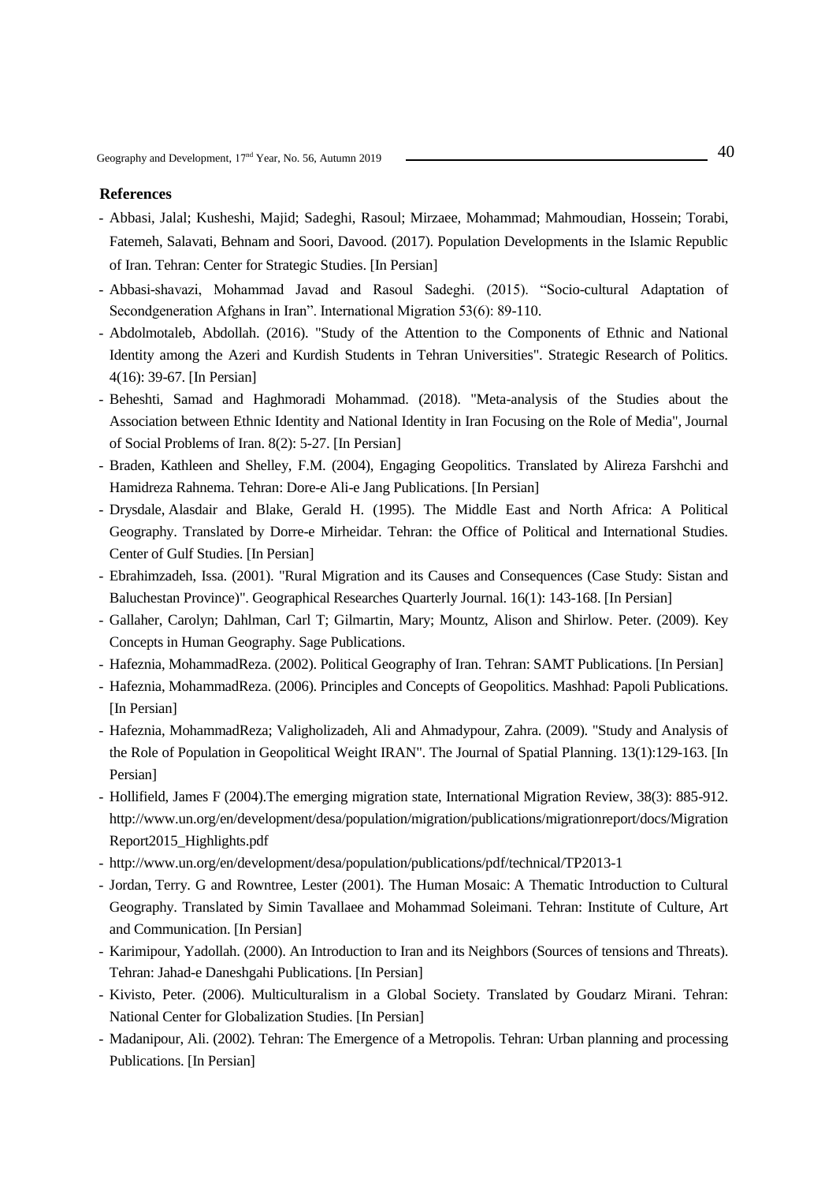**References**

- Abbasi, Jalal; Kusheshi, Majid; Sadeghi, Rasoul; Mirzaee, Mohammad; Mahmoudian, Hossein; Torabi, Fatemeh, Salavati, Behnam and Soori, Davood. (2017). Population Developments in the Islamic Republic of Iran. Tehran: Center for Strategic Studies. [In Persian]
- Abbasi-shavazi, Mohammad Javad and Rasoul Sadeghi. (2015). "Socio-cultural Adaptation of Secondgeneration Afghans in Iran". International Migration 53(6): 89-110.
- Abdolmotaleb, Abdollah. (2016). "Study of the Attention to the Components of Ethnic and National Identity among the Azeri and Kurdish Students in Tehran Universities". Strategic Research of Politics. 4(16): 39-67. [In Persian]
- Beheshti, Samad and Haghmoradi Mohammad. (2018). "Meta-analysis of the Studies about the Association between Ethnic Identity and National Identity in Iran Focusing on the Role of Media", Journal of Social Problems of Iran. 8(2): 5-27. [In Persian]
- Braden, Kathleen and Shelley, F.M. (2004), Engaging Geopolitics. Translated by Alireza Farshchi and Hamidreza Rahnema. Tehran: Dore-e Ali-e Jang Publications. [In Persian]
- Drysdale, Alasdair and Blake, Gerald H. (1995). The Middle East and North Africa: A Political Geography. Translated by Dorre-e Mirheidar. Tehran: the Office of Political and International Studies. Center of Gulf Studies. [In Persian]
- Ebrahimzadeh, Issa. (2001). "Rural Migration and its Causes and Consequences (Case Study: Sistan and Baluchestan Province)". Geographical Researches Quarterly Journal. 16(1): 143-168. [In Persian]
- Gallaher, Carolyn; Dahlman, Carl T; Gilmartin, Mary; Mountz, Alison and Shirlow. Peter. (2009). Key Concepts in Human Geography. Sage Publications.
- Hafeznia, MohammadReza. (2002). Political Geography of Iran. Tehran: SAMT Publications. [In Persian]
- Hafeznia, MohammadReza. (2006). Principles and Concepts of Geopolitics. Mashhad: Papoli Publications. [In Persian]
- Hafeznia, MohammadReza; Valigholizadeh, Ali and Ahmadypour, Zahra. (2009). "Study and Analysis of the Role of Population in Geopolitical Weight IRAN". The Journal of Spatial Planning. 13(1):129-163. [In Persian]
- Hollifield, James F (2004).The emerging migration state, International Migration Review, 38(3): 885-912. http://www.un.org/en/development/desa/population/migration/publications/migrationreport/docs/MigrationReport2015_Highlights.pdf
- http://www.un.org/en/development/desa/population/publications/pdf/technical/TP2013-1
- Jordan, Terry. G and Rowntree, Lester (2001). The Human Mosaic: A Thematic Introduction to Cultural Geography. Translated by Simin Tavallaee and Mohammad Soleimani. Tehran: Institute of Culture, Art and Communication. [In Persian]
- Karimipour, Yadollah. (2000). An Introduction to Iran and its Neighbors (Sources of tensions and Threats). Tehran: Jahad-e Daneshgahi Publications. [In Persian]
- Kivisto, Peter. (2006). Multiculturalism in a Global Society. Translated by Goudarz Mirani. Tehran: National Center for Globalization Studies. [In Persian]
- Madanipour, Ali. (2002). Tehran: The Emergence of a Metropolis. Tehran: Urban planning and processing Publications. [In Persian]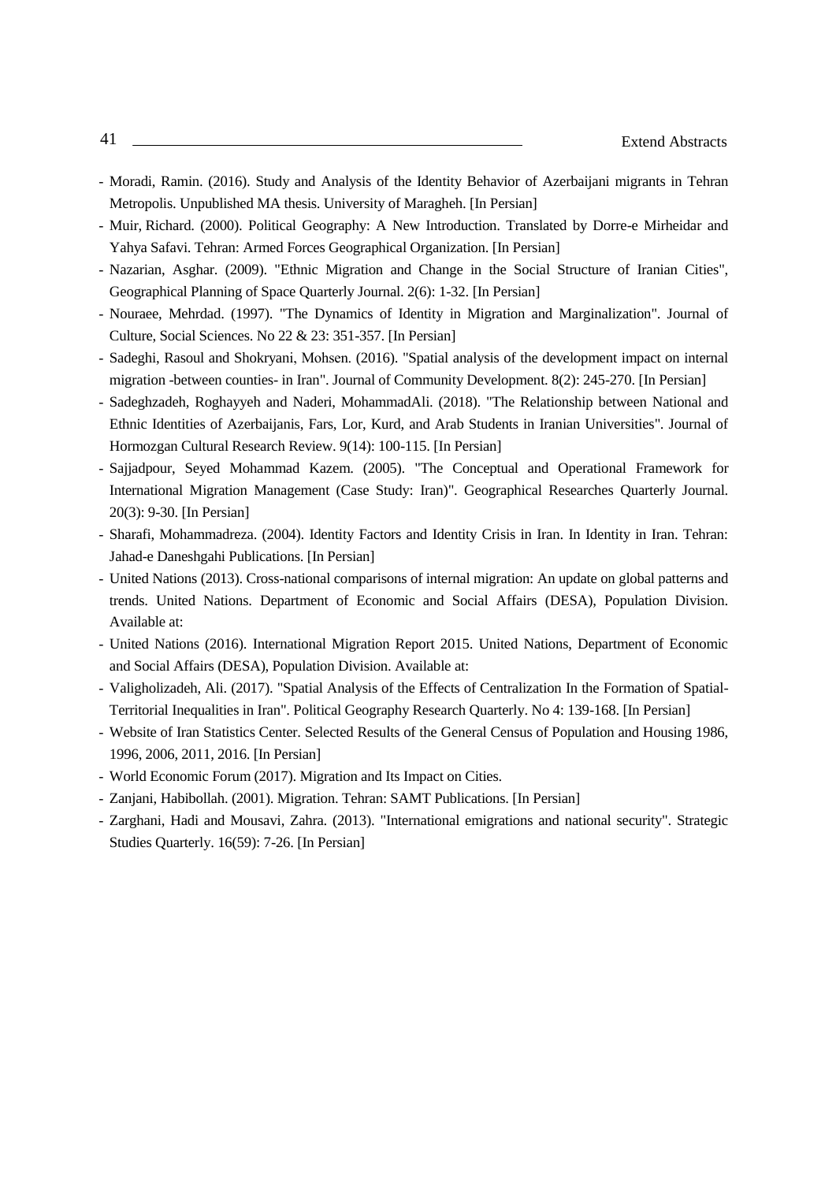- Moradi, Ramin. (2016). Study and Analysis of the Identity Behavior of Azerbaijani migrants in Tehran Metropolis. Unpublished MA thesis. University of Maragheh. [In Persian]
- Muir, Richard. (2000). Political Geography: A New Introduction. Translated by Dorre-e Mirheidar and Yahya Safavi. Tehran: Armed Forces Geographical Organization. [In Persian]
- Nazarian, Asghar. (2009). "Ethnic Migration and Change in the Social Structure of Iranian Cities", Geographical Planning of Space Quarterly Journal. 2(6): 1-32. [In Persian]
- Nouraee, Mehrdad. (1997). "The Dynamics of Identity in Migration and Marginalization". Journal of Culture, Social Sciences. No 22 & 23: 351-357. [In Persian]
- Sadeghi, Rasoul and Shokryani, Mohsen. (2016). "Spatial analysis of the development impact on internal migration -between counties- in Iran". Journal of Community Development. 8(2): 245-270. [In Persian]
- Sadeghzadeh, Roghayyeh and Naderi, MohammadAli. (2018). "The Relationship between National and Ethnic Identities of Azerbaijanis, Fars, Lor, Kurd, and Arab Students in Iranian Universities". Journal of Hormozgan Cultural Research Review. 9(14): 100-115. [In Persian]
- Sajjadpour, Seyed Mohammad Kazem. (2005). "The Conceptual and Operational Framework for International Migration Management (Case Study: Iran)". Geographical Researches Quarterly Journal. 20(3): 9-30. [In Persian]
- Sharafi, Mohammadreza. (2004). Identity Factors and Identity Crisis in Iran. In Identity in Iran. Tehran: Jahad-e Daneshgahi Publications. [In Persian]
- United Nations (2013). Cross-national comparisons of internal migration: An update on global patterns and trends. United Nations. Department of Economic and Social Affairs (DESA), Population Division. Available at:
- United Nations (2016). International Migration Report 2015. United Nations, Department of Economic and Social Affairs (DESA), Population Division. Available at:
- Valigholizadeh, Ali. (2017). "Spatial Analysis of the Effects of Centralization In the Formation of Spatial-Territorial Inequalities in Iran". Political Geography Research Quarterly. No 4: 139-168. [In Persian]
- Website of Iran Statistics Center. Selected Results of the General Census of Population and Housing 1986, 1996, 2006, 2011, 2016. [In Persian]
- World Economic Forum (2017). Migration and Its Impact on Cities.
- Zanjani, Habibollah. (2001). Migration. Tehran: SAMT Publications. [In Persian]
- Zarghani, Hadi and Mousavi, Zahra. (2013). "International emigrations and national security". Strategic Studies Quarterly. 16(59): 7-26. [In Persian]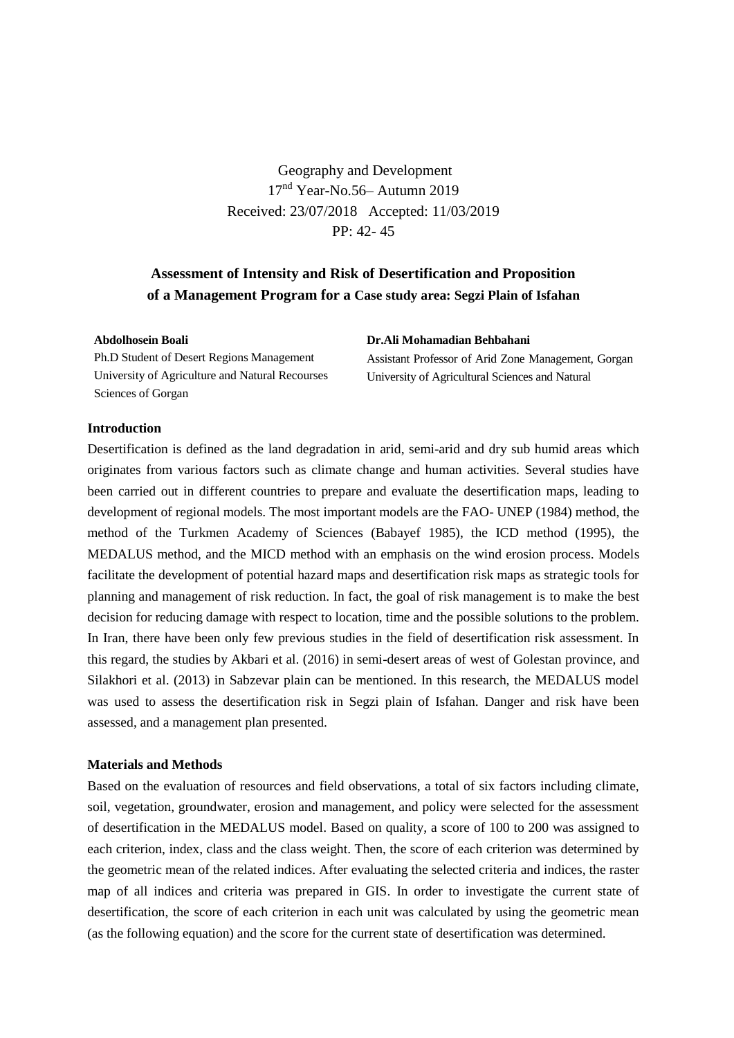Geography and Development
17[nd] Year-No.56– Autumn 2019
Received: 23/07/2018 Accepted: 11/03/2019
PP: 42- 45

# Assessment of Intensity and Risk of Desertification and Proposition of a Management Program for a Case study area: Segzi Plain of Isfahan

**Abdolhosein Boali**
Ph.D Student of Desert Regions Management
University of Agriculture and Natural Recourses Sciences of Gorgan

**Dr.Ali Mohamadian Behbahani**
Assistant Professor of Arid Zone Management, Gorgan University of Agricultural Sciences and Natural

## Introduction

Desertification is defined as the land degradation in arid, semi-arid and dry sub humid areas which originates from various factors such as climate change and human activities. Several studies have been carried out in different countries to prepare and evaluate the desertification maps, leading to development of regional models. The most important models are the FAO- UNEP (1984) method, the method of the Turkmen Academy of Sciences (Babayef 1985), the ICD method (1995), the MEDALUS method, and the MICD method with an emphasis on the wind erosion process. Models facilitate the development of potential hazard maps and desertification risk maps as strategic tools for planning and management of risk reduction. In fact, the goal of risk management is to make the best decision for reducing damage with respect to location, time and the possible solutions to the problem. In Iran, there have been only few previous studies in the field of desertification risk assessment. In this regard, the studies by Akbari et al. (2016) in semi-desert areas of west of Golestan province, and Silakhori et al. (2013) in Sabzevar plain can be mentioned. In this research, the MEDALUS model was used to assess the desertification risk in Segzi plain of Isfahan. Danger and risk have been assessed, and a management plan presented.

## Materials and Methods

Based on the evaluation of resources and field observations, a total of six factors including climate, soil, vegetation, groundwater, erosion and management, and policy were selected for the assessment of desertification in the MEDALUS model. Based on quality, a score of 100 to 200 was assigned to each criterion, index, class and the class weight. Then, the score of each criterion was determined by the geometric mean of the related indices. After evaluating the selected criteria and indices, the raster map of all indices and criteria was prepared in GIS. In order to investigate the current state of desertification, the score of each criterion in each unit was calculated by using the geometric mean (as the following equation) and the score for the current state of desertification was determined.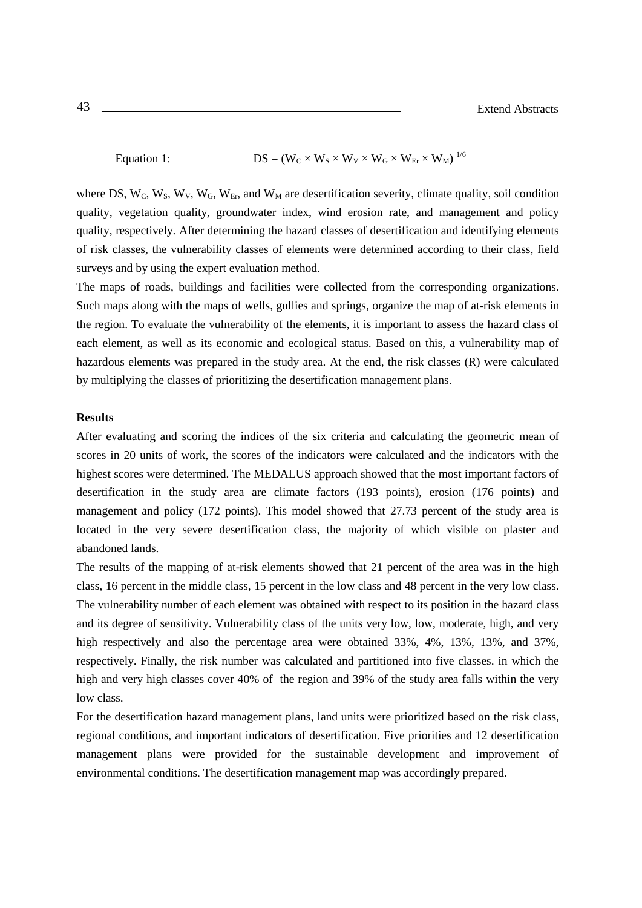Equation 1: $$DS = (W_C \times W_S \times W_V \times W_G \times W_{Er} \times W_M)^{1/6}$$

where DS, $W_C$, $W_S$, $W_V$, $W_G$, $W_{Er}$, and $W_M$ are desertification severity, climate quality, soil condition quality, vegetation quality, groundwater index, wind erosion rate, and management and policy quality, respectively. After determining the hazard classes of desertification and identifying elements of risk classes, the vulnerability classes of elements were determined according to their class, field surveys and by using the expert evaluation method.

The maps of roads, buildings and facilities were collected from the corresponding organizations. Such maps along with the maps of wells, gullies and springs, organize the map of at-risk elements in the region. To evaluate the vulnerability of the elements, it is important to assess the hazard class of each element, as well as its economic and ecological status. Based on this, a vulnerability map of hazardous elements was prepared in the study area. At the end, the risk classes (R) were calculated by multiplying the classes of prioritizing the desertification management plans.

**Results**

After evaluating and scoring the indices of the six criteria and calculating the geometric mean of scores in 20 units of work, the scores of the indicators were calculated and the indicators with the highest scores were determined. The MEDALUS approach showed that the most important factors of desertification in the study area are climate factors (193 points), erosion (176 points) and management and policy (172 points). This model showed that 27.73 percent of the study area is located in the very severe desertification class, the majority of which visible on plaster and abandoned lands.

The results of the mapping of at-risk elements showed that 21 percent of the area was in the high class, 16 percent in the middle class, 15 percent in the low class and 48 percent in the very low class. The vulnerability number of each element was obtained with respect to its position in the hazard class and its degree of sensitivity. Vulnerability class of the units very low, low, moderate, high, and very high respectively and also the percentage area were obtained 33%, 4%, 13%, 13%, and 37%, respectively. Finally, the risk number was calculated and partitioned into five classes. in which the high and very high classes cover 40% of the region and 39% of the study area falls within the very low class.

For the desertification hazard management plans, land units were prioritized based on the risk class, regional conditions, and important indicators of desertification. Five priorities and 12 desertification management plans were provided for the sustainable development and improvement of environmental conditions. The desertification management map was accordingly prepared.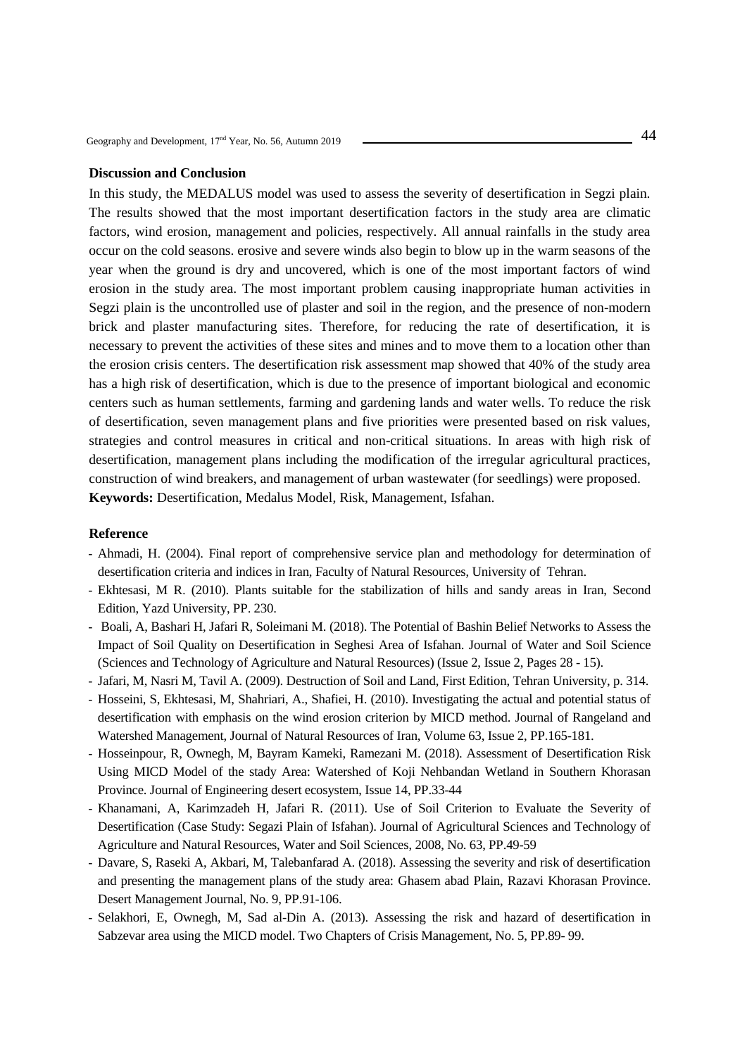**Discussion and Conclusion**

In this study, the MEDALUS model was used to assess the severity of desertification in Segzi plain. The results showed that the most important desertification factors in the study area are climatic factors, wind erosion, management and policies, respectively. All annual rainfalls in the study area occur on the cold seasons. erosive and severe winds also begin to blow up in the warm seasons of the year when the ground is dry and uncovered, which is one of the most important factors of wind erosion in the study area. The most important problem causing inappropriate human activities in Segzi plain is the uncontrolled use of plaster and soil in the region, and the presence of non-modern brick and plaster manufacturing sites. Therefore, for reducing the rate of desertification, it is necessary to prevent the activities of these sites and mines and to move them to a location other than the erosion crisis centers. The desertification risk assessment map showed that 40% of the study area has a high risk of desertification, which is due to the presence of important biological and economic centers such as human settlements, farming and gardening lands and water wells. To reduce the risk of desertification, seven management plans and five priorities were presented based on risk values, strategies and control measures in critical and non-critical situations. In areas with high risk of desertification, management plans including the modification of the irregular agricultural practices, construction of wind breakers, and management of urban wastewater (for seedlings) were proposed.

**Keywords:** Desertification, Medalus Model, Risk, Management, Isfahan.

**Reference**

- Ahmadi, H. (2004). Final report of comprehensive service plan and methodology for determination of desertification criteria and indices in Iran, Faculty of Natural Resources, University of Tehran.
- Ekhtesasi, M R. (2010). Plants suitable for the stabilization of hills and sandy areas in Iran, Second Edition, Yazd University, PP. 230.
- Boali, A, Bashari H, Jafari R, Soleimani M. (2018). The Potential of Bashin Belief Networks to Assess the Impact of Soil Quality on Desertification in Seghesi Area of Isfahan. Journal of Water and Soil Science (Sciences and Technology of Agriculture and Natural Resources) (Issue 2, Issue 2, Pages 28 - 15).
- Jafari, M, Nasri M, Tavil A. (2009). Destruction of Soil and Land, First Edition, Tehran University, p. 314.
- Hosseini, S, Ekhtesasi, M, Shahriari, A., Shafiei, H. (2010). Investigating the actual and potential status of desertification with emphasis on the wind erosion criterion by MICD method. Journal of Rangeland and Watershed Management, Journal of Natural Resources of Iran, Volume 63, Issue 2, PP.165-181.
- Hosseinpour, R, Ownegh, M, Bayram Kameki, Ramezani M. (2018). Assessment of Desertification Risk Using MICD Model of the stady Area: Watershed of Koji Nehbandan Wetland in Southern Khorasan Province. Journal of Engineering desert ecosystem, Issue 14, PP.33-44
- Khanamani, A, Karimzadeh H, Jafari R. (2011). Use of Soil Criterion to Evaluate the Severity of Desertification (Case Study: Segazi Plain of Isfahan). Journal of Agricultural Sciences and Technology of Agriculture and Natural Resources, Water and Soil Sciences, 2008, No. 63, PP.49-59
- Davare, S, Raseki A, Akbari, M, Talebanfarad A. (2018). Assessing the severity and risk of desertification and presenting the management plans of the study area: Ghasem abad Plain, Razavi Khorasan Province. Desert Management Journal, No. 9, PP.91-106.
- Selakhori, E, Ownegh, M, Sad al-Din A. (2013). Assessing the risk and hazard of desertification in Sabzevar area using the MICD model. Two Chapters of Crisis Management, No. 5, PP.89- 99.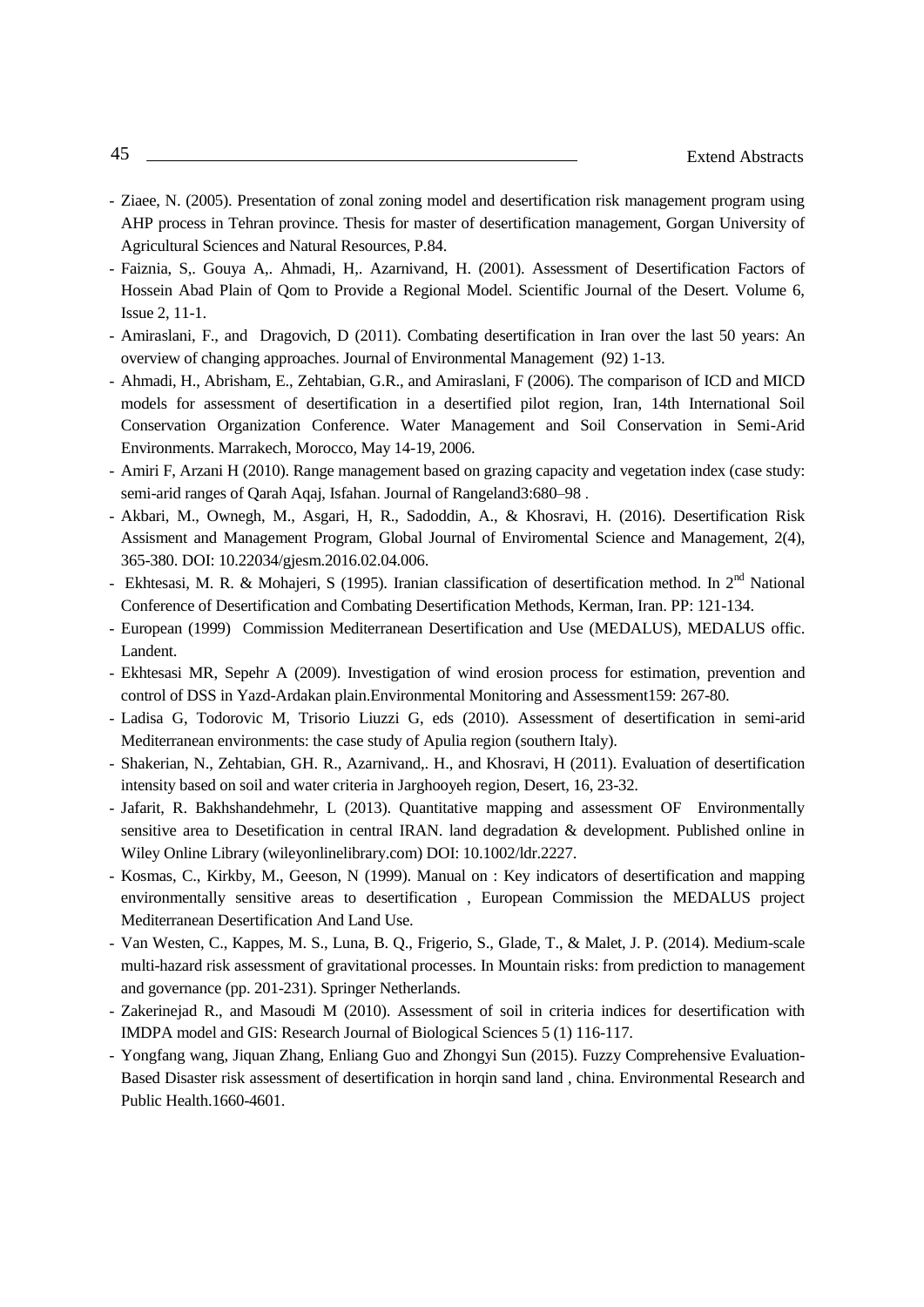- Ziaee, N. (2005). Presentation of zonal zoning model and desertification risk management program using AHP process in Tehran province. Thesis for master of desertification management, Gorgan University of Agricultural Sciences and Natural Resources, P.84.
- Faiznia, S,. Gouya A,. Ahmadi, H,. Azarnivand, H. (2001). Assessment of Desertification Factors of Hossein Abad Plain of Qom to Provide a Regional Model. Scientific Journal of the Desert. Volume 6, Issue 2, 11-1.
- Amiraslani, F., and Dragovich, D (2011). Combating desertification in Iran over the last 50 years: An overview of changing approaches. Journal of Environmental Management (92) 1-13.
- Ahmadi, H., Abrisham, E., Zehtabian, G.R., and Amiraslani, F (2006). The comparison of ICD and MICD models for assessment of desertification in a desertified pilot region, Iran, 14th International Soil Conservation Organization Conference. Water Management and Soil Conservation in Semi-Arid Environments. Marrakech, Morocco, May 14-19, 2006.
- Amiri F, Arzani H (2010). Range management based on grazing capacity and vegetation index (case study: semi-arid ranges of Qarah Aqaj, Isfahan. Journal of Rangeland3:680–98 .
- Akbari, M., Ownegh, M., Asgari, H, R., Sadoddin, A., & Khosravi, H. (2016). Desertification Risk Assisment and Management Program, Global Journal of Enviromental Science and Management, 2(4), 365-380. DOI: 10.22034/gjesm.2016.02.04.006.
- Ekhtesasi, M. R. & Mohajeri, S (1995). Iranian classification of desertification method. In 2nd National Conference of Desertification and Combating Desertification Methods, Kerman, Iran. PP: 121-134.
- European (1999) Commission Mediterranean Desertification and Use (MEDALUS), MEDALUS offic. Landent.
- Ekhtesasi MR, Sepehr A (2009). Investigation of wind erosion process for estimation, prevention and control of DSS in Yazd-Ardakan plain.Environmental Monitoring and Assessment159: 267-80.
- Ladisa G, Todorovic M, Trisorio Liuzzi G, eds (2010). Assessment of desertification in semi-arid Mediterranean environments: the case study of Apulia region (southern Italy).
- Shakerian, N., Zehtabian, GH. R., Azarnivand,. H., and Khosravi, H (2011). Evaluation of desertification intensity based on soil and water criteria in Jarghooyeh region, Desert, 16, 23-32.
- Jafarit, R. Bakhshandehmehr, L (2013). Quantitative mapping and assessment OF Environmentally sensitive area to Desetification in central IRAN. land degradation & development. Published online in Wiley Online Library (wileyonlinelibrary.com) DOI: 10.1002/ldr.2227.
- Kosmas, C., Kirkby, M., Geeson, N (1999). Manual on : Key indicators of desertification and mapping environmentally sensitive areas to desertification , European Commission the MEDALUS project Mediterranean Desertification And Land Use.
- Van Westen, C., Kappes, M. S., Luna, B. Q., Frigerio, S., Glade, T., & Malet, J. P. (2014). Medium-scale multi-hazard risk assessment of gravitational processes. In Mountain risks: from prediction to management and governance (pp. 201-231). Springer Netherlands.
- Zakerinejad R., and Masoudi M (2010). Assessment of soil in criteria indices for desertification with IMDPA model and GIS: Research Journal of Biological Sciences 5 (1) 116-117.
- Yongfang wang, Jiquan Zhang, Enliang Guo and Zhongyi Sun (2015). Fuzzy Comprehensive Evaluation-Based Disaster risk assessment of desertification in horqin sand land , china. Environmental Research and Public Health.1660-4601.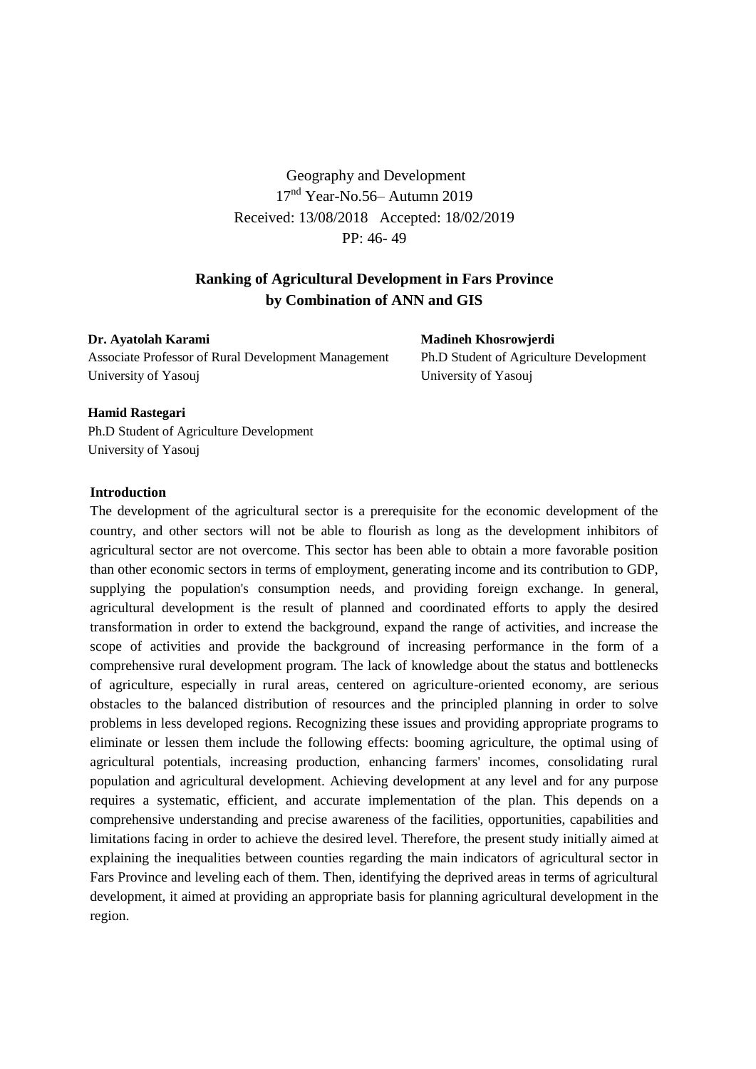Geography and Development
17[nd] Year-No.56– Autumn 2019
Received: 13/08/2018 Accepted: 18/02/2019
PP: 46- 49

## Ranking of Agricultural Development in Fars Province by Combination of ANN and GIS

**Dr. Ayatolah Karami**
Associate Professor of Rural Development Management
University of Yasouj

**Madineh Khosrowjerdi**
Ph.D Student of Agriculture Development
University of Yasouj

**Hamid Rastegari**
Ph.D Student of Agriculture Development
University of Yasouj

### Introduction

The development of the agricultural sector is a prerequisite for the economic development of the country, and other sectors will not be able to flourish as long as the development inhibitors of agricultural sector are not overcome. This sector has been able to obtain a more favorable position than other economic sectors in terms of employment, generating income and its contribution to GDP, supplying the population's consumption needs, and providing foreign exchange. In general, agricultural development is the result of planned and coordinated efforts to apply the desired transformation in order to extend the background, expand the range of activities, and increase the scope of activities and provide the background of increasing performance in the form of a comprehensive rural development program. The lack of knowledge about the status and bottlenecks of agriculture, especially in rural areas, centered on agriculture-oriented economy, are serious obstacles to the balanced distribution of resources and the principled planning in order to solve problems in less developed regions. Recognizing these issues and providing appropriate programs to eliminate or lessen them include the following effects: booming agriculture, the optimal using of agricultural potentials, increasing production, enhancing farmers' incomes, consolidating rural population and agricultural development. Achieving development at any level and for any purpose requires a systematic, efficient, and accurate implementation of the plan. This depends on a comprehensive understanding and precise awareness of the facilities, opportunities, capabilities and limitations facing in order to achieve the desired level. Therefore, the present study initially aimed at explaining the inequalities between counties regarding the main indicators of agricultural sector in Fars Province and leveling each of them. Then, identifying the deprived areas in terms of agricultural development, it aimed at providing an appropriate basis for planning agricultural development in the region.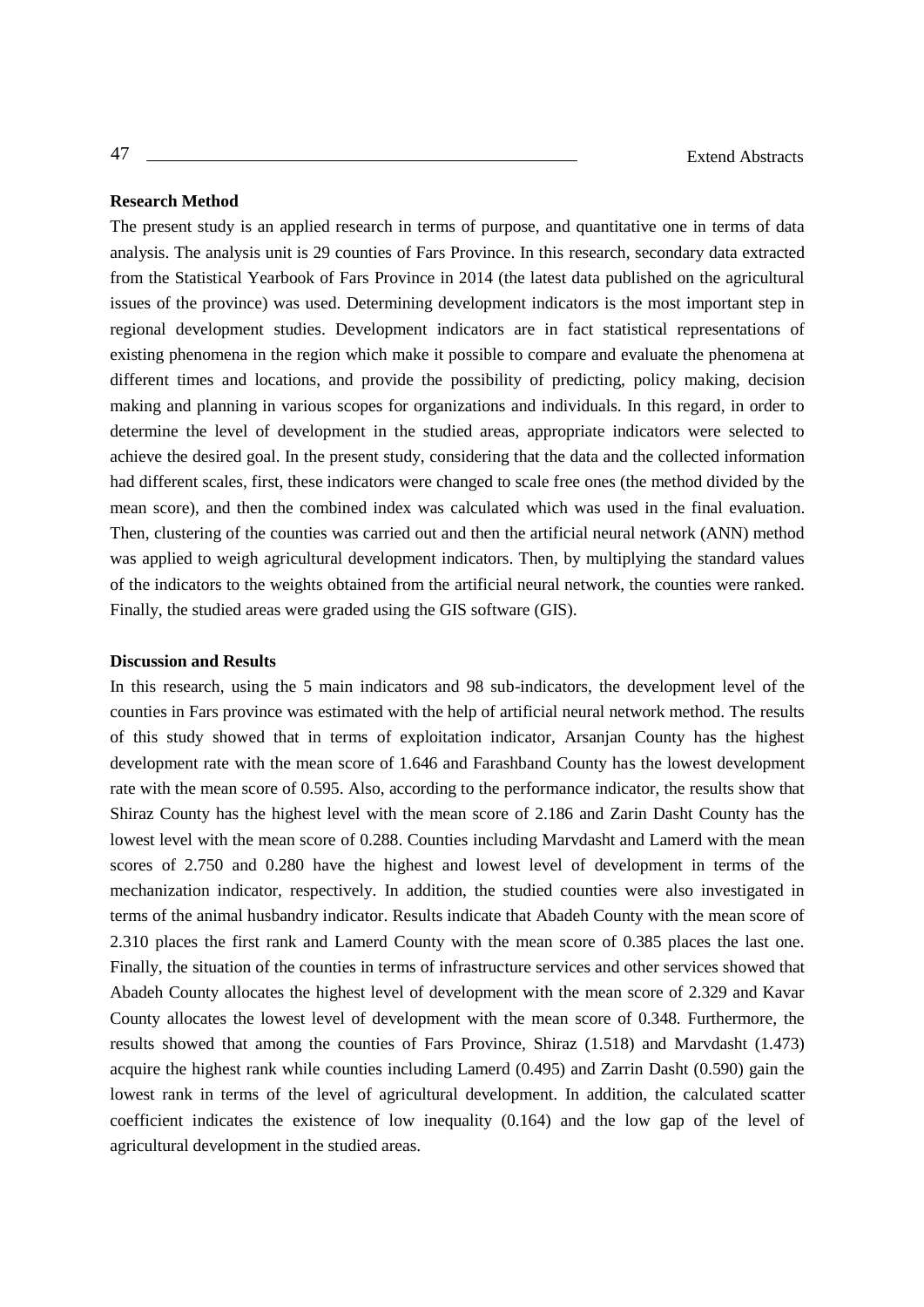**Research Method**

The present study is an applied research in terms of purpose, and quantitative one in terms of data analysis. The analysis unit is 29 counties of Fars Province. In this research, secondary data extracted from the Statistical Yearbook of Fars Province in 2014 (the latest data published on the agricultural issues of the province) was used. Determining development indicators is the most important step in regional development studies. Development indicators are in fact statistical representations of existing phenomena in the region which make it possible to compare and evaluate the phenomena at different times and locations, and provide the possibility of predicting, policy making, decision making and planning in various scopes for organizations and individuals. In this regard, in order to determine the level of development in the studied areas, appropriate indicators were selected to achieve the desired goal. In the present study, considering that the data and the collected information had different scales, first, these indicators were changed to scale free ones (the method divided by the mean score), and then the combined index was calculated which was used in the final evaluation. Then, clustering of the counties was carried out and then the artificial neural network (ANN) method was applied to weigh agricultural development indicators. Then, by multiplying the standard values of the indicators to the weights obtained from the artificial neural network, the counties were ranked. Finally, the studied areas were graded using the GIS software (GIS).

**Discussion and Results**

In this research, using the 5 main indicators and 98 sub-indicators, the development level of the counties in Fars province was estimated with the help of artificial neural network method. The results of this study showed that in terms of exploitation indicator, Arsanjan County has the highest development rate with the mean score of 1.646 and Farashband County has the lowest development rate with the mean score of 0.595. Also, according to the performance indicator, the results show that Shiraz County has the highest level with the mean score of 2.186 and Zarin Dasht County has the lowest level with the mean score of 0.288. Counties including Marvdasht and Lamerd with the mean scores of 2.750 and 0.280 have the highest and lowest level of development in terms of the mechanization indicator, respectively. In addition, the studied counties were also investigated in terms of the animal husbandry indicator. Results indicate that Abadeh County with the mean score of 2.310 places the first rank and Lamerd County with the mean score of 0.385 places the last one. Finally, the situation of the counties in terms of infrastructure services and other services showed that Abadeh County allocates the highest level of development with the mean score of 2.329 and Kavar County allocates the lowest level of development with the mean score of 0.348. Furthermore, the results showed that among the counties of Fars Province, Shiraz (1.518) and Marvdasht (1.473) acquire the highest rank while counties including Lamerd (0.495) and Zarrin Dasht (0.590) gain the lowest rank in terms of the level of agricultural development. In addition, the calculated scatter coefficient indicates the existence of low inequality (0.164) and the low gap of the level of agricultural development in the studied areas.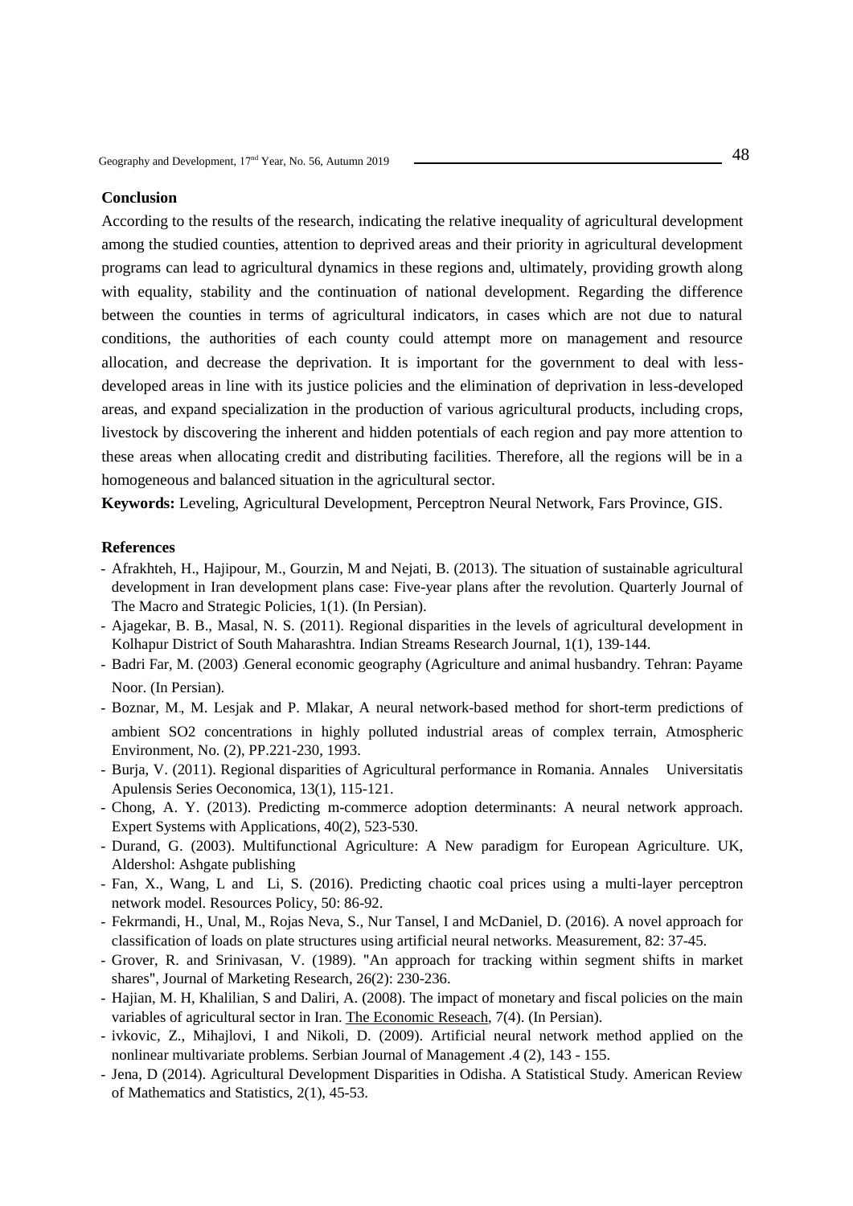**Conclusion**

According to the results of the research, indicating the relative inequality of agricultural development among the studied counties, attention to deprived areas and their priority in agricultural development programs can lead to agricultural dynamics in these regions and, ultimately, providing growth along with equality, stability and the continuation of national development. Regarding the difference between the counties in terms of agricultural indicators, in cases which are not due to natural conditions, the authorities of each county could attempt more on management and resource allocation, and decrease the deprivation. It is important for the government to deal with less-developed areas in line with its justice policies and the elimination of deprivation in less-developed areas, and expand specialization in the production of various agricultural products, including crops, livestock by discovering the inherent and hidden potentials of each region and pay more attention to these areas when allocating credit and distributing facilities. Therefore, all the regions will be in a homogeneous and balanced situation in the agricultural sector.

**Keywords:** Leveling, Agricultural Development, Perceptron Neural Network, Fars Province, GIS.

**References**

- Afrakhteh, H., Hajipour, M., Gourzin, M and Nejati, B. (2013). The situation of sustainable agricultural development in Iran development plans case: Five-year plans after the revolution. Quarterly Journal of The Macro and Strategic Policies, 1(1). (In Persian).
- Ajagekar, B. B., Masal, N. S. (2011). Regional disparities in the levels of agricultural development in Kolhapur District of South Maharashtra. Indian Streams Research Journal, 1(1), 139-144.
- Badri Far, M. (2003) .General economic geography (Agriculture and animal husbandry. Tehran: Payame Noor. (In Persian).
- Boznar, M., M. Lesjak and P. Mlakar, A neural network-based method for short-term predictions of ambient SO2 concentrations in highly polluted industrial areas of complex terrain, Atmospheric Environment, No. (2), PP.221-230, 1993.
- Burja, V. (2011). Regional disparities of Agricultural performance in Romania. Annales Universitatis Apulensis Series Oeconomica, 13(1), 115-121.
- Chong, A. Y. (2013). Predicting m-commerce adoption determinants: A neural network approach. Expert Systems with Applications, 40(2), 523-530.
- Durand, G. (2003). Multifunctional Agriculture: A New paradigm for European Agriculture. UK, Aldershol: Ashgate publishing
- Fan, X., Wang, L and Li, S. (2016). Predicting chaotic coal prices using a multi-layer perceptron network model. Resources Policy, 50: 86-92.
- Fekrmandi, H., Unal, M., Rojas Neva, S., Nur Tansel, I and McDaniel, D. (2016). A novel approach for classification of loads on plate structures using artificial neural networks. Measurement, 82: 37-45.
- Grover, R. and Srinivasan, V. (1989). "An approach for tracking within segment shifts in market shares", Journal of Marketing Research, 26(2): 230-236.
- Hajian, M. H, Khalilian, S and Daliri, A. (2008). The impact of monetary and fiscal policies on the main variables of agricultural sector in Iran. The Economic Reseach, 7(4). (In Persian).
- ivkovic, Z., Mihajlovi, I and Nikoli, D. (2009). Artificial neural network method applied on the nonlinear multivariate problems. Serbian Journal of Management .4 (2), 143 - 155.
- Jena, D (2014). Agricultural Development Disparities in Odisha. A Statistical Study. American Review of Mathematics and Statistics, 2(1), 45-53.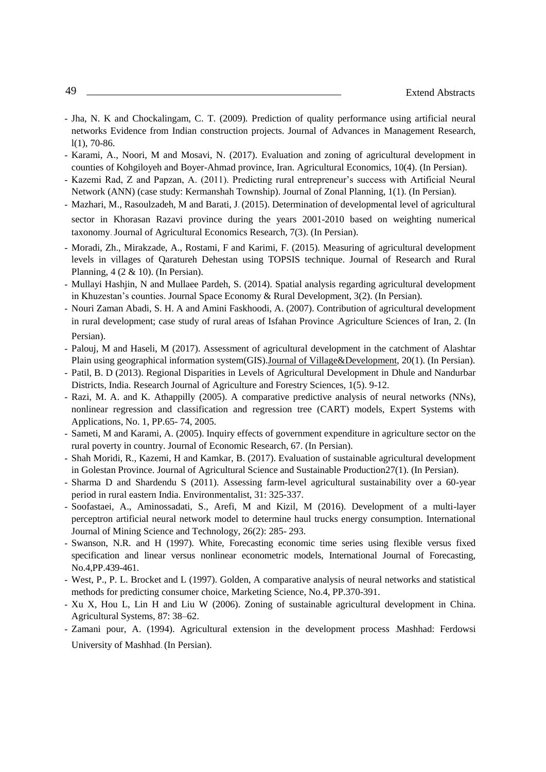- Jha, N. K and Chockalingam, C. T. (2009). Prediction of quality performance using artificial neural networks Evidence from Indian construction projects. Journal of Advances in Management Research, l(1), 70-86.
- Karami, A., Noori, M and Mosavi, N. (2017). Evaluation and zoning of agricultural development in counties of Kohgiloyeh and Boyer-Ahmad province, Iran. Agricultural Economics, 10(4). (In Persian).
- Kazemi Rad, Z and Papzan, A. (2011). Predicting rural entrepreneur's success with Artificial Neural Network (ANN) (case study: Kermanshah Township). Journal of Zonal Planning, 1(1). (In Persian).
- Mazhari, M., Rasoulzadeh, M and Barati, J. (2015). Determination of developmental level of agricultural sector in Khorasan Razavi province during the years 2001-2010 based on weighting numerical taxonomy. Journal of Agricultural Economics Research, 7(3). (In Persian).
- Moradi, Zh., Mirakzade, A., Rostami, F and Karimi, F. (2015). Measuring of agricultural development levels in villages of Qaratureh Dehestan using TOPSIS technique. Journal of Research and Rural Planning, 4 (2 & 10). (In Persian).
- Mullayi Hashjin, N and Mullaee Pardeh, S. (2014). Spatial analysis regarding agricultural development in Khuzestan's counties. Journal Space Economy & Rural Development, 3(2). (In Persian).
- Nouri Zaman Abadi, S. H. A and Amini Faskhoodi, A. (2007). Contribution of agricultural development in rural development; case study of rural areas of Isfahan Province. Agriculture Sciences of Iran, 2. (In Persian).
- Palouj, M and Haseli, M (2017). Assessment of agricultural development in the catchment of Alashtar Plain using geographical information system(GIS).Journal of Village&Development, 20(1). (In Persian).
- Patil, B. D (2013). Regional Disparities in Levels of Agricultural Development in Dhule and Nandurbar Districts, India. Research Journal of Agriculture and Forestry Sciences, 1(5). 9-12.
- Razi, M. A. and K. Athappilly (2005). A comparative predictive analysis of neural networks (NNs), nonlinear regression and classification and regression tree (CART) models, Expert Systems with Applications, No. 1, PP.65- 74, 2005.
- Sameti, M and Karami, A. (2005). Inquiry effects of government expenditure in agriculture sector on the rural poverty in country. Journal of Economic Research, 67. (In Persian).
- Shah Moridi, R., Kazemi, H and Kamkar, B. (2017). Evaluation of sustainable agricultural development in Golestan Province. Journal of Agricultural Science and Sustainable Production27(1). (In Persian).
- Sharma D and Shardendu S (2011). Assessing farm-level agricultural sustainability over a 60-year period in rural eastern India. Environmentalist, 31: 325-337.
- Soofastaei, A., Aminossadati, S., Arefi, M and Kizil, M (2016). Development of a multi-layer perceptron artificial neural network model to determine haul trucks energy consumption. International Journal of Mining Science and Technology, 26(2): 285- 293.
- Swanson, N.R. and H (1997). White, Forecasting economic time series using flexible versus fixed specification and linear versus nonlinear econometric models, International Journal of Forecasting, No.4,PP.439-461.
- West, P., P. L. Brocket and L (1997). Golden, A comparative analysis of neural networks and statistical methods for predicting consumer choice, Marketing Science, No.4, PP.370-391.
- Xu X, Hou L, Lin H and Liu W (2006). Zoning of sustainable agricultural development in China. Agricultural Systems, 87: 38–62.
- Zamani pour, A. (1994). Agricultural extension in the development process. Mashhad: Ferdowsi University of Mashhad. (In Persian).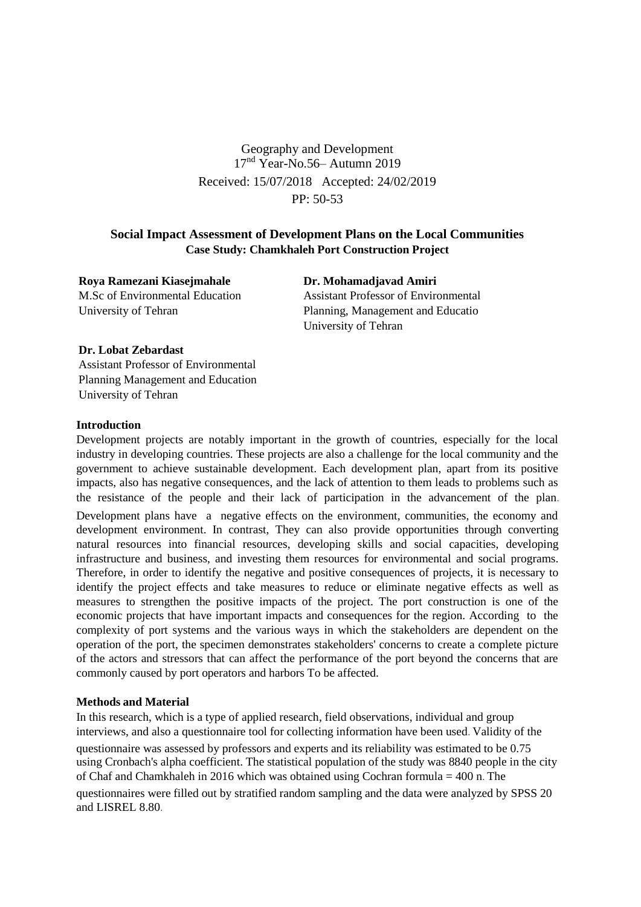Geography and Development
17nd Year-No.56– Autumn 2019
Received: 15/07/2018 Accepted: 24/02/2019
PP: 50-53

# Social Impact Assessment of Development Plans on the Local Communities
## Case Study: Chamkhaleh Port Construction Project

**Roya Ramezani Kiasejmahale**
M.Sc of Environmental Education
University of Tehran

**Dr. Mohamadjavad Amiri**
Assistant Professor of Environmental Planning, Management and Educatio
University of Tehran

**Dr. Lobat Zebardast**
Assistant Professor of Environmental Planning Management and Education
University of Tehran

### Introduction

Development projects are notably important in the growth of countries, especially for the local industry in developing countries. These projects are also a challenge for the local community and the government to achieve sustainable development. Each development plan, apart from its positive impacts, also has negative consequences, and the lack of attention to them leads to problems such as the resistance of the people and their lack of participation in the advancement of the plan. Development plans have a negative effects on the environment, communities, the economy and development environment. In contrast, They can also provide opportunities through converting natural resources into financial resources, developing skills and social capacities, developing infrastructure and business, and investing them resources for environmental and social programs. Therefore, in order to identify the negative and positive consequences of projects, it is necessary to identify the project effects and take measures to reduce or eliminate negative effects as well as measures to strengthen the positive impacts of the project. The port construction is one of the economic projects that have important impacts and consequences for the region. According to the complexity of port systems and the various ways in which the stakeholders are dependent on the operation of the port, the specimen demonstrates stakeholders' concerns to create a complete picture of the actors and stressors that can affect the performance of the port beyond the concerns that are commonly caused by port operators and harbors To be affected.

### Methods and Material

In this research, which is a type of applied research, field observations, individual and group interviews, and also a questionnaire tool for collecting information have been used. Validity of the questionnaire was assessed by professors and experts and its reliability was estimated to be 0.75 using Cronbach's alpha coefficient. The statistical population of the study was 8840 people in the city of Chaf and Chamkhaleh in 2016 which was obtained using Cochran formula = 400 n. The questionnaires were filled out by stratified random sampling and the data were analyzed by SPSS 20 and LISREL 8.80.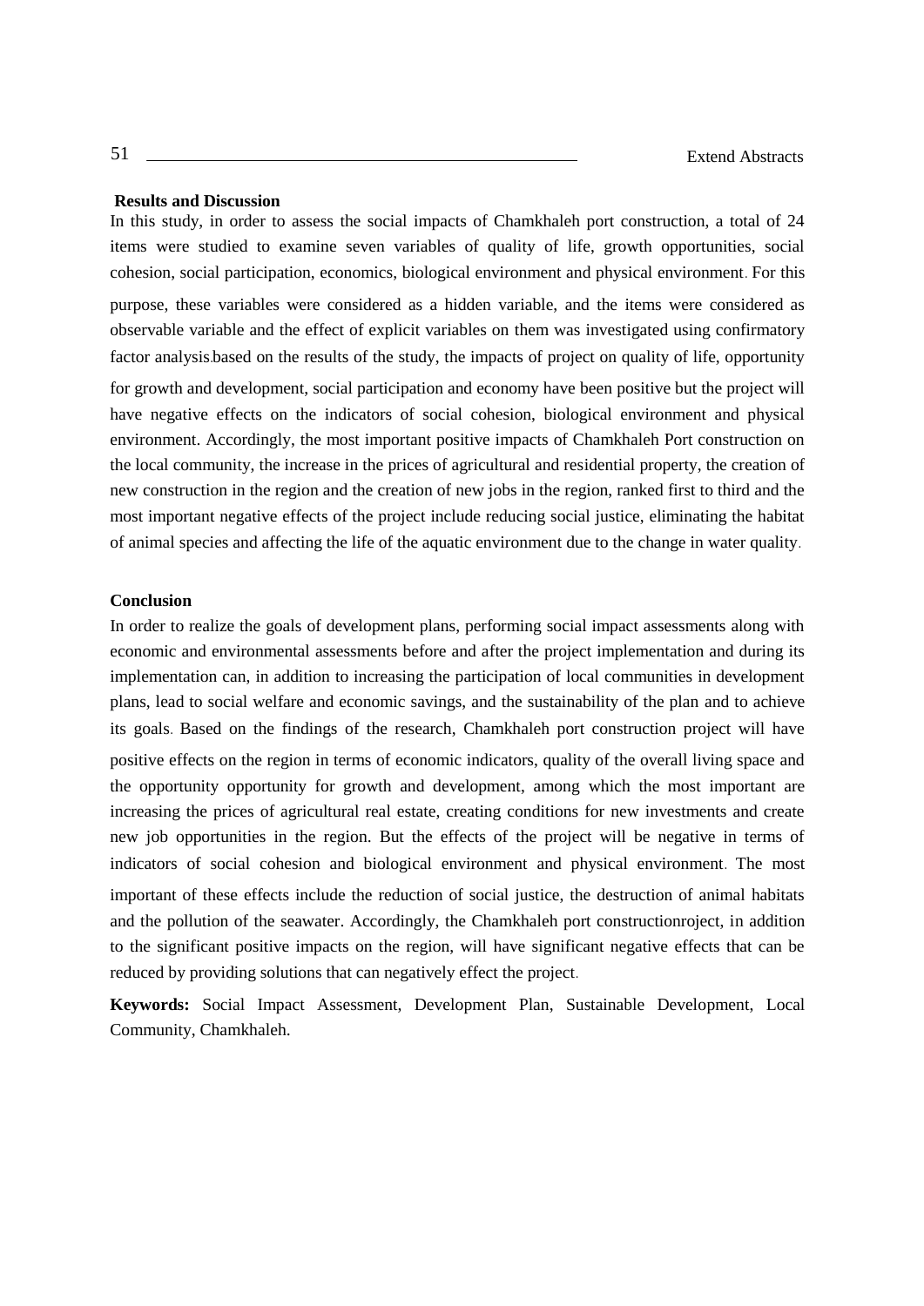**Results and Discussion**

In this study, in order to assess the social impacts of Chamkhaleh port construction, a total of 24 items were studied to examine seven variables of quality of life, growth opportunities, social cohesion, social participation, economics, biological environment and physical environment. For this purpose, these variables were considered as a hidden variable, and the items were considered as observable variable and the effect of explicit variables on them was investigated using confirmatory factor analysis.based on the results of the study, the impacts of project on quality of life, opportunity for growth and development, social participation and economy have been positive but the project will have negative effects on the indicators of social cohesion, biological environment and physical environment. Accordingly, the most important positive impacts of Chamkhaleh Port construction on the local community, the increase in the prices of agricultural and residential property, the creation of new construction in the region and the creation of new jobs in the region, ranked first to third and the most important negative effects of the project include reducing social justice, eliminating the habitat of animal species and affecting the life of the aquatic environment due to the change in water quality.

**Conclusion**

In order to realize the goals of development plans, performing social impact assessments along with economic and environmental assessments before and after the project implementation and during its implementation can, in addition to increasing the participation of local communities in development plans, lead to social welfare and economic savings, and the sustainability of the plan and to achieve its goals. Based on the findings of the research, Chamkhaleh port construction project will have positive effects on the region in terms of economic indicators, quality of the overall living space and the opportunity opportunity for growth and development, among which the most important are increasing the prices of agricultural real estate, creating conditions for new investments and create new job opportunities in the region. But the effects of the project will be negative in terms of indicators of social cohesion and biological environment and physical environment. The most important of these effects include the reduction of social justice, the destruction of animal habitats and the pollution of the seawater. Accordingly, the Chamkhaleh port constructionroject, in addition to the significant positive impacts on the region, will have significant negative effects that can be reduced by providing solutions that can negatively effect the project.

**Keywords:** Social Impact Assessment, Development Plan, Sustainable Development, Local Community, Chamkhaleh.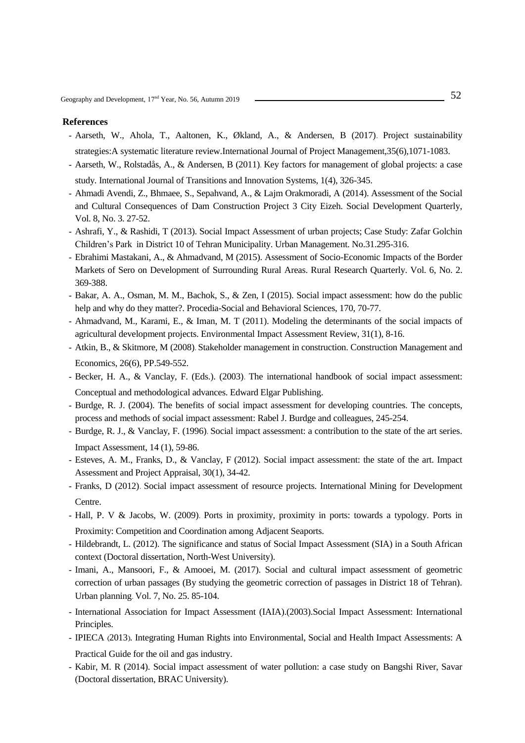**References**

- Aarseth, W., Ahola, T., Aaltonen, K., Økland, A., & Andersen, B (2017). Project sustainability strategies:A systematic literature review.International Journal of Project Management,35(6),1071-1083.
- Aarseth, W., Rolstadås, A., & Andersen, B (2011). Key factors for management of global projects: a case study. International Journal of Transitions and Innovation Systems, 1(4), 326-345.
- Ahmadi Avendi, Z., Bhmaee, S., Sepahvand, A., & Lajm Orakmoradi, A (2014). Assessment of the Social and Cultural Consequences of Dam Construction Project 3 City Eizeh. Social Development Quarterly, Vol. 8, No. 3. 27-52.
- Ashrafi, Y., & Rashidi, T (2013). Social Impact Assessment of urban projects; Case Study: Zafar Golchin Children's Park in District 10 of Tehran Municipality. Urban Management. No.31.295-316.
- Ebrahimi Mastakani, A., & Ahmadvand, M (2015). Assessment of Socio-Economic Impacts of the Border Markets of Sero on Development of Surrounding Rural Areas. Rural Research Quarterly. Vol. 6, No. 2. 369-388.
- Bakar, A. A., Osman, M. M., Bachok, S., & Zen, I (2015). Social impact assessment: how do the public help and why do they matter?. Procedia-Social and Behavioral Sciences, 170, 70-77.
- Ahmadvand, M., Karami, E., & Iman, M. T (2011). Modeling the determinants of the social impacts of agricultural development projects. Environmental Impact Assessment Review, 31(1), 8-16.
- Atkin, B., & Skitmore, M (2008). Stakeholder management in construction. Construction Management and Economics, 26(6), PP.549-552.
- Becker, H. A., & Vanclay, F. (Eds.). (2003). The international handbook of social impact assessment: Conceptual and methodological advances. Edward Elgar Publishing.
- Burdge, R. J. (2004). The benefits of social impact assessment for developing countries. The concepts, process and methods of social impact assessment: Rabel J. Burdge and colleagues, 245-254.
- Burdge, R. J., & Vanclay, F. (1996). Social impact assessment: a contribution to the state of the art series. Impact Assessment, 14 (1), 59-86.
- Esteves, A. M., Franks, D., & Vanclay, F (2012). Social impact assessment: the state of the art. Impact Assessment and Project Appraisal, 30(1), 34-42.
- Franks, D (2012). Social impact assessment of resource projects. International Mining for Development Centre.
- Hall, P. V & Jacobs, W. (2009). Ports in proximity, proximity in ports: towards a typology. Ports in Proximity: Competition and Coordination among Adjacent Seaports.
- Hildebrandt, L. (2012). The significance and status of Social Impact Assessment (SIA) in a South African context (Doctoral dissertation, North-West University).
- Imani, A., Mansoori, F., & Amooei, M. (2017). Social and cultural impact assessment of geometric correction of urban passages (By studying the geometric correction of passages in District 18 of Tehran). Urban planning. Vol. 7, No. 25. 85-104.
- International Association for Impact Assessment (IAIA).(2003).Social Impact Assessment: International Principles.
- IPIECA (2013). Integrating Human Rights into Environmental, Social and Health Impact Assessments: A Practical Guide for the oil and gas industry.
- Kabir, M. R (2014). Social impact assessment of water pollution: a case study on Bangshi River, Savar (Doctoral dissertation, BRAC University).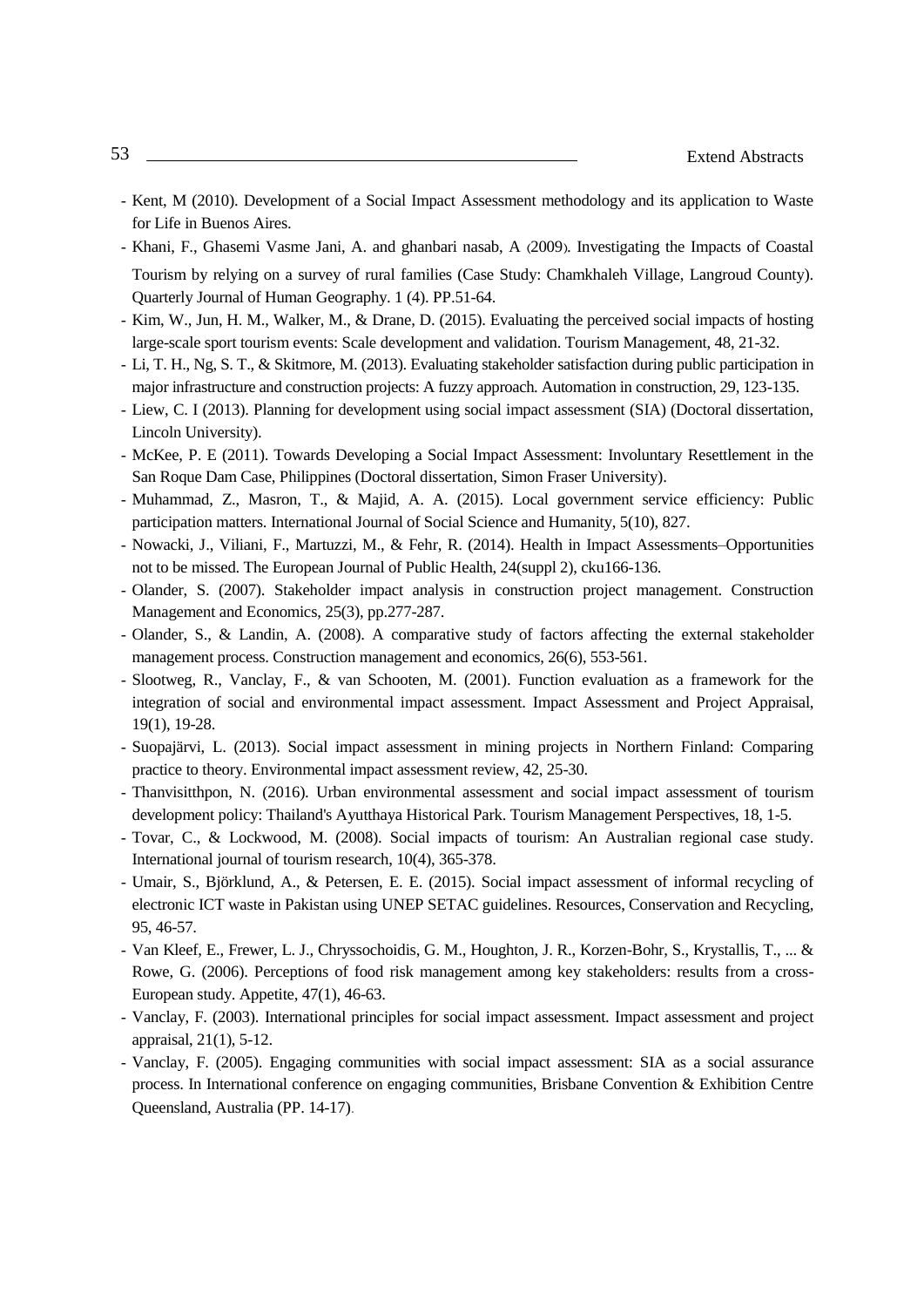- Kent, M (2010). Development of a Social Impact Assessment methodology and its application to Waste for Life in Buenos Aires.
- Khani, F., Ghasemi Vasme Jani, A. and ghanbari nasab, A (2009). Investigating the Impacts of Coastal Tourism by relying on a survey of rural families (Case Study: Chamkhaleh Village, Langroud County). Quarterly Journal of Human Geography. 1 (4). PP.51-64.
- Kim, W., Jun, H. M., Walker, M., & Drane, D. (2015). Evaluating the perceived social impacts of hosting large-scale sport tourism events: Scale development and validation. Tourism Management, 48, 21-32.
- Li, T. H., Ng, S. T., & Skitmore, M. (2013). Evaluating stakeholder satisfaction during public participation in major infrastructure and construction projects: A fuzzy approach. Automation in construction, 29, 123-135.
- Liew, C. I (2013). Planning for development using social impact assessment (SIA) (Doctoral dissertation, Lincoln University).
- McKee, P. E (2011). Towards Developing a Social Impact Assessment: Involuntary Resettlement in the San Roque Dam Case, Philippines (Doctoral dissertation, Simon Fraser University).
- Muhammad, Z., Masron, T., & Majid, A. A. (2015). Local government service efficiency: Public participation matters. International Journal of Social Science and Humanity, 5(10), 827.
- Nowacki, J., Viliani, F., Martuzzi, M., & Fehr, R. (2014). Health in Impact Assessments–Opportunities not to be missed. The European Journal of Public Health, 24(suppl 2), cku166-136.
- Olander, S. (2007). Stakeholder impact analysis in construction project management. Construction Management and Economics, 25(3), pp.277-287.
- Olander, S., & Landin, A. (2008). A comparative study of factors affecting the external stakeholder management process. Construction management and economics, 26(6), 553-561.
- Slootweg, R., Vanclay, F., & van Schooten, M. (2001). Function evaluation as a framework for the integration of social and environmental impact assessment. Impact Assessment and Project Appraisal, 19(1), 19-28.
- Suopajärvi, L. (2013). Social impact assessment in mining projects in Northern Finland: Comparing practice to theory. Environmental impact assessment review, 42, 25-30.
- Thanvisitthpon, N. (2016). Urban environmental assessment and social impact assessment of tourism development policy: Thailand's Ayutthaya Historical Park. Tourism Management Perspectives, 18, 1-5.
- Tovar, C., & Lockwood, M. (2008). Social impacts of tourism: An Australian regional case study. International journal of tourism research, 10(4), 365-378.
- Umair, S., Björklund, A., & Petersen, E. E. (2015). Social impact assessment of informal recycling of electronic ICT waste in Pakistan using UNEP SETAC guidelines. Resources, Conservation and Recycling, 95, 46-57.
- Van Kleef, E., Frewer, L. J., Chryssochoidis, G. M., Houghton, J. R., Korzen-Bohr, S., Krystallis, T., ... & Rowe, G. (2006). Perceptions of food risk management among key stakeholders: results from a cross-European study. Appetite, 47(1), 46-63.
- Vanclay, F. (2003). International principles for social impact assessment. Impact assessment and project appraisal, 21(1), 5-12.
- Vanclay, F. (2005). Engaging communities with social impact assessment: SIA as a social assurance process. In International conference on engaging communities, Brisbane Convention & Exhibition Centre Queensland, Australia (PP. 14-17).